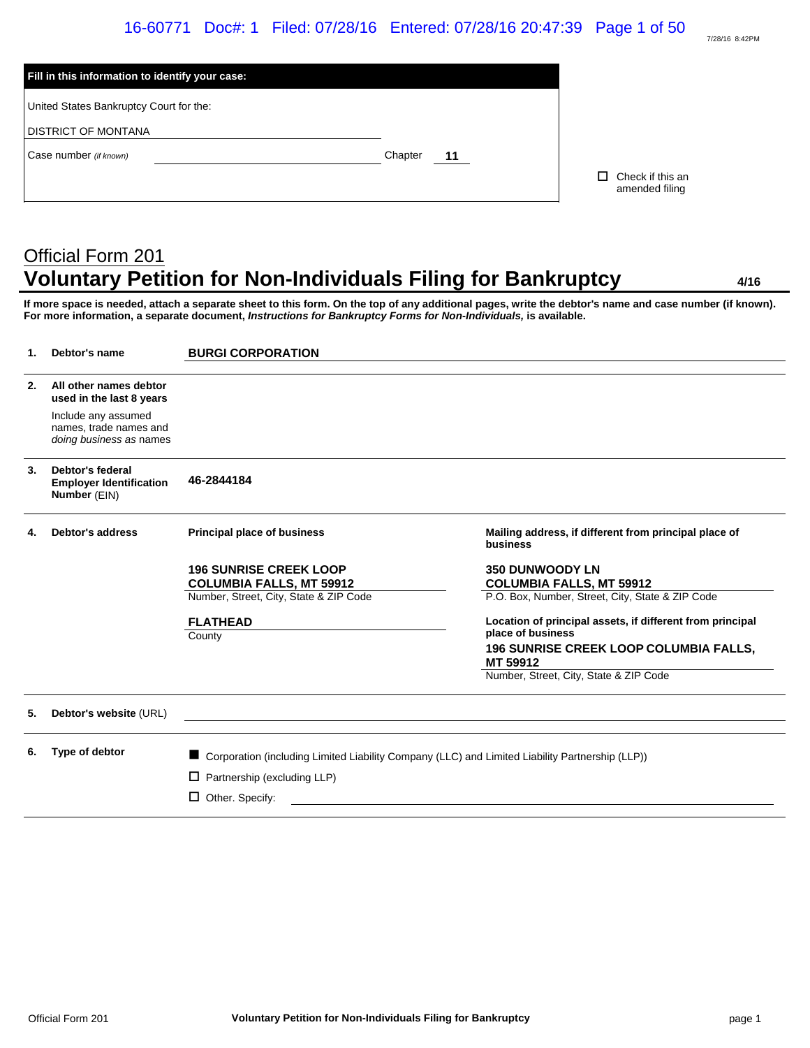**Fill in this information to identify your case:**

United States Bankruptcy Court for the:

DISTRICT OF MONTANA

Case number *(if known)* \_\_\_\_\_\_\_\_\_\_ Chapter **11**

☐ Check if this an amended filing

# Official Form 201
## Voluntary Petition for Non-Individuals Filing for Bankruptcy

**4/16**

**If more space is needed, attach a separate sheet to this form. On the top of any additional pages, write the debtor's name and case number (if known). For more information, a separate document, *Instructions for Bankruptcy Forms for Non-Individuals,* is available.**

| | | | |
|---|---|---|---|
| **1.** | **Debtor's name** | **BURGI CORPORATION** | |
| **2.** | **All other names debtor used in the last 8 years**<br>Include any assumed names, trade names and *doing business as* names | | |
| **3.** | **Debtor's federal Employer Identification Number** (EIN) | **46-2844184** | |
| **4.** | **Debtor's address** | **Principal place of business**<br><br>**196 SUNRISE CREEK LOOP**<br>**COLUMBIA FALLS, MT 59912**<br>Number, Street, City, State & ZIP Code<br><br>**FLATHEAD**<br>County | **Mailing address, if different from principal place of business**<br><br>**350 DUNWOODY LN**<br>**COLUMBIA FALLS, MT 59912**<br>P.O. Box, Number, Street, City, State & ZIP Code<br><br>**Location of principal assets, if different from principal place of business**<br>**196 SUNRISE CREEK LOOP COLUMBIA FALLS, MT 59912**<br>Number, Street, City, State & ZIP Code |
| **5.** | **Debtor's website** (URL) | | |
| **6.** | **Type of debtor** | ■ Corporation (including Limited Liability Company (LLC) and Limited Liability Partnership (LLP))<br>☐ Partnership (excluding LLP)<br>☐ Other. Specify: | |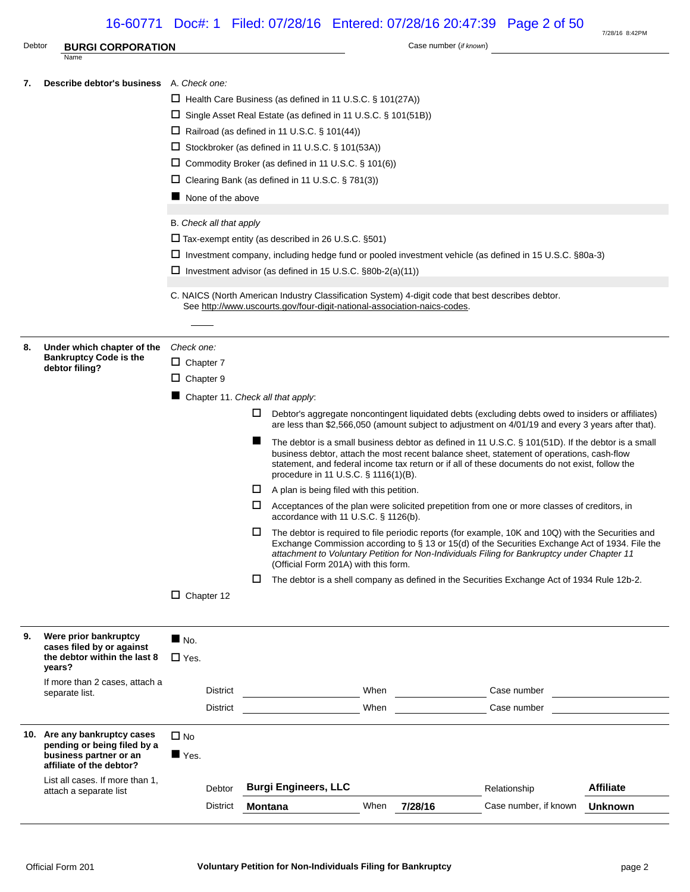Debtor **BURGI CORPORATION** Case number (*if known*)

Name

**7. Describe debtor's business**

A. *Check one:*

- ☐ Health Care Business (as defined in 11 U.S.C. § 101(27A))
- ☐ Single Asset Real Estate (as defined in 11 U.S.C. § 101(51B))
- ☐ Railroad (as defined in 11 U.S.C. § 101(44))
- ☐ Stockbroker (as defined in 11 U.S.C. § 101(53A))
- ☐ Commodity Broker (as defined in 11 U.S.C. § 101(6))
- ☐ Clearing Bank (as defined in 11 U.S.C. § 781(3))
- ■ None of the above

B. *Check all that apply*

- ☐ Tax-exempt entity (as described in 26 U.S.C. §501)
- ☐ Investment company, including hedge fund or pooled investment vehicle (as defined in 15 U.S.C. §80a-3)
- ☐ Investment advisor (as defined in 15 U.S.C. §80b-2(a)(11))

C. NAICS (North American Industry Classification System) 4-digit code that best describes debtor. See http://www.uscourts.gov/four-digit-national-association-naics-codes.

____

**8. Under which chapter of the Bankruptcy Code is the debtor filing?**

*Check one:*

- ☐ Chapter 7
- ☐ Chapter 9
- ■ Chapter 11. *Check all that apply*:
  - ☐ Debtor's aggregate noncontingent liquidated debts (excluding debts owed to insiders or affiliates) are less than $2,566,050 (amount subject to adjustment on 4/01/19 and every 3 years after that).
  - ■ The debtor is a small business debtor as defined in 11 U.S.C. § 101(51D). If the debtor is a small business debtor, attach the most recent balance sheet, statement of operations, cash-flow statement, and federal income tax return or if all of these documents do not exist, follow the procedure in 11 U.S.C. § 1116(1)(B).
  - ☐ A plan is being filed with this petition.
  - ☐ Acceptances of the plan were solicited prepetition from one or more classes of creditors, in accordance with 11 U.S.C. § 1126(b).
  - ☐ The debtor is required to file periodic reports (for example, 10K and 10Q) with the Securities and Exchange Commission according to § 13 or 15(d) of the Securities Exchange Act of 1934. File the *attachment to Voluntary Petition for Non-Individuals Filing for Bankruptcy under Chapter 11* (Official Form 201A) with this form.
  - ☐ The debtor is a shell company as defined in the Securities Exchange Act of 1934 Rule 12b-2.
- ☐ Chapter 12

**9. Were prior bankruptcy cases filed by or against the debtor within the last 8 years?**

If more than 2 cases, attach a separate list.

- ■ No.
- ☐ Yes.

| District | | When | | Case number | |
|---|---|---|---|---|---|
| District | | When | | Case number | |

**10. Are any bankruptcy cases pending or being filed by a business partner or an affiliate of the debtor?**

List all cases. If more than 1, attach a separate list

- ☐ No
- ■ Yes.

| Debtor | **Burgi Engineers, LLC** | | | Relationship | **Affiliate** |
|---|---|---|---|---|---|
| District | **Montana** | When | **7/28/16** | Case number, if known | **Unknown** |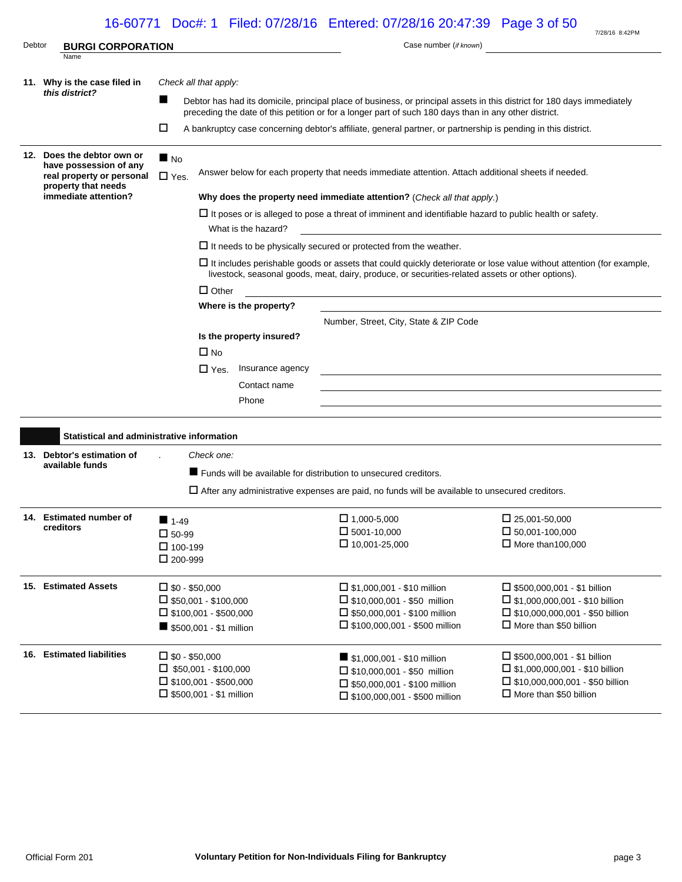Debtor **BURGI CORPORATION** Case number (*if known*)

**11. Why is the case filed in *this district?***

*Check all that apply:*

- ■ Debtor has had its domicile, principal place of business, or principal assets in this district for 180 days immediately preceding the date of this petition or for a longer part of such 180 days than in any other district.
- ☐ A bankruptcy case concerning debtor's affiliate, general partner, or partnership is pending in this district.

**12. Does the debtor own or have possession of any real property or personal property that needs immediate attention?**

- ■ No
- ☐ Yes. Answer below for each property that needs immediate attention. Attach additional sheets if needed.

**Why does the property need immediate attention?** (*Check all that apply.*)

- ☐ It poses or is alleged to pose a threat of imminent and identifiable hazard to public health or safety.
  What is the hazard?
- ☐ It needs to be physically secured or protected from the weather.
- ☐ It includes perishable goods or assets that could quickly deteriorate or lose value without attention (for example, livestock, seasonal goods, meat, dairy, produce, or securities-related assets or other options).
- ☐ Other

**Where is the property?**

Number, Street, City, State & ZIP Code

**Is the property insured?**

- ☐ No
- ☐ Yes. Insurance agency
  Contact name
  Phone

## Statistical and administrative information

**13. Debtor's estimation of available funds**

*Check one:*

- ■ Funds will be available for distribution to unsecured creditors.
- ☐ After any administrative expenses are paid, no funds will be available to unsecured creditors.

**14. Estimated number of creditors**

| | | |
|---|---|---|
| ■ 1-49 | ☐ 1,000-5,000 | ☐ 25,001-50,000 |
| ☐ 50-99 | ☐ 5001-10,000 | ☐ 50,001-100,000 |
| ☐ 100-199 | ☐ 10,001-25,000 | ☐ More than100,000 |
| ☐ 200-999 | | |

**15. Estimated Assets**

| | | |
|---|---|---|
| ☐ $0 - $50,000 | ☐ $1,000,001 - $10 million | ☐ $500,000,001 - $1 billion |
| ☐ $50,001 - $100,000 | ☐ $10,000,001 - $50 million | ☐ $1,000,000,001 - $10 billion |
| ☐ $100,001 - $500,000 | ☐ $50,000,001 - $100 million | ☐ $10,000,000,001 - $50 billion |
| ■ $500,001 - $1 million | ☐ $100,000,001 - $500 million | ☐ More than $50 billion |

**16. Estimated liabilities**

| | | |
|---|---|---|
| ☐ $0 - $50,000 | ■ $1,000,001 - $10 million | ☐ $500,000,001 - $1 billion |
| ☐ $50,001 - $100,000 | ☐ $10,000,001 - $50 million | ☐ $1,000,000,001 - $10 billion |
| ☐ $100,001 - $500,000 | ☐ $50,000,001 - $100 million | ☐ $10,000,000,001 - $50 billion |
| ☐ $500,001 - $1 million | ☐ $100,000,001 - $500 million | ☐ More than $50 billion |

Official Form 201 **Voluntary Petition for Non-Individuals Filing for Bankruptcy**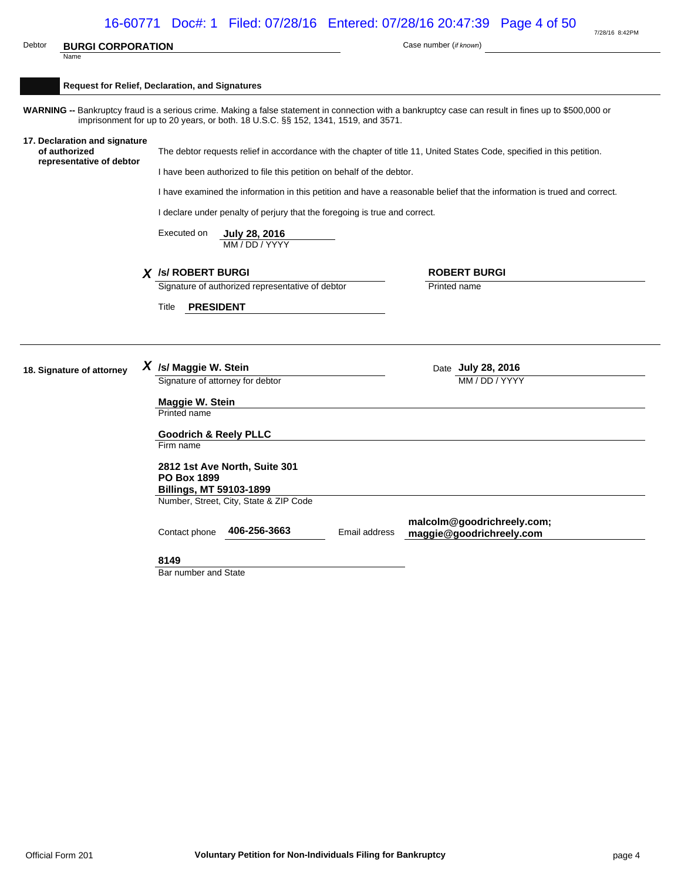Debtor **BURGI CORPORATION**
Name

Case number (*if known*)

## Request for Relief, Declaration, and Signatures

**WARNING --** Bankruptcy fraud is a serious crime. Making a false statement in connection with a bankruptcy case can result in fines up to $500,000 or imprisonment for up to 20 years, or both. 18 U.S.C. §§ 152, 1341, 1519, and 3571.

**17. Declaration and signature of authorized representative of debtor**

The debtor requests relief in accordance with the chapter of title 11, United States Code, specified in this petition.

I have been authorized to file this petition on behalf of the debtor.

I have examined the information in this petition and have a reasonable belief that the information is trued and correct.

I declare under penalty of perjury that the foregoing is true and correct.

Executed on **July 28, 2016**
MM / DD / YYYY

*X* **/s/ ROBERT BURGI**
Signature of authorized representative of debtor

**ROBERT BURGI**
Printed name

Title **PRESIDENT**

**18. Signature of attorney**

*X* **/s/ Maggie W. Stein**
Signature of attorney for debtor

Date **July 28, 2016**
MM / DD / YYYY

**Maggie W. Stein**
Printed name

**Goodrich & Reely PLLC**
Firm name

**2812 1st Ave North, Suite 301**
**PO Box 1899**
**Billings, MT 59103-1899**
Number, Street, City, State & ZIP Code

Contact phone **406-256-3663** Email address **malcolm@goodrichreely.com; maggie@goodrichreely.com**

**8149**
Bar number and State

Official Form 201 **Voluntary Petition for Non-Individuals Filing for Bankruptcy**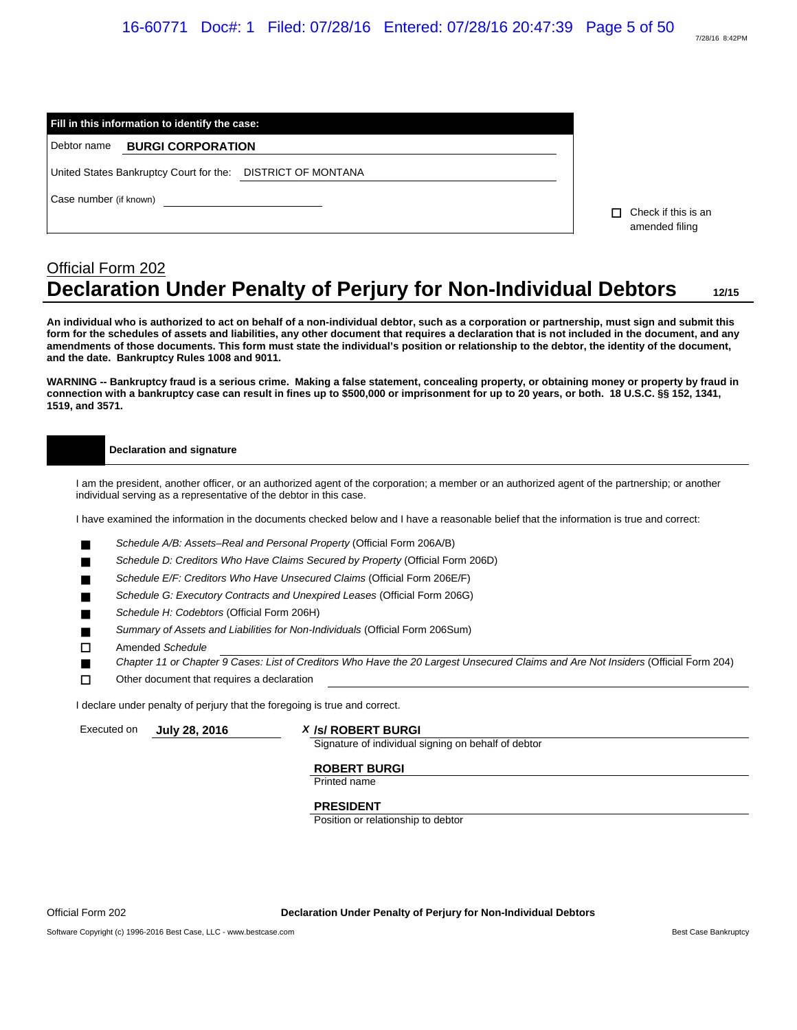**Fill in this information to identify the case:**

Debtor name **BURGI CORPORATION**

United States Bankruptcy Court for the: DISTRICT OF MONTANA

Case number (if known) ____________

☐ Check if this is an amended filing

Official Form 202

# Declaration Under Penalty of Perjury for Non-Individual Debtors

12/15

**An individual who is authorized to act on behalf of a non-individual debtor, such as a corporation or partnership, must sign and submit this form for the schedules of assets and liabilities, any other document that requires a declaration that is not included in the document, and any amendments of those documents. This form must state the individual's position or relationship to the debtor, the identity of the document, and the date. Bankruptcy Rules 1008 and 9011.**

**WARNING -- Bankruptcy fraud is a serious crime. Making a false statement, concealing property, or obtaining money or property by fraud in connection with a bankruptcy case can result in fines up to $500,000 or imprisonment for up to 20 years, or both. 18 U.S.C. §§ 152, 1341, 1519, and 3571.**

## Declaration and signature

I am the president, another officer, or an authorized agent of the corporation; a member or an authorized agent of the partnership; or another individual serving as a representative of the debtor in this case.

I have examined the information in the documents checked below and I have a reasonable belief that the information is true and correct:

- ■ *Schedule A/B: Assets–Real and Personal Property* (Official Form 206A/B)
- ■ *Schedule D: Creditors Who Have Claims Secured by Property* (Official Form 206D)
- ■ *Schedule E/F: Creditors Who Have Unsecured Claims* (Official Form 206E/F)
- ■ *Schedule G: Executory Contracts and Unexpired Leases* (Official Form 206G)
- ■ *Schedule H: Codebtors* (Official Form 206H)
- ■ *Summary of Assets and Liabilities for Non-Individuals* (Official Form 206Sum)
- ☐ Amended *Schedule* ____________
- ■ *Chapter 11 or Chapter 9 Cases: List of Creditors Who Have the 20 Largest Unsecured Claims and Are Not Insiders* (Official Form 204)
- ☐ Other document that requires a declaration ____________

I declare under penalty of perjury that the foregoing is true and correct.

Executed on **July 28, 2016**

*X* **/s/ ROBERT BURGI**
Signature of individual signing on behalf of debtor

**ROBERT BURGI**
Printed name

**PRESIDENT**
Position or relationship to debtor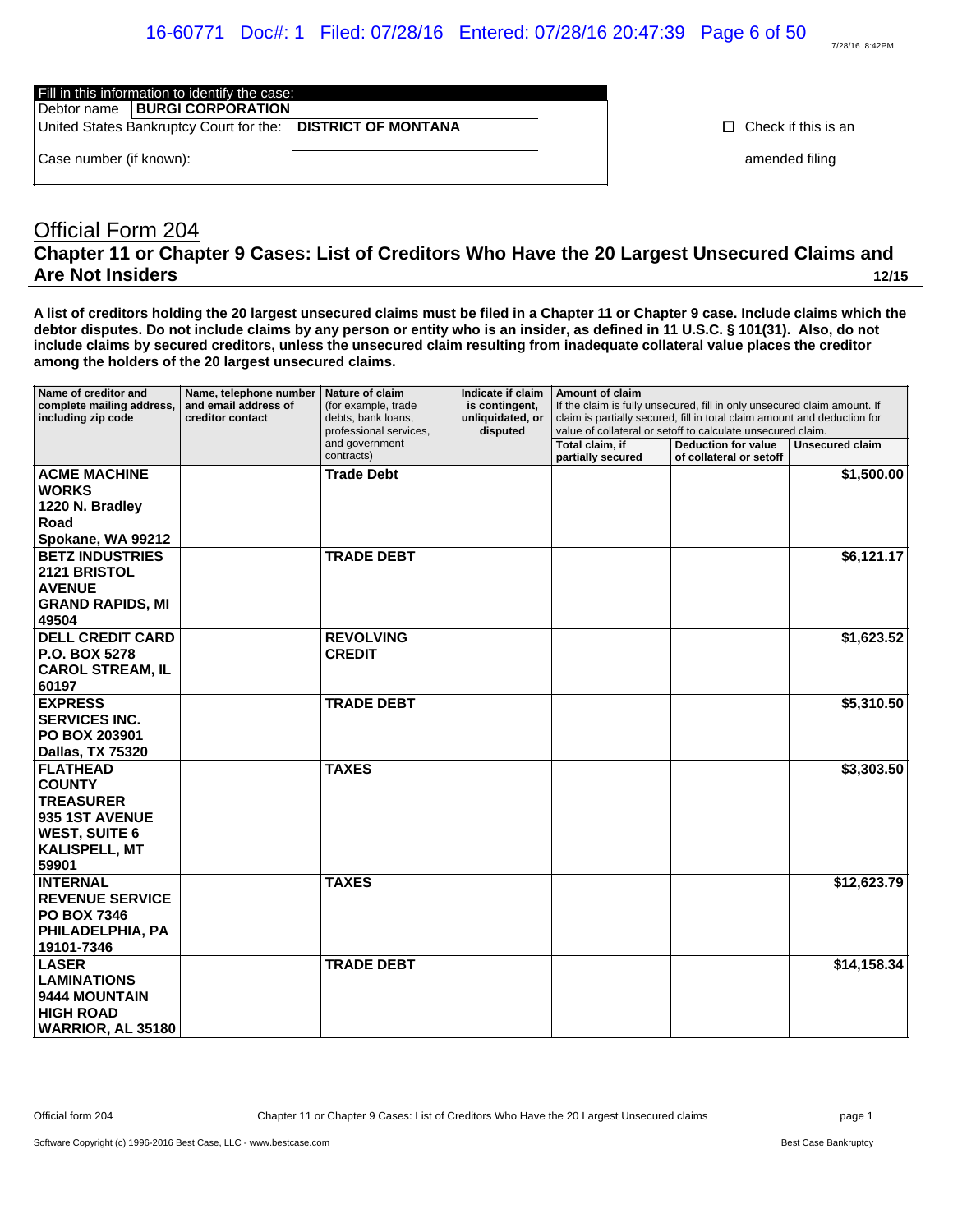| Fill in this information to identify the case: | |
|---|---|
| Debtor name | **BURGI CORPORATION** |
| United States Bankruptcy Court for the: | **DISTRICT OF MONTANA** |
| Case number (if known): | |

☐ Check if this is an amended filing

# Official Form 204

## Chapter 11 or Chapter 9 Cases: List of Creditors Who Have the 20 Largest Unsecured Claims and Are Not Insiders

**12/15**

**A list of creditors holding the 20 largest unsecured claims must be filed in a Chapter 11 or Chapter 9 case. Include claims which the debtor disputes. Do not include claims by any person or entity who is an insider, as defined in 11 U.S.C. § 101(31). Also, do not include claims by secured creditors, unless the unsecured claim resulting from inadequate collateral value places the creditor among the holders of the 20 largest unsecured claims.**

| Name of creditor and complete mailing address, including zip code | Name, telephone number and email address of creditor contact | Nature of claim (for example, trade debts, bank loans, professional services, and government contracts) | Indicate if claim is contingent, unliquidated, or disputed | Amount of claim If the claim is fully unsecured, fill in only unsecured claim amount. If claim is partially secured, fill in total claim amount and deduction for value of collateral or setoff to calculate unsecured claim. | | |
|---|---|---|---|---|---|---|
| | | | | Total claim, if partially secured | Deduction for value of collateral or setoff | Unsecured claim |
| **ACME MACHINE WORKS 1220 N. Bradley Road Spokane, WA 99212** | | **Trade Debt** | | | | **$1,500.00** |
| **BETZ INDUSTRIES 2121 BRISTOL AVENUE GRAND RAPIDS, MI 49504** | | **TRADE DEBT** | | | | **$6,121.17** |
| **DELL CREDIT CARD P.O. BOX 5278 CAROL STREAM, IL 60197** | | **REVOLVING CREDIT** | | | | **$1,623.52** |
| **EXPRESS SERVICES INC. PO BOX 203901 Dallas, TX 75320** | | **TRADE DEBT** | | | | **$5,310.50** |
| **FLATHEAD COUNTY TREASURER 935 1ST AVENUE WEST, SUITE 6 KALISPELL, MT 59901** | | **TAXES** | | | | **$3,303.50** |
| **INTERNAL REVENUE SERVICE PO BOX 7346 PHILADELPHIA, PA 19101-7346** | | **TAXES** | | | | **$12,623.79** |
| **LASER LAMINATIONS 9444 MOUNTAIN HIGH ROAD WARRIOR, AL 35180** | | **TRADE DEBT** | | | | **$14,158.34** |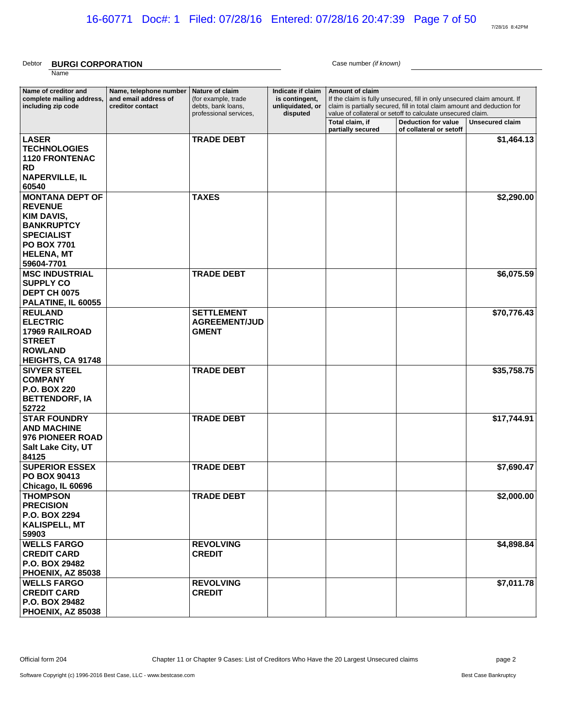Debtor **BURGI CORPORATION** Case number *(if known)*

Name

| Name of creditor and complete mailing address, including zip code | Name, telephone number and email address of creditor contact | Nature of claim (for example, trade debts, bank loans, professional services, | Indicate if claim is contingent, unliquidated, or disputed | Amount of claim If the claim is fully unsecured, fill in only unsecured claim amount. If claim is partially secured, fill in total claim amount and deduction for value of collateral or setoff to calculate unsecured claim. | | |
|---|---|---|---|---|---|---|
| | | | | Total claim, if partially secured | Deduction for value of collateral or setoff | Unsecured claim |
| **LASER TECHNOLOGIES 1120 FRONTENAC RD NAPERVILLE, IL 60540** | | **TRADE DEBT** | | | | **$1,464.13** |
| **MONTANA DEPT OF REVENUE KIM DAVIS, BANKRUPTCY SPECIALIST PO BOX 7701 HELENA, MT 59604-7701** | | **TAXES** | | | | **$2,290.00** |
| **MSC INDUSTRIAL SUPPLY CO DEPT CH 0075 PALATINE, IL 60055** | | **TRADE DEBT** | | | | **$6,075.59** |
| **REULAND ELECTRIC 17969 RAILROAD STREET ROWLAND HEIGHTS, CA 91748** | | **SETTLEMENT AGREEMENT/JUDGMENT** | | | | **$70,776.43** |
| **SIVYER STEEL COMPANY P.O. BOX 220 BETTENDORF, IA 52722** | | **TRADE DEBT** | | | | **$35,758.75** |
| **STAR FOUNDRY AND MACHINE 976 PIONEER ROAD Salt Lake City, UT 84125** | | **TRADE DEBT** | | | | **$17,744.91** |
| **SUPERIOR ESSEX PO BOX 90413 Chicago, IL 60696** | | **TRADE DEBT** | | | | **$7,690.47** |
| **THOMPSON PRECISION P.O. BOX 2294 KALISPELL, MT 59903** | | **TRADE DEBT** | | | | **$2,000.00** |
| **WELLS FARGO CREDIT CARD P.O. BOX 29482 PHOENIX, AZ 85038** | | **REVOLVING CREDIT** | | | | **$4,898.84** |
| **WELLS FARGO CREDIT CARD P.O. BOX 29482 PHOENIX, AZ 85038** | | **REVOLVING CREDIT** | | | | **$7,011.78** |

Official form 204 Chapter 11 or Chapter 9 Cases: List of Creditors Who Have the 20 Largest Unsecured claims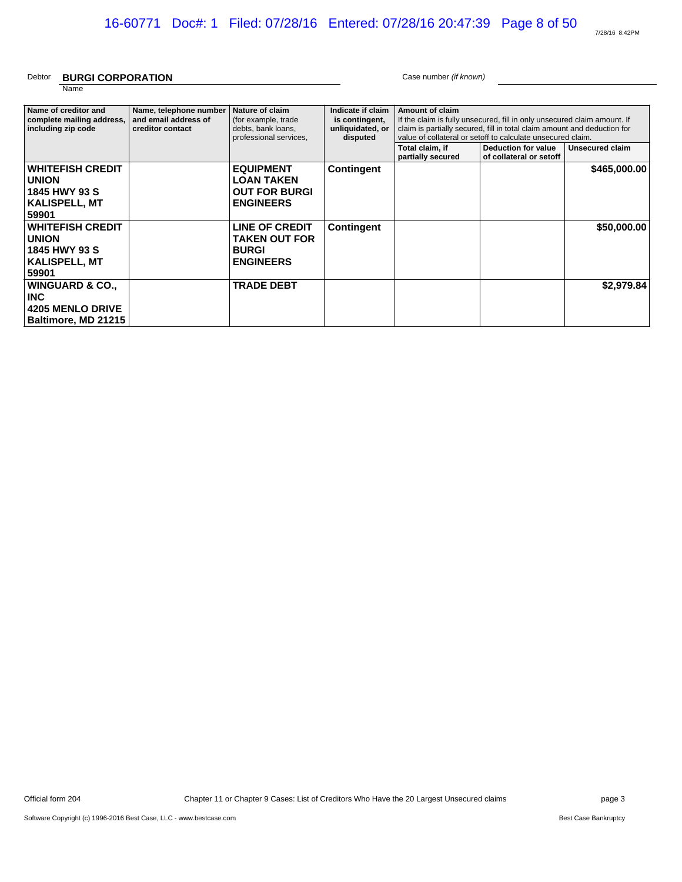Debtor **BURGI CORPORATION**
Name

Case number *(if known)*

| Name of creditor and complete mailing address, including zip code | Name, telephone number and email address of creditor contact | Nature of claim (for example, trade debts, bank loans, professional services, | Indicate if claim is contingent, unliquidated, or disputed | Amount of claim If the claim is fully unsecured, fill in only unsecured claim amount. If claim is partially secured, fill in total claim amount and deduction for value of collateral or setoff to calculate unsecured claim. | | |
|---|---|---|---|---|---|---|
| | | | | Total claim, if partially secured | Deduction for value of collateral or setoff | Unsecured claim |
| **WHITEFISH CREDIT UNION 1845 HWY 93 S KALISPELL, MT 59901** | | **EQUIPMENT LOAN TAKEN OUT FOR BURGI ENGINEERS** | **Contingent** | | | **$465,000.00** |
| **WHITEFISH CREDIT UNION 1845 HWY 93 S KALISPELL, MT 59901** | | **LINE OF CREDIT TAKEN OUT FOR BURGI ENGINEERS** | **Contingent** | | | **$50,000.00** |
| **WINGUARD & CO., INC 4205 MENLO DRIVE Baltimore, MD 21215** | | **TRADE DEBT** | | | | **$2,979.84** |

Official form 204 Chapter 11 or Chapter 9 Cases: List of Creditors Who Have the 20 Largest Unsecured claims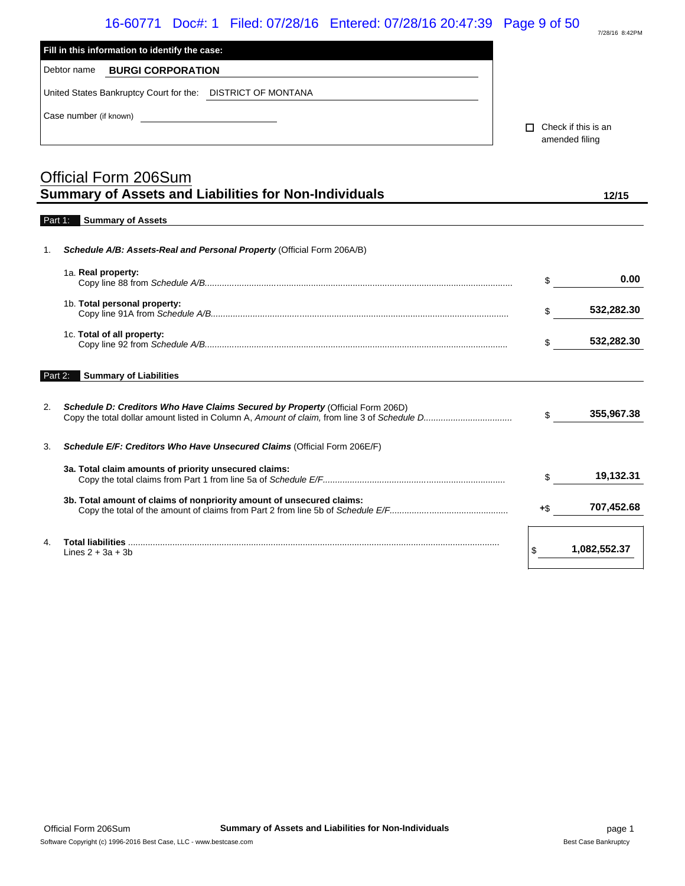**Fill in this information to identify the case:**

Debtor name **BURGI CORPORATION**

United States Bankruptcy Court for the: DISTRICT OF MONTANA

Case number (if known) ____________

☐ Check if this is an amended filing

# Official Form 206Sum
## Summary of Assets and Liabilities for Non-Individuals

**12/15**

**Part 1: Summary of Assets**

1. ***Schedule A/B: Assets-Real and Personal Property*** (Official Form 206A/B)

| | | |
|---|---|---|
| 1a. **Real property:** Copy line 88 from *Schedule A/B* | $ | **0.00** |
| 1b. **Total personal property:** Copy line 91A from *Schedule A/B* | $ | **532,282.30** |
| 1c. **Total of all property:** Copy line 92 from *Schedule A/B* | $ | **532,282.30** |

**Part 2: Summary of Liabilities**

| | | |
|---|---|---|
| 2. ***Schedule D: Creditors Who Have Claims Secured by Property*** (Official Form 206D) Copy the total dollar amount listed in Column A, *Amount of claim,* from line 3 of *Schedule D* | $ | **355,967.38** |
| 3. ***Schedule E/F: Creditors Who Have Unsecured Claims*** (Official Form 206E/F) | | |
| **3a. Total claim amounts of priority unsecured claims:** Copy the total claims from Part 1 from line 5a of *Schedule E/F* | $ | **19,132.31** |
| **3b. Total amount of claims of nonpriority amount of unsecured claims:** Copy the total of the amount of claims from Part 2 from line 5b of *Schedule E/F* | +$ | **707,452.68** |
| 4. **Total liabilities** Lines 2 + 3a + 3b | $ | **1,082,552.37** |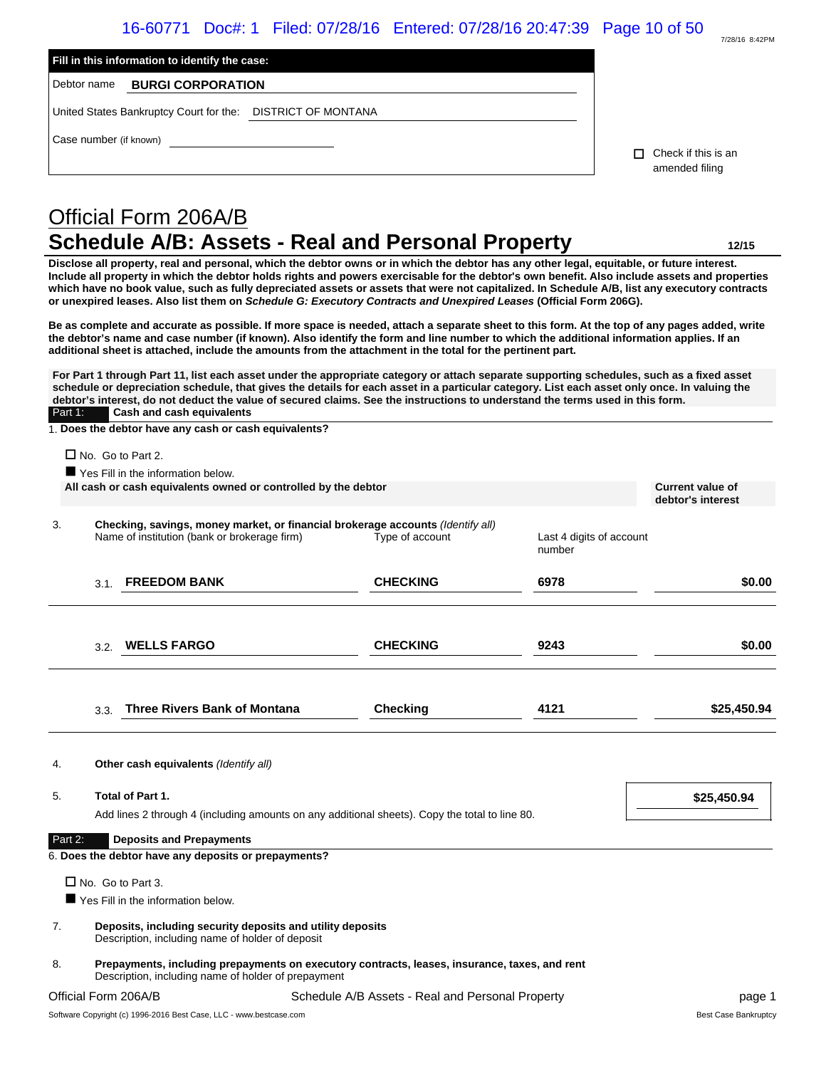**Fill in this information to identify the case:**

Debtor name **BURGI CORPORATION**

United States Bankruptcy Court for the: DISTRICT OF MONTANA

Case number (if known) ____________________

☐ Check if this is an amended filing

# Official Form 206A/B

## Schedule A/B: Assets - Real and Personal Property

**12/15**

**Disclose all property, real and personal, which the debtor owns or in which the debtor has any other legal, equitable, or future interest. Include all property in which the debtor holds rights and powers exercisable for the debtor's own benefit. Also include assets and properties which have no book value, such as fully depreciated assets or assets that were not capitalized. In Schedule A/B, list any executory contracts or unexpired leases. Also list them on *Schedule G: Executory Contracts and Unexpired Leases* (Official Form 206G).**

**Be as complete and accurate as possible. If more space is needed, attach a separate sheet to this form. At the top of any pages added, write the debtor's name and case number (if known). Also identify the form and line number to which the additional information applies. If an additional sheet is attached, include the amounts from the attachment in the total for the pertinent part.**

**For Part 1 through Part 11, list each asset under the appropriate category or attach separate supporting schedules, such as a fixed asset schedule or depreciation schedule, that gives the details for each asset in a particular category. List each asset only once. In valuing the debtor's interest, do not deduct the value of secured claims. See the instructions to understand the terms used in this form.**

### Part 1: Cash and cash equivalents

1. **Does the debtor have any cash or cash equivalents?**

☐ No. Go to Part 2.

■ Yes Fill in the information below.

**All cash or cash equivalents owned or controlled by the debtor** — **Current value of debtor's interest**

3. **Checking, savings, money market, or financial brokerage accounts** *(Identify all)*

| | Name of institution (bank or brokerage firm) | Type of account | Last 4 digits of account number | Current value of debtor's interest |
|---|---|---|---|---|
| 3.1. | **FREEDOM BANK** | **CHECKING** | **6978** | **$0.00** |
| 3.2. | **WELLS FARGO** | **CHECKING** | **9243** | **$0.00** |
| 3.3. | **Three Rivers Bank of Montana** | **Checking** | **4121** | **$25,450.94** |

4. **Other cash equivalents** *(Identify all)*

5. **Total of Part 1.** **$25,450.94**

Add lines 2 through 4 (including amounts on any additional sheets). Copy the total to line 80.

### Part 2: Deposits and Prepayments

6. **Does the debtor have any deposits or prepayments?**

☐ No. Go to Part 3.

■ Yes Fill in the information below.

7. **Deposits, including security deposits and utility deposits**
Description, including name of holder of deposit

8. **Prepayments, including prepayments on executory contracts, leases, insurance, taxes, and rent**
Description, including name of holder of prepayment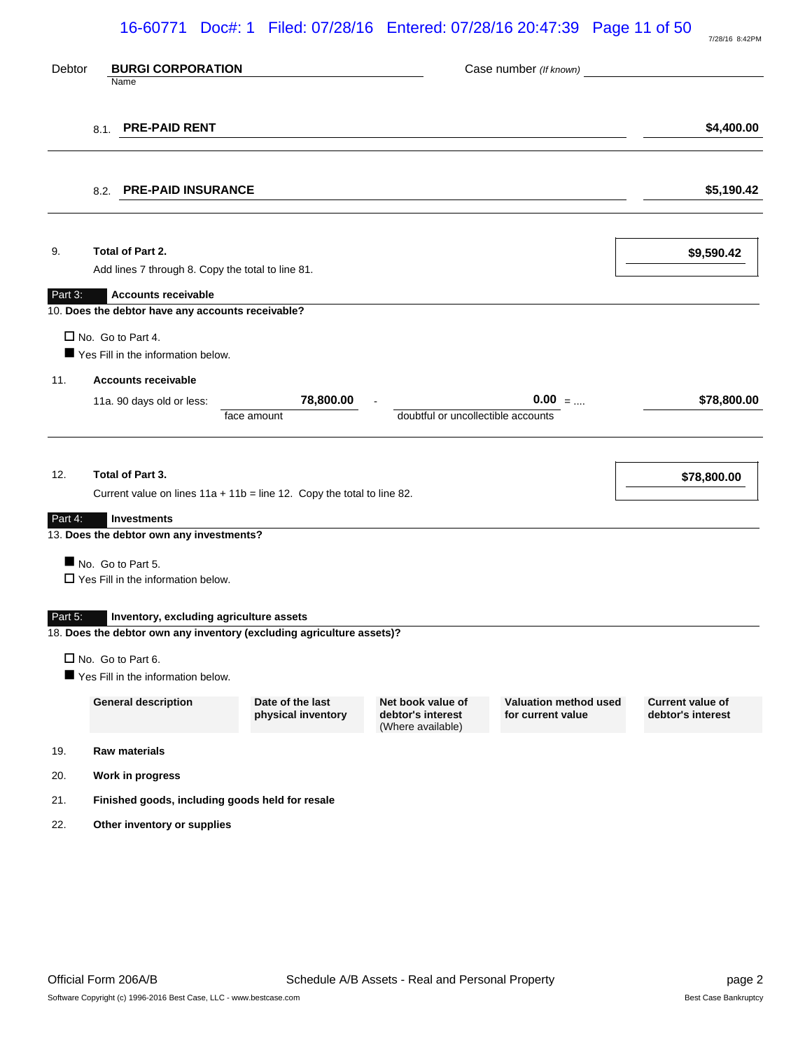Debtor **BURGI CORPORATION** Case number *(If known)*

| | | |
|---|---|---|
| 8.1. | **PRE-PAID RENT** | **$4,400.00** |
| 8.2. | **PRE-PAID INSURANCE** | **$5,190.42** |

9. **Total of Part 2.**
Add lines 7 through 8. Copy the total to line 81. **$9,590.42**

**Part 3: Accounts receivable**

10. **Does the debtor have any accounts receivable?**

☐ No. Go to Part 4.
■ Yes Fill in the information below.

11. **Accounts receivable**

| | face amount | | doubtful or uncollectible accounts | | |
|---|---|---|---|---|---|
| 11a. 90 days old or less: | **78,800.00** | - | **0.00** | = .... | **$78,800.00** |

12. **Total of Part 3.**
Current value on lines 11a + 11b = line 12. Copy the total to line 82. **$78,800.00**

**Part 4: Investments**

13. **Does the debtor own any investments?**

■ No. Go to Part 5.
☐ Yes Fill in the information below.

**Part 5: Inventory, excluding agriculture assets**

18. **Does the debtor own any inventory (excluding agriculture assets)?**

☐ No. Go to Part 6.
■ Yes Fill in the information below.

| | General description | Date of the last physical inventory | Net book value of debtor's interest (Where available) | Valuation method used for current value | Current value of debtor's interest |
|---|---|---|---|---|---|
| 19. | **Raw materials** | | | | |
| 20. | **Work in progress** | | | | |
| 21. | **Finished goods, including goods held for resale** | | | | |
| 22. | **Other inventory or supplies** | | | | |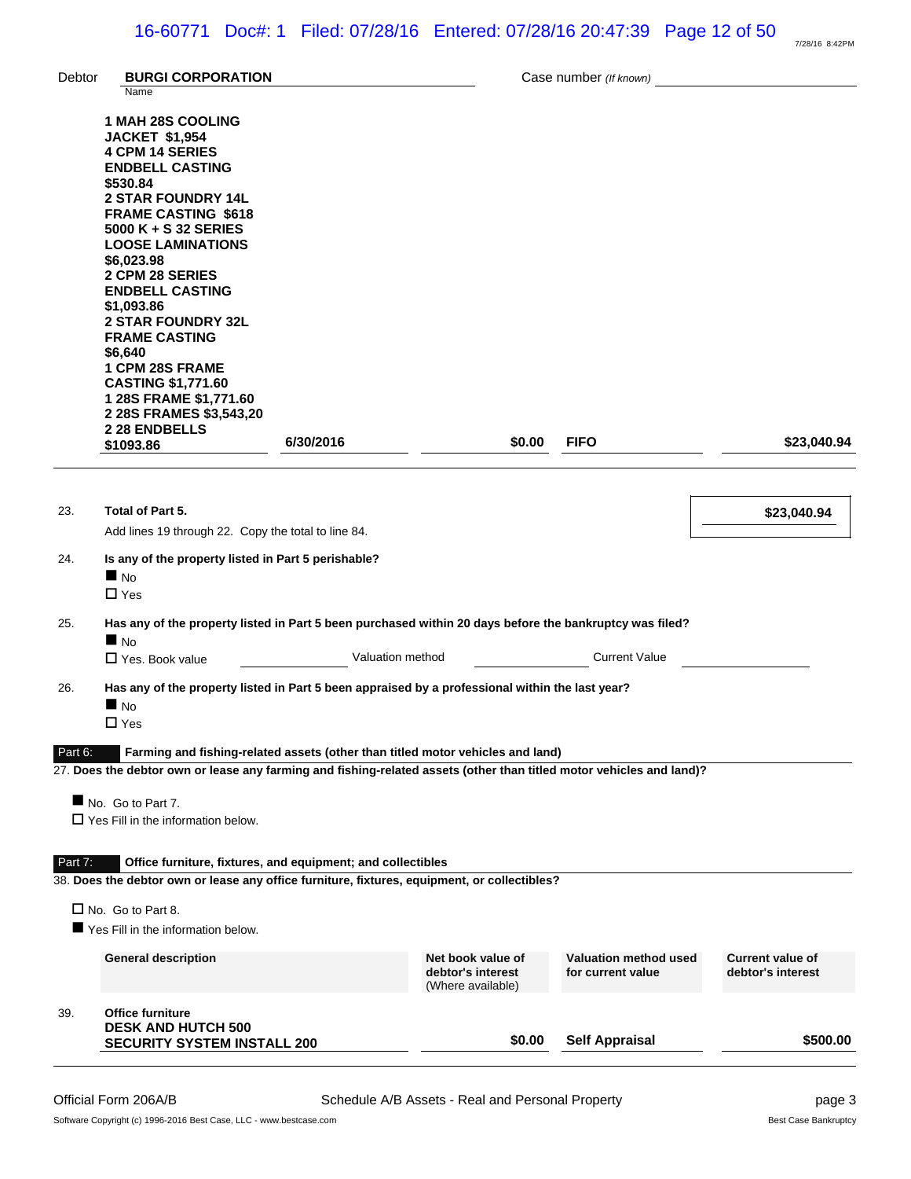Debtor **BURGI CORPORATION** Case number *(If known)*

| | | | | |
|---|---|---|---|---|
| **1 MAH 28S COOLING JACKET $1,954<br>4 CPM 14 SERIES ENDBELL CASTING $530.84<br>2 STAR FOUNDRY 14L FRAME CASTING $618<br>5000 K + S 32 SERIES LOOSE LAMINATIONS $6,023.98<br>2 CPM 28 SERIES ENDBELL CASTING $1,093.86<br>2 STAR FOUNDRY 32L FRAME CASTING $6,640<br>1 CPM 28S FRAME CASTING $1,771.60<br>1 28S FRAME $1,771.60<br>2 28S FRAMES $3,543,20<br>2 28 ENDBELLS $1093.86** | **6/30/2016** | **$0.00** | **FIFO** | **$23,040.94** |

23. **Total of Part 5.** **$23,040.94**
Add lines 19 through 22. Copy the total to line 84.

24. **Is any of the property listed in Part 5 perishable?**
■ No
☐ Yes

25. **Has any of the property listed in Part 5 been purchased within 20 days before the bankruptcy was filed?**
■ No
☐ Yes. Book value ______ Valuation method ______ Current Value ______

26. **Has any of the property listed in Part 5 been appraised by a professional within the last year?**
■ No
☐ Yes

## Part 6: Farming and fishing-related assets (other than titled motor vehicles and land)

27. **Does the debtor own or lease any farming and fishing-related assets (other than titled motor vehicles and land)?**

■ No. Go to Part 7.
☐ Yes Fill in the information below.

## Part 7: Office furniture, fixtures, and equipment; and collectibles

38. **Does the debtor own or lease any office furniture, fixtures, equipment, or collectibles?**

☐ No. Go to Part 8.
■ Yes Fill in the information below.

| | General description | Net book value of debtor's interest (Where available) | Valuation method used for current value | Current value of debtor's interest |
|---|---|---|---|---|
| 39. | **Office furniture**<br>**DESK AND HUTCH 500**<br>**SECURITY SYSTEM INSTALL 200** | **$0.00** | **Self Appraisal** | **$500.00** |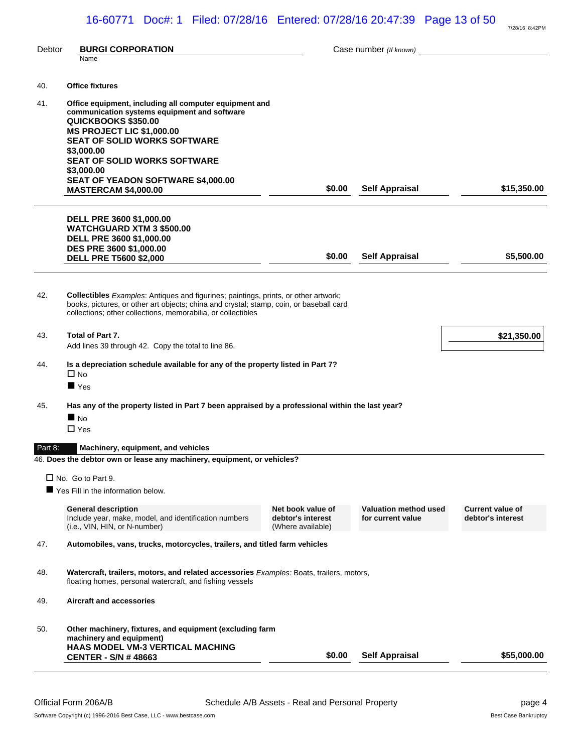Debtor **BURGI CORPORATION** Case number *(If known)*

Name

40. **Office fixtures**

41. **Office equipment, including all computer equipment and communication systems equipment and software**

| Description | Net book value | Valuation method | Current value |
|---|---|---|---|
| **QUICKBOOKS $350.00**<br>**MS PROJECT LIC $1,000.00**<br>**SEAT OF SOLID WORKS SOFTWARE $3,000.00**<br>**SEAT OF SOLID WORKS SOFTWARE $3,000.00**<br>**SEAT OF YEADON SOFTWARE $4,000.00**<br>**MASTERCAM $4,000.00** | **$0.00** | **Self Appraisal** | **$15,350.00** |
| **DELL PRE 3600 $1,000.00**<br>**WATCHGUARD XTM 3 $500.00**<br>**DELL PRE 3600 $1,000.00**<br>**DES PRE 3600 $1,000.00**<br>**DELL PRE T5600 $2,000** | **$0.00** | **Self Appraisal** | **$5,500.00** |

42. **Collectibles** *Examples*: Antiques and figurines; paintings, prints, or other artwork; books, pictures, or other art objects; china and crystal; stamp, coin, or baseball card collections; other collections, memorabilia, or collectibles

43. **Total of Part 7.** **$21,350.00**
Add lines 39 through 42. Copy the total to line 86.

44. **Is a depreciation schedule available for any of the property listed in Part 7?**
- ☐ No
- ■ Yes

45. **Has any of the property listed in Part 7 been appraised by a professional within the last year?**
- ■ No
- ☐ Yes

## Part 8: Machinery, equipment, and vehicles

46. **Does the debtor own or lease any machinery, equipment, or vehicles?**

- ☐ No. Go to Part 9.
- ■ Yes Fill in the information below.

| **General description**<br>Include year, make, model, and identification numbers (i.e., VIN, HIN, or N-number) | **Net book value of debtor's interest**<br>(Where available) | **Valuation method used for current value** | **Current value of debtor's interest** |
|---|---|---|---|
| 47. **Automobiles, vans, trucks, motorcycles, trailers, and titled farm vehicles** | | | |
| 48. **Watercraft, trailers, motors, and related accessories** *Examples:* Boats, trailers, motors, floating homes, personal watercraft, and fishing vessels | | | |
| 49. **Aircraft and accessories** | | | |
| 50. **Other machinery, fixtures, and equipment (excluding farm machinery and equipment)** | | | |
| **HAAS MODEL VM-3 VERTICAL MACHING CENTER - S/N # 48663** | **$0.00** | **Self Appraisal** | **$55,000.00** |

Official Form 206A/B Schedule A/B Assets - Real and Personal Property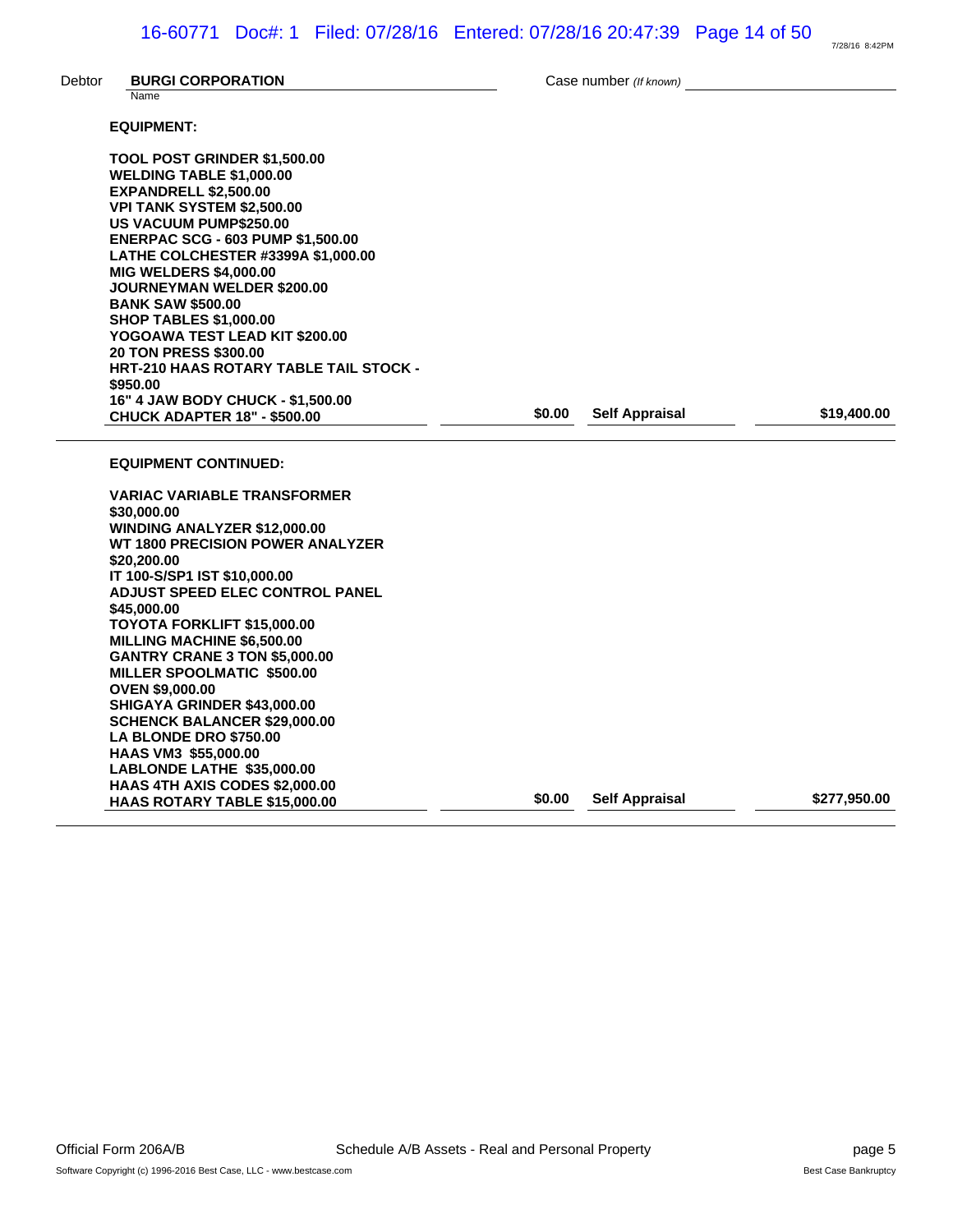Debtor **BURGI CORPORATION** Case number *(If known)*

| Description | Net book value | Valuation method | Current value |
|---|---|---|---|
| **EQUIPMENT:**<br><br>**TOOL POST GRINDER $1,500.00**<br>**WELDING TABLE $1,000.00**<br>**EXPANDRELL $2,500.00**<br>**VPI TANK SYSTEM $2,500.00**<br>**US VACUUM PUMP$250.00**<br>**ENERPAC SCG - 603 PUMP $1,500.00**<br>**LATHE COLCHESTER #3399A $1,000.00**<br>**MIG WELDERS $4,000.00**<br>**JOURNEYMAN WELDER $200.00**<br>**BANK SAW $500.00**<br>**SHOP TABLES $1,000.00**<br>**YOGOAWA TEST LEAD KIT $200.00**<br>**20 TON PRESS $300.00**<br>**HRT-210 HAAS ROTARY TABLE TAIL STOCK - $950.00**<br>**16" 4 JAW BODY CHUCK - $1,500.00**<br>**CHUCK ADAPTER 18" - $500.00** | **$0.00** | **Self Appraisal** | **$19,400.00** |
| **EQUIPMENT CONTINUED:**<br><br>**VARIAC VARIABLE TRANSFORMER $30,000.00**<br>**WINDING ANALYZER $12,000.00**<br>**WT 1800 PRECISION POWER ANALYZER $20,200.00**<br>**IT 100-S/SP1 IST $10,000.00**<br>**ADJUST SPEED ELEC CONTROL PANEL $45,000.00**<br>**TOYOTA FORKLIFT $15,000.00**<br>**MILLING MACHINE $6,500.00**<br>**GANTRY CRANE 3 TON $5,000.00**<br>**MILLER SPOOLMATIC $500.00**<br>**OVEN $9,000.00**<br>**SHIGAYA GRINDER $43,000.00**<br>**SCHENCK BALANCER $29,000.00**<br>**LA BLONDE DRO $750.00**<br>**HAAS VM3 $55,000.00**<br>**LABLONDE LATHE $35,000.00**<br>**HAAS 4TH AXIS CODES $2,000.00**<br>**HAAS ROTARY TABLE $15,000.00** | **$0.00** | **Self Appraisal** | **$277,950.00** |

Official Form 206A/B Schedule A/B Assets - Real and Personal Property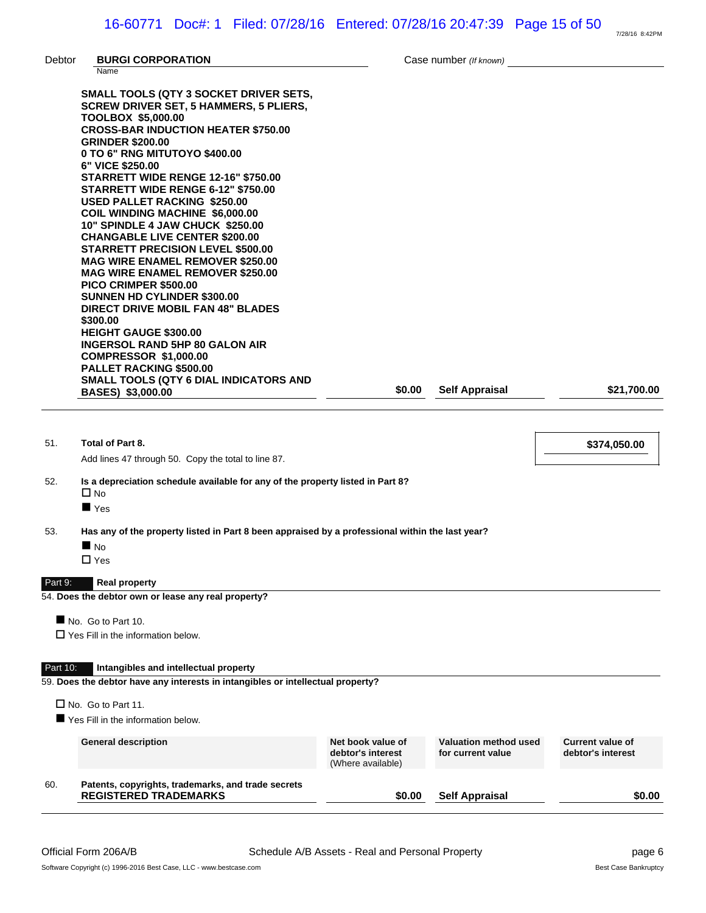Debtor **BURGI CORPORATION** Case number *(If known)*

| General description | Net book value of debtor's interest | Valuation method used for current value | Current value of debtor's interest |
|---|---|---|---|
| **SMALL TOOLS (QTY 3 SOCKET DRIVER SETS, SCREW DRIVER SET, 5 HAMMERS, 5 PLIERS, TOOLBOX $5,000.00<br>CROSS-BAR INDUCTION HEATER $750.00<br>GRINDER $200.00<br>0 TO 6" RNG MITUTOYO $400.00<br>6" VICE $250.00<br>STARRETT WIDE RENGE 12-16" $750.00<br>STARRETT WIDE RENGE 6-12" $750.00<br>USED PALLET RACKING $250.00<br>COIL WINDING MACHINE $6,000.00<br>10" SPINDLE 4 JAW CHUCK $250.00<br>CHANGABLE LIVE CENTER $200.00<br>STARRETT PRECISION LEVEL $500.00<br>MAG WIRE ENAMEL REMOVER $250.00<br>MAG WIRE ENAMEL REMOVER $250.00<br>PICO CRIMPER $500.00<br>SUNNEN HD CYLINDER $300.00<br>DIRECT DRIVE MOBIL FAN 48" BLADES $300.00<br>HEIGHT GAUGE $300.00<br>INGERSOL RAND 5HP 80 GALON AIR COMPRESSOR $1,000.00<br>PALLET RACKING $500.00<br>SMALL TOOLS (QTY 6 DIAL INDICATORS AND BASES) $3,000.00** | **$0.00** | **Self Appraisal** | **$21,700.00** |

51. **Total of Part 8.** **$374,050.00**
Add lines 47 through 50. Copy the total to line 87.

52. **Is a depreciation schedule available for any of the property listed in Part 8?**
☐ No
■ Yes

53. **Has any of the property listed in Part 8 been appraised by a professional within the last year?**
■ No
☐ Yes

## Part 9: Real property

54. **Does the debtor own or lease any real property?**

■ No. Go to Part 10.
☐ Yes Fill in the information below.

## Part 10: Intangibles and intellectual property

59. **Does the debtor have any interests in intangibles or intellectual property?**

☐ No. Go to Part 11.
■ Yes Fill in the information below.

| General description | Net book value of debtor's interest (Where available) | Valuation method used for current value | Current value of debtor's interest |
|---|---|---|---|
| 60. **Patents, copyrights, trademarks, and trade secrets**<br>**REGISTERED TRADEMARKS** | **$0.00** | **Self Appraisal** | **$0.00** |

Official Form 206A/B Schedule A/B Assets - Real and Personal Property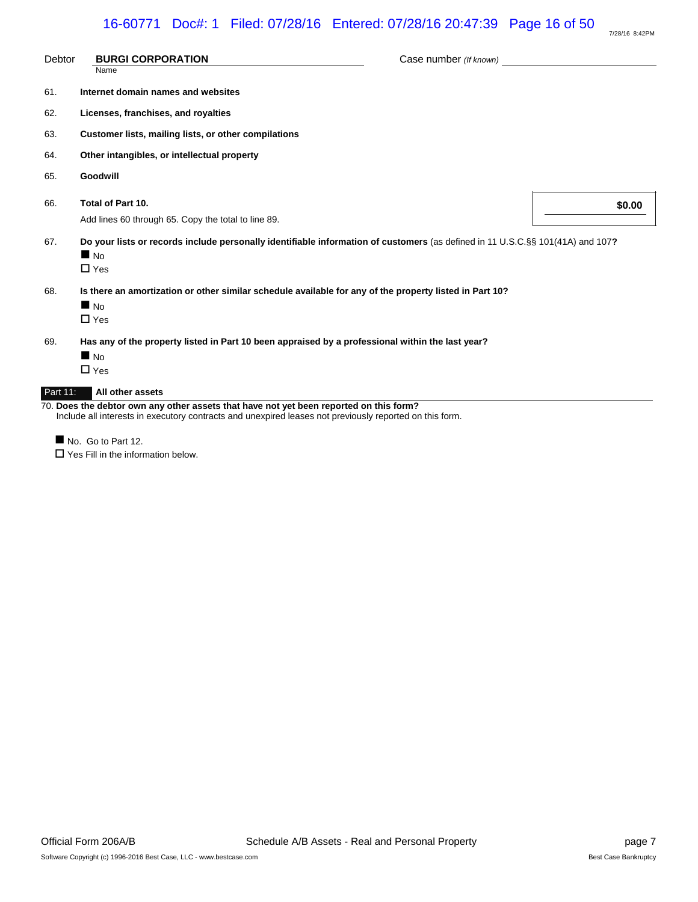Debtor **BURGI CORPORATION** Case number *(If known)*

61. **Internet domain names and websites**

62. **Licenses, franchises, and royalties**

63. **Customer lists, mailing lists, or other compilations**

64. **Other intangibles, or intellectual property**

65. **Goodwill**

66. **Total of Part 10.**
Add lines 60 through 65. Copy the total to line 89. **$0.00**

67. **Do your lists or records include personally identifiable information of customers** (as defined in 11 U.S.C.§§ 101(41A) and 107**?**
- ■ No
- ☐ Yes

68. **Is there an amortization or other similar schedule available for any of the property listed in Part 10?**
- ■ No
- ☐ Yes

69. **Has any of the property listed in Part 10 been appraised by a professional within the last year?**
- ■ No
- ☐ Yes

## Part 11: All other assets

70. **Does the debtor own any other assets that have not yet been reported on this form?**
Include all interests in executory contracts and unexpired leases not previously reported on this form.

- ■ No. Go to Part 12.
- ☐ Yes Fill in the information below.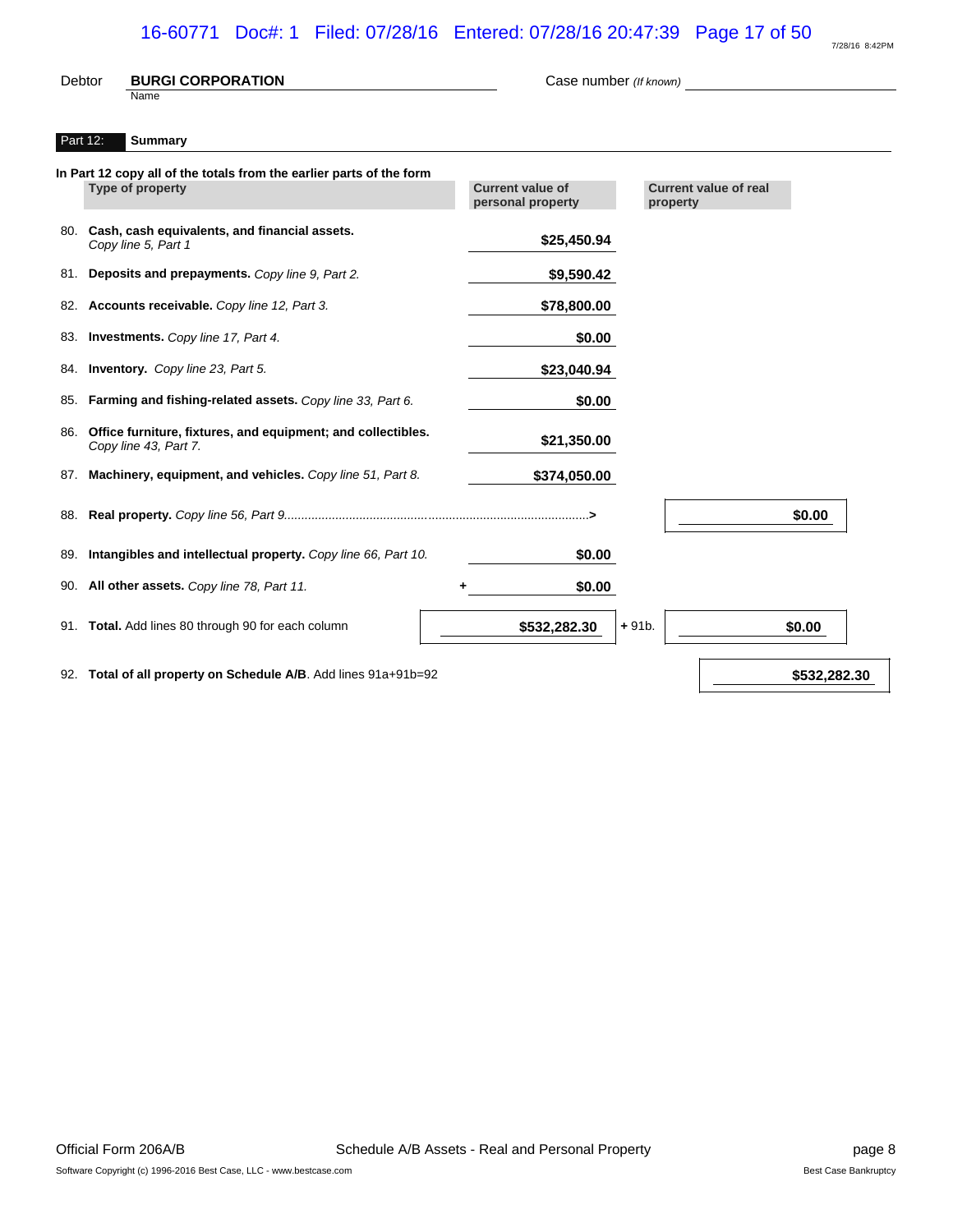Debtor **BURGI CORPORATION** Case number *(If known)*

Name

## Part 12: Summary

**In Part 12 copy all of the totals from the earlier parts of the form**

| | Type of property | Current value of personal property | | Current value of real property |
|---|---|---|---|---|
| 80. | **Cash, cash equivalents, and financial assets.** *Copy line 5, Part 1* | $25,450.94 | | |
| 81. | **Deposits and prepayments.** *Copy line 9, Part 2.* | $9,590.42 | | |
| 82. | **Accounts receivable.** *Copy line 12, Part 3.* | $78,800.00 | | |
| 83. | **Investments.** *Copy line 17, Part 4.* | $0.00 | | |
| 84. | **Inventory.** *Copy line 23, Part 5.* | $23,040.94 | | |
| 85. | **Farming and fishing-related assets.** *Copy line 33, Part 6.* | $0.00 | | |
| 86. | **Office furniture, fixtures, and equipment; and collectibles.** *Copy line 43, Part 7.* | $21,350.00 | | |
| 87. | **Machinery, equipment, and vehicles.** *Copy line 51, Part 8.* | $374,050.00 | | |
| 88. | **Real property.** *Copy line 56, Part 9*.......................................................................................> | | | $0.00 |
| 89. | **Intangibles and intellectual property.** *Copy line 66, Part 10.* | $0.00 | | |
| 90. | **All other assets.** *Copy line 78, Part 11.* | + $0.00 | | |
| 91. | **Total.** Add lines 80 through 90 for each column | $532,282.30 | + 91b. | $0.00 |

| | | |
|---|---|---|
| 92. | **Total of all property on Schedule A/B**. Add lines 91a+91b=92 | $532,282.30 |

Official Form 206A/B Schedule A/B Assets - Real and Personal Property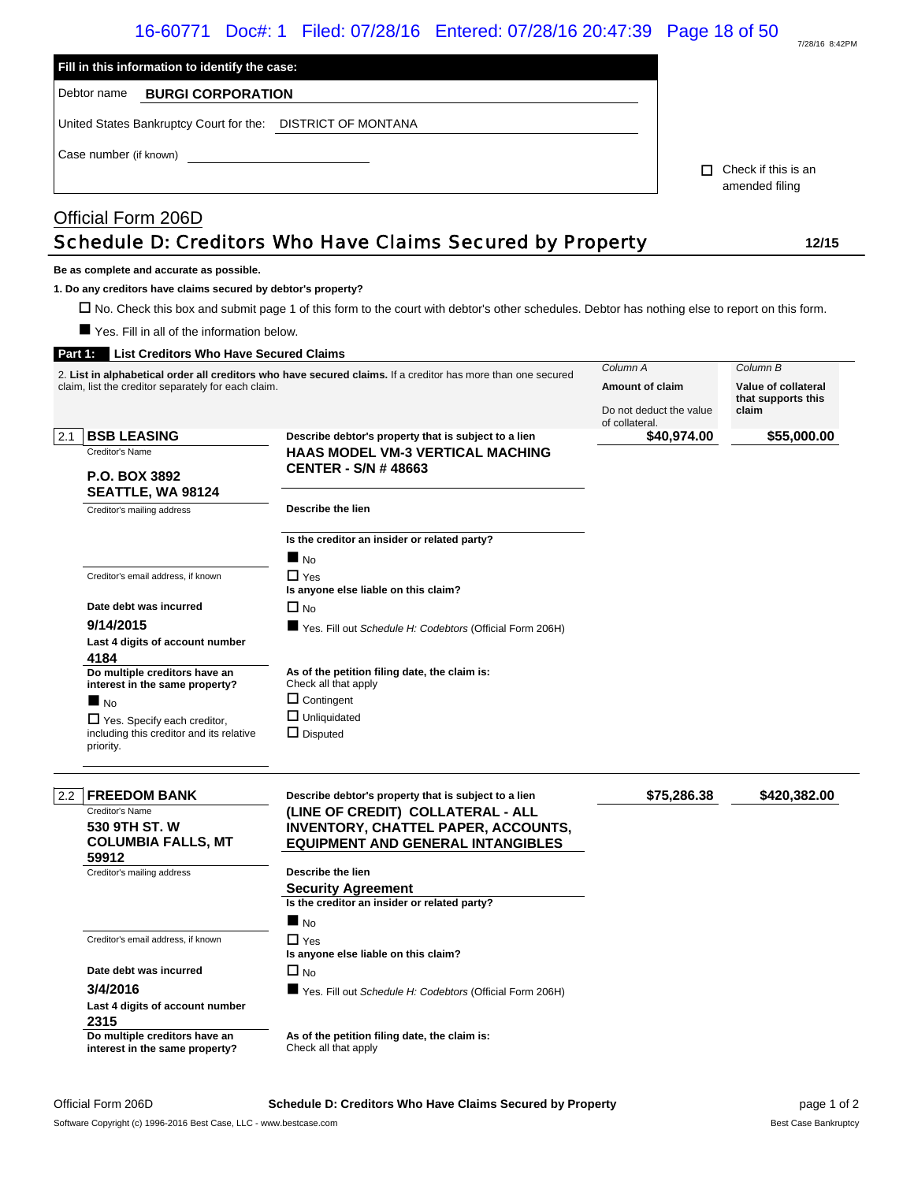**Fill in this information to identify the case:**

Debtor name **BURGI CORPORATION**

United States Bankruptcy Court for the: DISTRICT OF MONTANA

Case number (if known)

☐ Check if this is an amended filing

Official Form 206D

# Schedule D: Creditors Who Have Claims Secured by Property

12/15

**Be as complete and accurate as possible.**

**1. Do any creditors have claims secured by debtor's property?**

☐ No. Check this box and submit page 1 of this form to the court with debtor's other schedules. Debtor has nothing else to report on this form.

■ Yes. Fill in all of the information below.

## Part 1: List Creditors Who Have Secured Claims

2. **List in alphabetical order all creditors who have secured claims.** If a creditor has more than one secured claim, list the creditor separately for each claim.

| | Column A: Amount of claim (Do not deduct the value of collateral.) | Column B: Value of collateral that supports this claim |
|---|---|---|
| 2.1 BSB LEASING | $40,974.00 | $55,000.00 |
| 2.2 FREEDOM BANK | $75,286.38 | $420,382.00 |

### 2.1 BSB LEASING

Creditor's Name

**P.O. BOX 3892**
**SEATTLE, WA 98124**

Creditor's mailing address

Creditor's email address, if known

**Date debt was incurred**
**9/14/2015**

**Last 4 digits of account number**
**4184**

**Do multiple creditors have an interest in the same property?**

■ No

☐ Yes. Specify each creditor, including this creditor and its relative priority.

**Describe debtor's property that is subject to a lien**
**HAAS MODEL VM-3 VERTICAL MACHING CENTER - S/N # 48663**

**Describe the lien**

**Is the creditor an insider or related party?**

■ No

☐ Yes

**Is anyone else liable on this claim?**

☐ No

■ Yes. Fill out *Schedule H: Codebtors* (Official Form 206H)

**As of the petition filing date, the claim is:**
Check all that apply

☐ Contingent

☐ Unliquidated

☐ Disputed

Amount of claim: **$40,974.00** — Value of collateral: **$55,000.00**

### 2.2 FREEDOM BANK

Creditor's Name

**530 9TH ST. W**
**COLUMBIA FALLS, MT 59912**

Creditor's mailing address

Creditor's email address, if known

**Date debt was incurred**
**3/4/2016**

**Last 4 digits of account number**
**2315**

**Do multiple creditors have an interest in the same property?**

**Describe debtor's property that is subject to a lien**
**(LINE OF CREDIT) COLLATERAL - ALL INVENTORY, CHATTEL PAPER, ACCOUNTS, EQUIPMENT AND GENERAL INTANGIBLES**

**Describe the lien**
**Security Agreement**

**Is the creditor an insider or related party?**

■ No

☐ Yes

**Is anyone else liable on this claim?**

☐ No

■ Yes. Fill out *Schedule H: Codebtors* (Official Form 206H)

**As of the petition filing date, the claim is:**
Check all that apply

Amount of claim: **$75,286.38** — Value of collateral: **$420,382.00**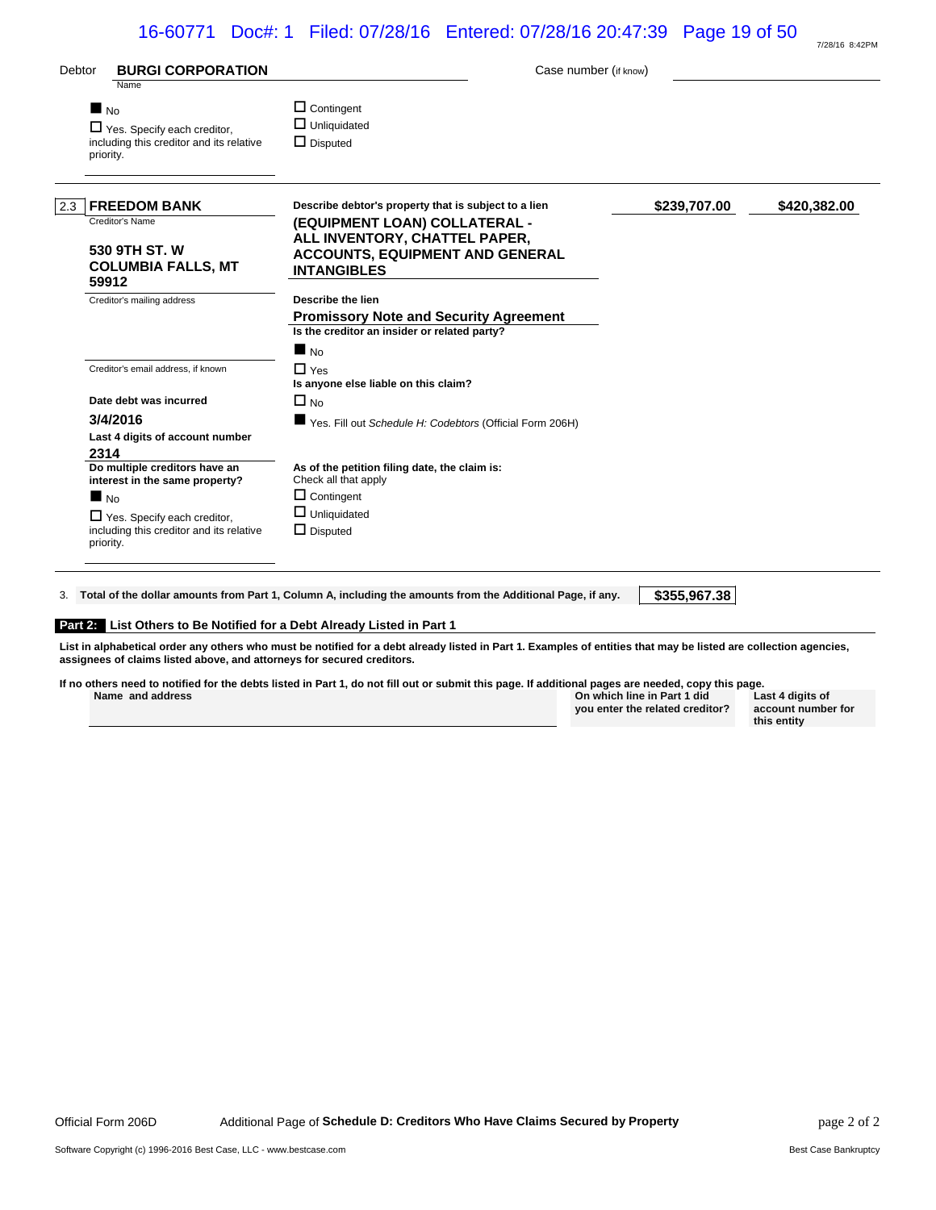Debtor **BURGI CORPORATION** Case number (if know)

■ No
☐ Yes. Specify each creditor, including this creditor and its relative priority.

☐ Contingent
☐ Unliquidated
☐ Disputed

---

**2.3 FREEDOM BANK**
Creditor's Name

**530 9TH ST. W**
**COLUMBIA FALLS, MT 59912**
Creditor's mailing address

Creditor's email address, if known

**Date debt was incurred**
**3/4/2016**

**Last 4 digits of account number**
**2314**

**Do multiple creditors have an interest in the same property?**
■ No
☐ Yes. Specify each creditor, including this creditor and its relative priority.

**Describe debtor's property that is subject to a lien**
**(EQUIPMENT LOAN) COLLATERAL - ALL INVENTORY, CHATTEL PAPER, ACCOUNTS, EQUIPMENT AND GENERAL INTANGIBLES**

**$239,707.00** **$420,382.00**

**Describe the lien**
**Promissory Note and Security Agreement**

**Is the creditor an insider or related party?**
■ No
☐ Yes

**Is anyone else liable on this claim?**
☐ No
■ Yes. Fill out *Schedule H: Codebtors* (Official Form 206H)

**As of the petition filing date, the claim is:**
Check all that apply
☐ Contingent
☐ Unliquidated
☐ Disputed

---

3. **Total of the dollar amounts from Part 1, Column A, including the amounts from the Additional Page, if any.** **$355,967.38**

## Part 2: List Others to Be Notified for a Debt Already Listed in Part 1

**List in alphabetical order any others who must be notified for a debt already listed in Part 1. Examples of entities that may be listed are collection agencies, assignees of claims listed above, and attorneys for secured creditors.**

**If no others need to notified for the debts listed in Part 1, do not fill out or submit this page. If additional pages are needed, copy this page.**

| Name and address | On which line in Part 1 did you enter the related creditor? | Last 4 digits of account number for this entity |
| --- | --- | --- |

Official Form 206D Additional Page of **Schedule D: Creditors Who Have Claims Secured by Property**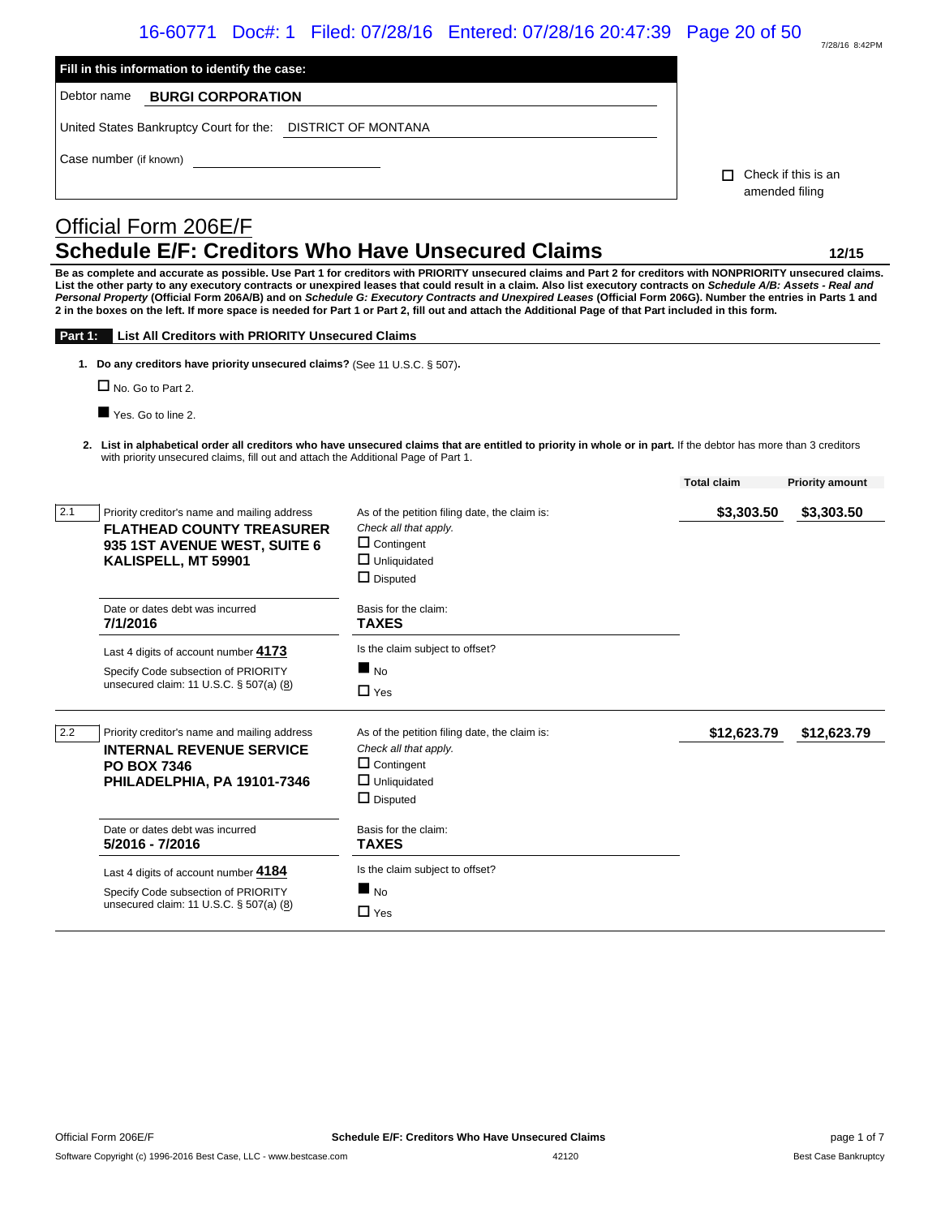**Fill in this information to identify the case:**

Debtor name **BURGI CORPORATION**

United States Bankruptcy Court for the: DISTRICT OF MONTANA

Case number (if known) ____________________

☐ Check if this is an amended filing

# Official Form 206E/F

## Schedule E/F: Creditors Who Have Unsecured Claims

**12/15**

**Be as complete and accurate as possible. Use Part 1 for creditors with PRIORITY unsecured claims and Part 2 for creditors with NONPRIORITY unsecured claims. List the other party to any executory contracts or unexpired leases that could result in a claim. Also list executory contracts on *Schedule A/B: Assets - Real and Personal Property* (Official Form 206A/B) and on *Schedule G: Executory Contracts and Unexpired Leases* (Official Form 206G). Number the entries in Parts 1 and 2 in the boxes on the left. If more space is needed for Part 1 or Part 2, fill out and attach the Additional Page of that Part included in this form.**

### Part 1: List All Creditors with PRIORITY Unsecured Claims

1. **Do any creditors have priority unsecured claims?** (See 11 U.S.C. § 507).

   ☐ No. Go to Part 2.

   ■ Yes. Go to line 2.

2. **List in alphabetical order all creditors who have unsecured claims that are entitled to priority in whole or in part.** If the debtor has more than 3 creditors with priority unsecured claims, fill out and attach the Additional Page of Part 1.

| | Priority creditor's name and mailing address | As of the petition filing date, the claim is: | Total claim | Priority amount |
|---|---|---|---|---|
| 2.1 | **FLATHEAD COUNTY TREASURER**<br>**935 1ST AVENUE WEST, SUITE 6**<br>**KALISPELL, MT 59901** | *Check all that apply.*<br>☐ Contingent<br>☐ Unliquidated<br>☐ Disputed | **$3,303.50** | **$3,303.50** |
| | Date or dates debt was incurred<br>**7/1/2016** | Basis for the claim:<br>**TAXES** | | |
| | Last 4 digits of account number **4173**<br>Specify Code subsection of PRIORITY unsecured claim: 11 U.S.C. § 507(a) (8) | Is the claim subject to offset?<br>■ No<br>☐ Yes | | |
| 2.2 | **INTERNAL REVENUE SERVICE**<br>**PO BOX 7346**<br>**PHILADELPHIA, PA 19101-7346** | *Check all that apply.*<br>☐ Contingent<br>☐ Unliquidated<br>☐ Disputed | **$12,623.79** | **$12,623.79** |
| | Date or dates debt was incurred<br>**5/2016 - 7/2016** | Basis for the claim:<br>**TAXES** | | |
| | Last 4 digits of account number **4184**<br>Specify Code subsection of PRIORITY unsecured claim: 11 U.S.C. § 507(a) (8) | Is the claim subject to offset?<br>■ No<br>☐ Yes | | |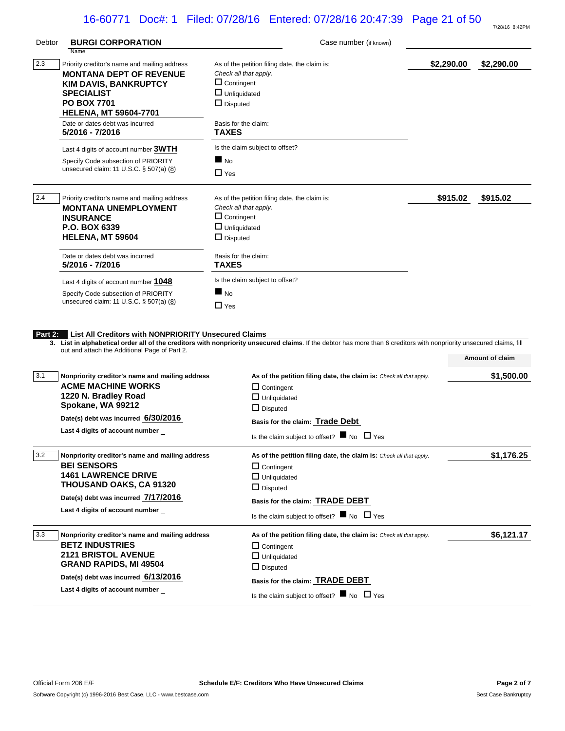Debtor **BURGI CORPORATION** Case number (if known)

Name

**2.3** Priority creditor's name and mailing address
**MONTANA DEPT OF REVENUE**
**KIM DAVIS, BANKRUPTCY SPECIALIST**
**PO BOX 7701**
**HELENA, MT 59604-7701**

As of the petition filing date, the claim is: *Check all that apply.*
☐ Contingent
☐ Unliquidated
☐ Disputed

**$2,290.00** **$2,290.00**

Date or dates debt was incurred
**5/2016 - 7/2016**

Basis for the claim:
**TAXES**

Last 4 digits of account number **3WTH**

Specify Code subsection of PRIORITY unsecured claim: 11 U.S.C. § 507(a) (8)

Is the claim subject to offset?
■ No
☐ Yes

**2.4** Priority creditor's name and mailing address
**MONTANA UNEMPLOYMENT INSURANCE**
**P.O. BOX 6339**
**HELENA, MT 59604**

As of the petition filing date, the claim is: *Check all that apply.*
☐ Contingent
☐ Unliquidated
☐ Disputed

**$915.02** **$915.02**

Date or dates debt was incurred
**5/2016 - 7/2016**

Basis for the claim:
**TAXES**

Last 4 digits of account number **1048**

Specify Code subsection of PRIORITY unsecured claim: 11 U.S.C. § 507(a) (8)

Is the claim subject to offset?
■ No
☐ Yes

## Part 2: List All Creditors with NONPRIORITY Unsecured Claims

**3. List in alphabetical order all of the creditors with nonpriority unsecured claims**. If the debtor has more than 6 creditors with nonpriority unsecured claims, fill out and attach the Additional Page of Part 2.

**Amount of claim**

**3.1** **Nonpriority creditor's name and mailing address**
**ACME MACHINE WORKS**
**1220 N. Bradley Road**
**Spokane, WA 99212**

**As of the petition filing date, the claim is:** *Check all that apply.*
☐ Contingent
☐ Unliquidated
☐ Disputed

**$1,500.00**

**Date(s) debt was incurred** **6/30/2016**

**Basis for the claim:** **Trade Debt**

**Last 4 digits of account number** _

Is the claim subject to offset? ■ No ☐ Yes

**3.2** **Nonpriority creditor's name and mailing address**
**BEI SENSORS**
**1461 LAWRENCE DRIVE**
**THOUSAND OAKS, CA 91320**

**As of the petition filing date, the claim is:** *Check all that apply.*
☐ Contingent
☐ Unliquidated
☐ Disputed

**$1,176.25**

**Date(s) debt was incurred** **7/17/2016**

**Basis for the claim:** **TRADE DEBT**

**Last 4 digits of account number** _

Is the claim subject to offset? ■ No ☐ Yes

**3.3** **Nonpriority creditor's name and mailing address**
**BETZ INDUSTRIES**
**2121 BRISTOL AVENUE**
**GRAND RAPIDS, MI 49504**

**As of the petition filing date, the claim is:** *Check all that apply.*
☐ Contingent
☐ Unliquidated
☐ Disputed

**$6,121.17**

**Date(s) debt was incurred** **6/13/2016**

**Basis for the claim:** **TRADE DEBT**

**Last 4 digits of account number** _

Is the claim subject to offset? ■ No ☐ Yes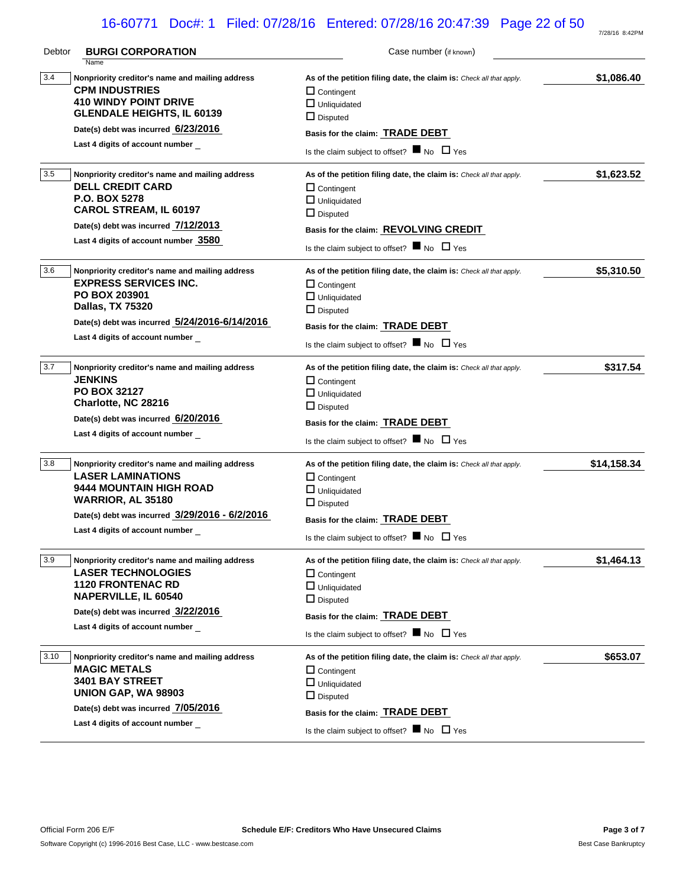Debtor **BURGI CORPORATION** Case number (if known)

Name

**3.4** **Nonpriority creditor's name and mailing address**
**CPM INDUSTRIES**
**410 WINDY POINT DRIVE**
**GLENDALE HEIGHTS, IL 60139**
Date(s) debt was incurred **6/23/2016**
Last 4 digits of account number _

As of the petition filing date, the claim is: *Check all that apply.* **$1,086.40**
☐ Contingent
☐ Unliquidated
☐ Disputed
Basis for the claim: **TRADE DEBT**
Is the claim subject to offset? ■ No ☐ Yes

---

**3.5** **Nonpriority creditor's name and mailing address**
**DELL CREDIT CARD**
**P.O. BOX 5278**
**CAROL STREAM, IL 60197**
Date(s) debt was incurred **7/12/2013**
Last 4 digits of account number **3580**

As of the petition filing date, the claim is: *Check all that apply.* **$1,623.52**
☐ Contingent
☐ Unliquidated
☐ Disputed
Basis for the claim: **REVOLVING CREDIT**
Is the claim subject to offset? ■ No ☐ Yes

---

**3.6** **Nonpriority creditor's name and mailing address**
**EXPRESS SERVICES INC.**
**PO BOX 203901**
**Dallas, TX 75320**
Date(s) debt was incurred **5/24/2016-6/14/2016**
Last 4 digits of account number _

As of the petition filing date, the claim is: *Check all that apply.* **$5,310.50**
☐ Contingent
☐ Unliquidated
☐ Disputed
Basis for the claim: **TRADE DEBT**
Is the claim subject to offset? ■ No ☐ Yes

---

**3.7** **Nonpriority creditor's name and mailing address**
**JENKINS**
**PO BOX 32127**
**Charlotte, NC 28216**
Date(s) debt was incurred **6/20/2016**
Last 4 digits of account number _

As of the petition filing date, the claim is: *Check all that apply.* **$317.54**
☐ Contingent
☐ Unliquidated
☐ Disputed
Basis for the claim: **TRADE DEBT**
Is the claim subject to offset? ■ No ☐ Yes

---

**3.8** **Nonpriority creditor's name and mailing address**
**LASER LAMINATIONS**
**9444 MOUNTAIN HIGH ROAD**
**WARRIOR, AL 35180**
Date(s) debt was incurred **3/29/2016 - 6/2/2016**
Last 4 digits of account number _

As of the petition filing date, the claim is: *Check all that apply.* **$14,158.34**
☐ Contingent
☐ Unliquidated
☐ Disputed
Basis for the claim: **TRADE DEBT**
Is the claim subject to offset? ■ No ☐ Yes

---

**3.9** **Nonpriority creditor's name and mailing address**
**LASER TECHNOLOGIES**
**1120 FRONTENAC RD**
**NAPERVILLE, IL 60540**
Date(s) debt was incurred **3/22/2016**
Last 4 digits of account number _

As of the petition filing date, the claim is: *Check all that apply.* **$1,464.13**
☐ Contingent
☐ Unliquidated
☐ Disputed
Basis for the claim: **TRADE DEBT**
Is the claim subject to offset? ■ No ☐ Yes

---

**3.10** **Nonpriority creditor's name and mailing address**
**MAGIC METALS**
**3401 BAY STREET**
**UNION GAP, WA 98903**
Date(s) debt was incurred **7/05/2016**
Last 4 digits of account number _

As of the petition filing date, the claim is: *Check all that apply.* **$653.07**
☐ Contingent
☐ Unliquidated
☐ Disputed
Basis for the claim: **TRADE DEBT**
Is the claim subject to offset? ■ No ☐ Yes

---

Official Form 206 E/F **Schedule E/F: Creditors Who Have Unsecured Claims** **Page 3 of 7**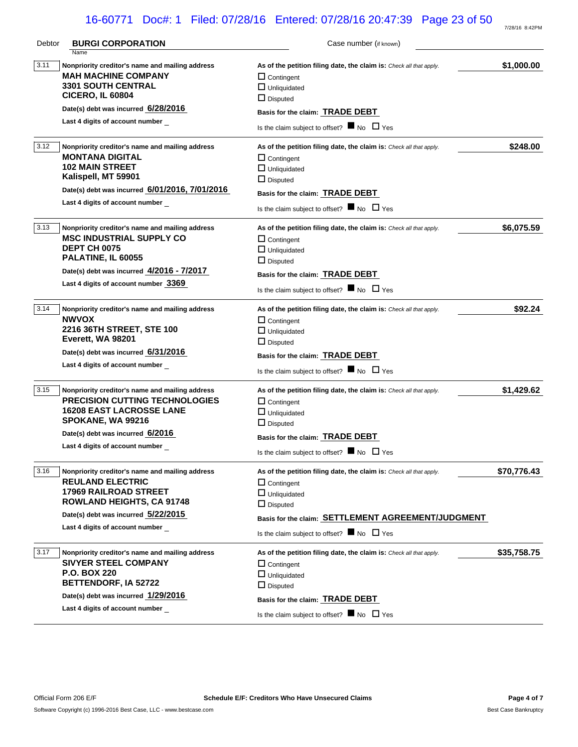Debtor **BURGI CORPORATION** Case number (if known)

| | Nonpriority creditor's name and mailing address | As of the petition filing date, the claim is: | Amount |
|---|---|---|---|
| 3.11 | **MAH MACHINE COMPANY**<br>**3301 SOUTH CENTRAL**<br>**CICERO, IL 60804**<br>Date(s) debt was incurred **6/28/2016**<br>Last 4 digits of account number _ | ☐ Contingent<br>☐ Unliquidated<br>☐ Disputed<br>Basis for the claim: **TRADE DEBT**<br>Is the claim subject to offset? ■ No ☐ Yes | **$1,000.00** |
| 3.12 | **MONTANA DIGITAL**<br>**102 MAIN STREET**<br>**Kalispell, MT 59901**<br>Date(s) debt was incurred **6/01/2016, 7/01/2016**<br>Last 4 digits of account number _ | ☐ Contingent<br>☐ Unliquidated<br>☐ Disputed<br>Basis for the claim: **TRADE DEBT**<br>Is the claim subject to offset? ■ No ☐ Yes | **$248.00** |
| 3.13 | **MSC INDUSTRIAL SUPPLY CO**<br>**DEPT CH 0075**<br>**PALATINE, IL 60055**<br>Date(s) debt was incurred **4/2016 - 7/2017**<br>Last 4 digits of account number **3369** | ☐ Contingent<br>☐ Unliquidated<br>☐ Disputed<br>Basis for the claim: **TRADE DEBT**<br>Is the claim subject to offset? ■ No ☐ Yes | **$6,075.59** |
| 3.14 | **NWVOX**<br>**2216 36TH STREET, STE 100**<br>**Everett, WA 98201**<br>Date(s) debt was incurred **6/31/2016**<br>Last 4 digits of account number _ | ☐ Contingent<br>☐ Unliquidated<br>☐ Disputed<br>Basis for the claim: **TRADE DEBT**<br>Is the claim subject to offset? ■ No ☐ Yes | **$92.24** |
| 3.15 | **PRECISION CUTTING TECHNOLOGIES**<br>**16208 EAST LACROSSE LANE**<br>**SPOKANE, WA 99216**<br>Date(s) debt was incurred **6/2016**<br>Last 4 digits of account number _ | ☐ Contingent<br>☐ Unliquidated<br>☐ Disputed<br>Basis for the claim: **TRADE DEBT**<br>Is the claim subject to offset? ■ No ☐ Yes | **$1,429.62** |
| 3.16 | **REULAND ELECTRIC**<br>**17969 RAILROAD STREET**<br>**ROWLAND HEIGHTS, CA 91748**<br>Date(s) debt was incurred **5/22/2015**<br>Last 4 digits of account number _ | ☐ Contingent<br>☐ Unliquidated<br>☐ Disputed<br>Basis for the claim: **SETTLEMENT AGREEMENT/JUDGMENT**<br>Is the claim subject to offset? ■ No ☐ Yes | **$70,776.43** |
| 3.17 | **SIVYER STEEL COMPANY**<br>**P.O. BOX 220**<br>**BETTENDORF, IA 52722**<br>Date(s) debt was incurred **1/29/2016**<br>Last 4 digits of account number _ | ☐ Contingent<br>☐ Unliquidated<br>☐ Disputed<br>Basis for the claim: **TRADE DEBT**<br>Is the claim subject to offset? ■ No ☐ Yes | **$35,758.75** |

Official Form 206 E/F — Schedule E/F: Creditors Who Have Unsecured Claims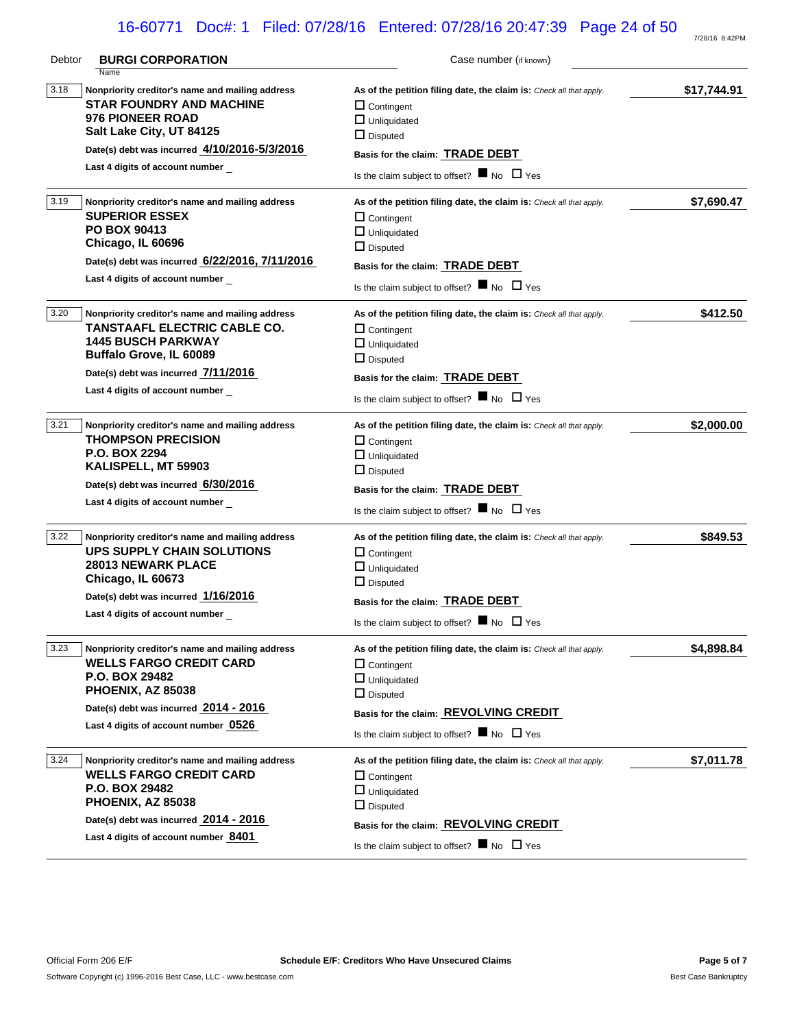Debtor **BURGI CORPORATION** Case number (if known)

Name

---

**3.18** Nonpriority creditor's name and mailing address
**STAR FOUNDRY AND MACHINE**
**976 PIONEER ROAD**
**Salt Lake City, UT 84125**

Date(s) debt was incurred **4/10/2016-5/3/2016**
Last 4 digits of account number _

As of the petition filing date, the claim is: *Check all that apply.*
☐ Contingent
☐ Unliquidated
☐ Disputed

Basis for the claim: **TRADE DEBT**
Is the claim subject to offset? ■ No ☐ Yes

**$17,744.91**

---

**3.19** Nonpriority creditor's name and mailing address
**SUPERIOR ESSEX**
**PO BOX 90413**
**Chicago, IL 60696**

Date(s) debt was incurred **6/22/2016, 7/11/2016**
Last 4 digits of account number _

As of the petition filing date, the claim is: *Check all that apply.*
☐ Contingent
☐ Unliquidated
☐ Disputed

Basis for the claim: **TRADE DEBT**
Is the claim subject to offset? ■ No ☐ Yes

**$7,690.47**

---

**3.20** Nonpriority creditor's name and mailing address
**TANSTAAFL ELECTRIC CABLE CO.**
**1445 BUSCH PARKWAY**
**Buffalo Grove, IL 60089**

Date(s) debt was incurred **7/11/2016**
Last 4 digits of account number _

As of the petition filing date, the claim is: *Check all that apply.*
☐ Contingent
☐ Unliquidated
☐ Disputed

Basis for the claim: **TRADE DEBT**
Is the claim subject to offset? ■ No ☐ Yes

**$412.50**

---

**3.21** Nonpriority creditor's name and mailing address
**THOMPSON PRECISION**
**P.O. BOX 2294**
**KALISPELL, MT 59903**

Date(s) debt was incurred **6/30/2016**
Last 4 digits of account number _

As of the petition filing date, the claim is: *Check all that apply.*
☐ Contingent
☐ Unliquidated
☐ Disputed

Basis for the claim: **TRADE DEBT**
Is the claim subject to offset? ■ No ☐ Yes

**$2,000.00**

---

**3.22** Nonpriority creditor's name and mailing address
**UPS SUPPLY CHAIN SOLUTIONS**
**28013 NEWARK PLACE**
**Chicago, IL 60673**

Date(s) debt was incurred **1/16/2016**
Last 4 digits of account number _

As of the petition filing date, the claim is: *Check all that apply.*
☐ Contingent
☐ Unliquidated
☐ Disputed

Basis for the claim: **TRADE DEBT**
Is the claim subject to offset? ■ No ☐ Yes

**$849.53**

---

**3.23** Nonpriority creditor's name and mailing address
**WELLS FARGO CREDIT CARD**
**P.O. BOX 29482**
**PHOENIX, AZ 85038**

Date(s) debt was incurred **2014 - 2016**
Last 4 digits of account number **0526**

As of the petition filing date, the claim is: *Check all that apply.*
☐ Contingent
☐ Unliquidated
☐ Disputed

Basis for the claim: **REVOLVING CREDIT**
Is the claim subject to offset? ■ No ☐ Yes

**$4,898.84**

---

**3.24** Nonpriority creditor's name and mailing address
**WELLS FARGO CREDIT CARD**
**P.O. BOX 29482**
**PHOENIX, AZ 85038**

Date(s) debt was incurred **2014 - 2016**
Last 4 digits of account number **8401**

As of the petition filing date, the claim is: *Check all that apply.*
☐ Contingent
☐ Unliquidated
☐ Disputed

Basis for the claim: **REVOLVING CREDIT**
Is the claim subject to offset? ■ No ☐ Yes

**$7,011.78**

---

Official Form 206 E/F **Schedule E/F: Creditors Who Have Unsecured Claims**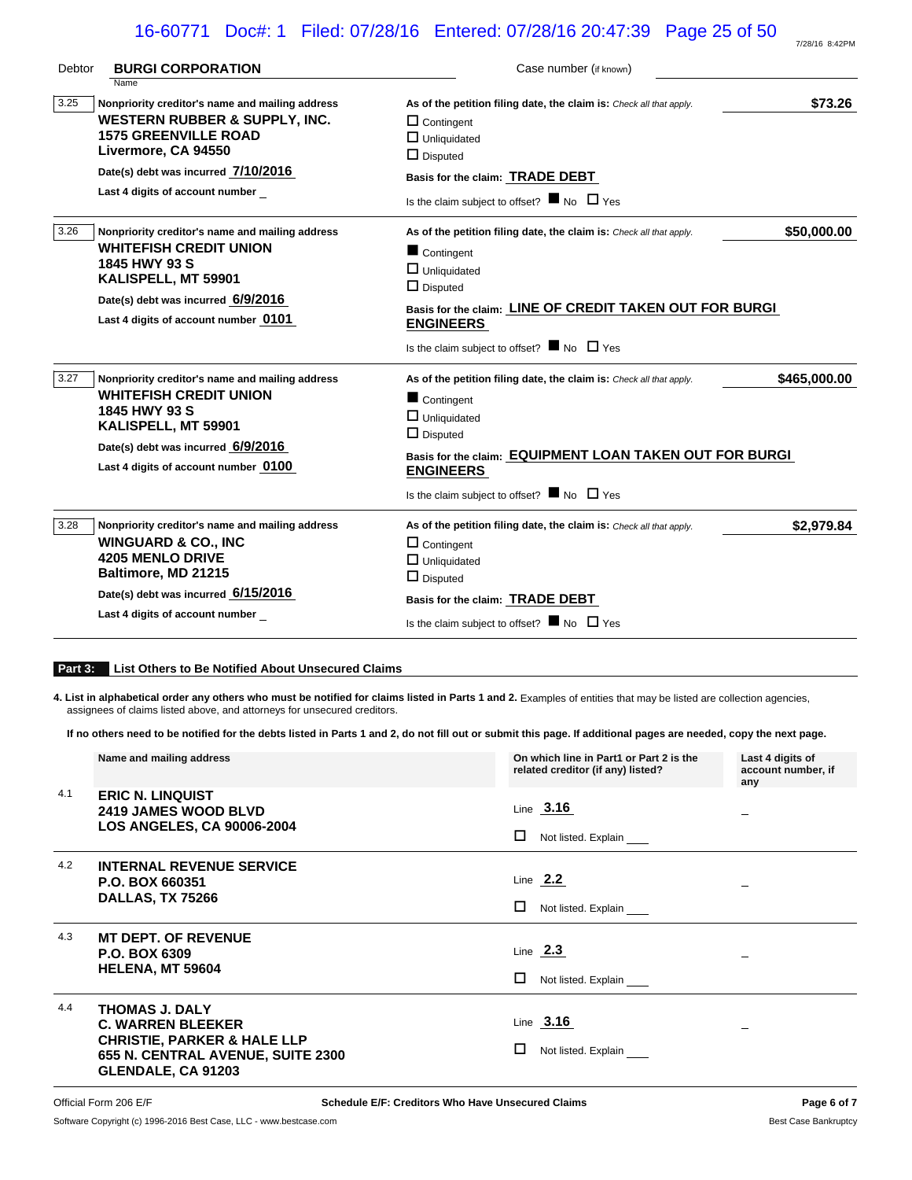Debtor **BURGI CORPORATION** Case number (if known)

| | Nonpriority creditor's name and mailing address | As of the petition filing date, the claim is: *Check all that apply.* | |
|---|---|---|---|
| 3.25 | **WESTERN RUBBER & SUPPLY, INC.**<br>**1575 GREENVILLE ROAD**<br>**Livermore, CA 94550**<br>Date(s) debt was incurred **7/10/2016**<br>Last 4 digits of account number _ | ☐ Contingent<br>☐ Unliquidated<br>☐ Disputed<br>Basis for the claim: **TRADE DEBT**<br>Is the claim subject to offset? ■ No ☐ Yes | **$73.26** |
| 3.26 | **WHITEFISH CREDIT UNION**<br>**1845 HWY 93 S**<br>**KALISPELL, MT 59901**<br>Date(s) debt was incurred **6/9/2016**<br>Last 4 digits of account number **0101** | ■ Contingent<br>☐ Unliquidated<br>☐ Disputed<br>Basis for the claim: **LINE OF CREDIT TAKEN OUT FOR BURGI ENGINEERS**<br>Is the claim subject to offset? ■ No ☐ Yes | **$50,000.00** |
| 3.27 | **WHITEFISH CREDIT UNION**<br>**1845 HWY 93 S**<br>**KALISPELL, MT 59901**<br>Date(s) debt was incurred **6/9/2016**<br>Last 4 digits of account number **0100** | ■ Contingent<br>☐ Unliquidated<br>☐ Disputed<br>Basis for the claim: **EQUIPMENT LOAN TAKEN OUT FOR BURGI ENGINEERS**<br>Is the claim subject to offset? ■ No ☐ Yes | **$465,000.00** |
| 3.28 | **WINGUARD & CO., INC**<br>**4205 MENLO DRIVE**<br>**Baltimore, MD 21215**<br>Date(s) debt was incurred **6/15/2016**<br>Last 4 digits of account number _ | ☐ Contingent<br>☐ Unliquidated<br>☐ Disputed<br>Basis for the claim: **TRADE DEBT**<br>Is the claim subject to offset? ■ No ☐ Yes | **$2,979.84** |

## Part 3: List Others to Be Notified About Unsecured Claims

**4. List in alphabetical order any others who must be notified for claims listed in Parts 1 and 2.** Examples of entities that may be listed are collection agencies, assignees of claims listed above, and attorneys for unsecured creditors.

**If no others need to be notified for the debts listed in Parts 1 and 2, do not fill out or submit this page. If additional pages are needed, copy the next page.**

| | Name and mailing address | On which line in Part1 or Part 2 is the related creditor (if any) listed? | Last 4 digits of account number, if any |
|---|---|---|---|
| 4.1 | **ERIC N. LINQUIST**<br>**2419 JAMES WOOD BLVD**<br>**LOS ANGELES, CA 90006-2004** | Line **3.16**<br>☐ Not listed. Explain | _ |
| 4.2 | **INTERNAL REVENUE SERVICE**<br>**P.O. BOX 660351**<br>**DALLAS, TX 75266** | Line **2.2**<br>☐ Not listed. Explain | _ |
| 4.3 | **MT DEPT. OF REVENUE**<br>**P.O. BOX 6309**<br>**HELENA, MT 59604** | Line **2.3**<br>☐ Not listed. Explain | _ |
| 4.4 | **THOMAS J. DALY**<br>**C. WARREN BLEEKER**<br>**CHRISTIE, PARKER & HALE LLP**<br>**655 N. CENTRAL AVENUE, SUITE 2300**<br>**GLENDALE, CA 91203** | Line **3.16**<br>☐ Not listed. Explain | _ |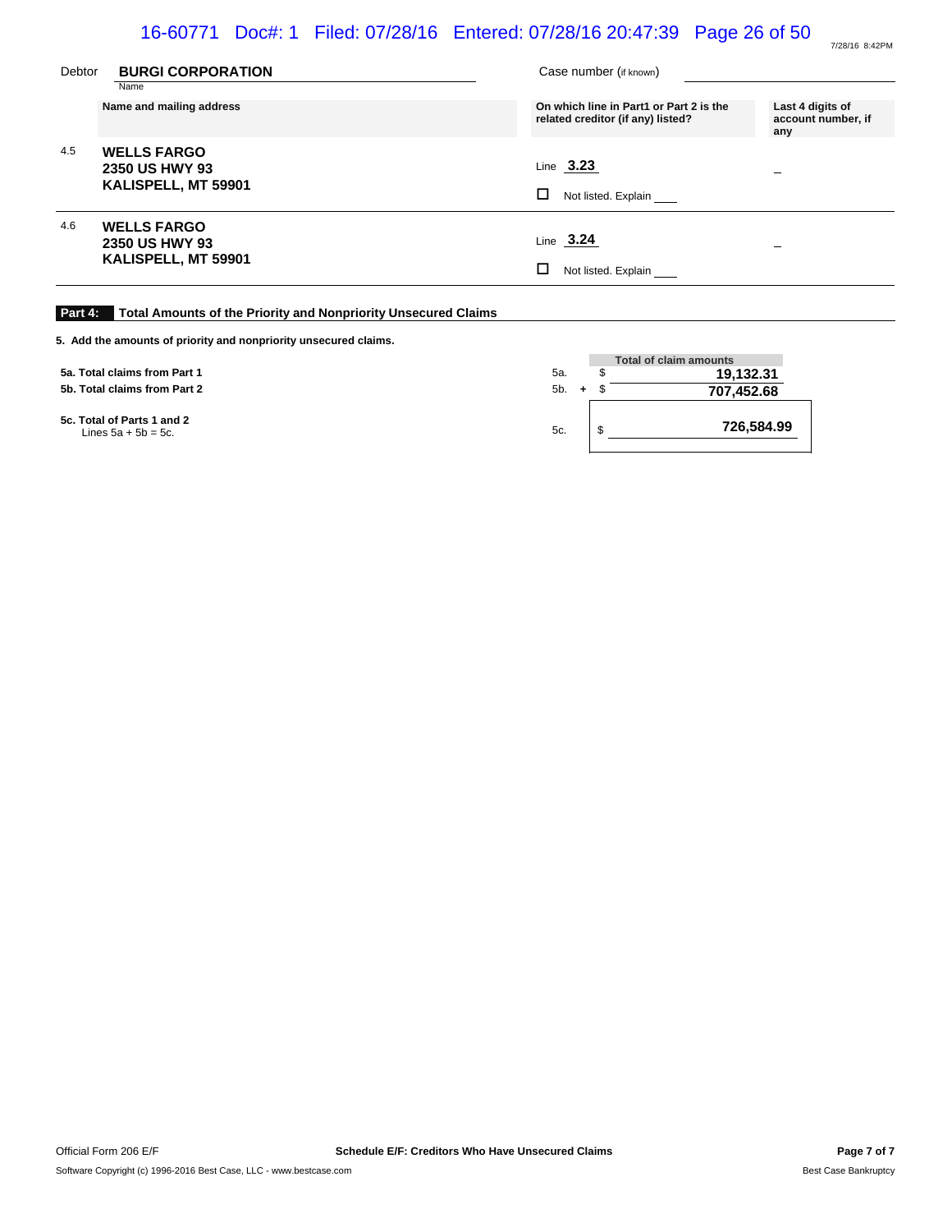Debtor **BURGI CORPORATION**
Name

Case number (if known)

| | Name and mailing address | On which line in Part1 or Part 2 is the related creditor (if any) listed? | Last 4 digits of account number, if any |
|---|---|---|---|
| 4.5 | **WELLS FARGO**<br>**2350 US HWY 93**<br>**KALISPELL, MT 59901** | Line **3.23**<br><br>☐ Not listed. Explain | _ |
| 4.6 | **WELLS FARGO**<br>**2350 US HWY 93**<br>**KALISPELL, MT 59901** | Line **3.24**<br><br>☐ Not listed. Explain | _ |

## Part 4: Total Amounts of the Priority and Nonpriority Unsecured Claims

**5. Add the amounts of priority and nonpriority unsecured claims.**

| | | | Total of claim amounts |
|---|---|---|---|
| **5a. Total claims from Part 1** | 5a. | | $ **19,132.31** |
| **5b. Total claims from Part 2** | 5b. | + | $ **707,452.68** |
| **5c. Total of Parts 1 and 2**<br>Lines 5a + 5b = 5c. | 5c. | | $ **726,584.99** |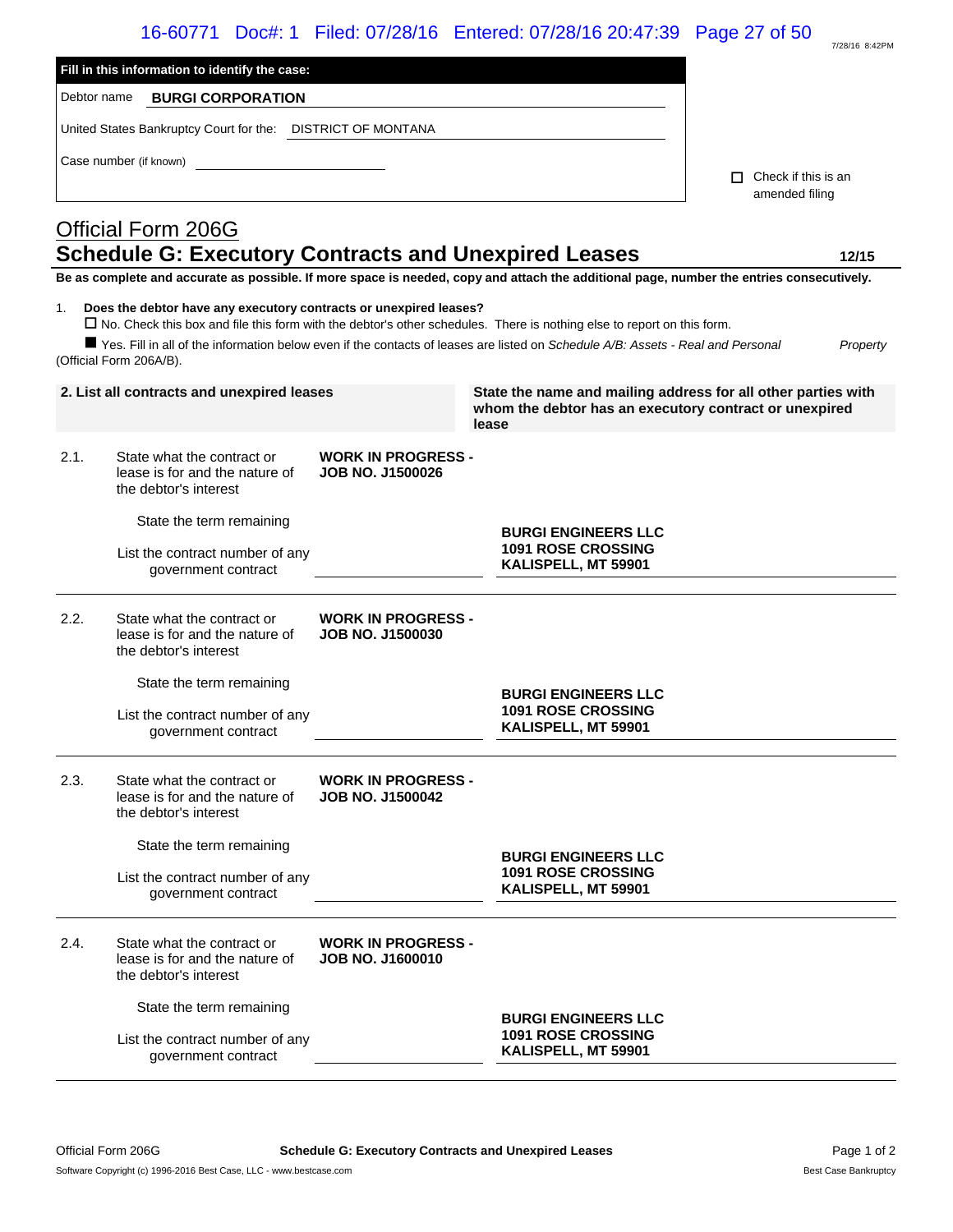**Fill in this information to identify the case:**

Debtor name **BURGI CORPORATION**

United States Bankruptcy Court for the: DISTRICT OF MONTANA

Case number (if known)

☐ Check if this is an amended filing

# Official Form 206G
## Schedule G: Executory Contracts and Unexpired Leases

**12/15**

**Be as complete and accurate as possible. If more space is needed, copy and attach the additional page, number the entries consecutively.**

1. **Does the debtor have any executory contracts or unexpired leases?**
   ☐ No. Check this box and file this form with the debtor's other schedules. There is nothing else to report on this form.
   ■ Yes. Fill in all of the information below even if the contacts of leases are listed on *Schedule A/B: Assets - Real and Personal Property* (Official Form 206A/B).

| 2. List all contracts and unexpired leases | | | State the name and mailing address for all other parties with whom the debtor has an executory contract or unexpired lease |
|---|---|---|---|
| 2.1. | State what the contract or lease is for and the nature of the debtor's interest | **WORK IN PROGRESS - JOB NO. J1500026** | |
| | State the term remaining | | **BURGI ENGINEERS LLC**<br>**1091 ROSE CROSSING**<br>**KALISPELL, MT 59901** |
| | List the contract number of any government contract | | |
| 2.2. | State what the contract or lease is for and the nature of the debtor's interest | **WORK IN PROGRESS - JOB NO. J1500030** | |
| | State the term remaining | | **BURGI ENGINEERS LLC**<br>**1091 ROSE CROSSING**<br>**KALISPELL, MT 59901** |
| | List the contract number of any government contract | | |
| 2.3. | State what the contract or lease is for and the nature of the debtor's interest | **WORK IN PROGRESS - JOB NO. J1500042** | |
| | State the term remaining | | **BURGI ENGINEERS LLC**<br>**1091 ROSE CROSSING**<br>**KALISPELL, MT 59901** |
| | List the contract number of any government contract | | |
| 2.4. | State what the contract or lease is for and the nature of the debtor's interest | **WORK IN PROGRESS - JOB NO. J1600010** | |
| | State the term remaining | | **BURGI ENGINEERS LLC**<br>**1091 ROSE CROSSING**<br>**KALISPELL, MT 59901** |
| | List the contract number of any government contract | | |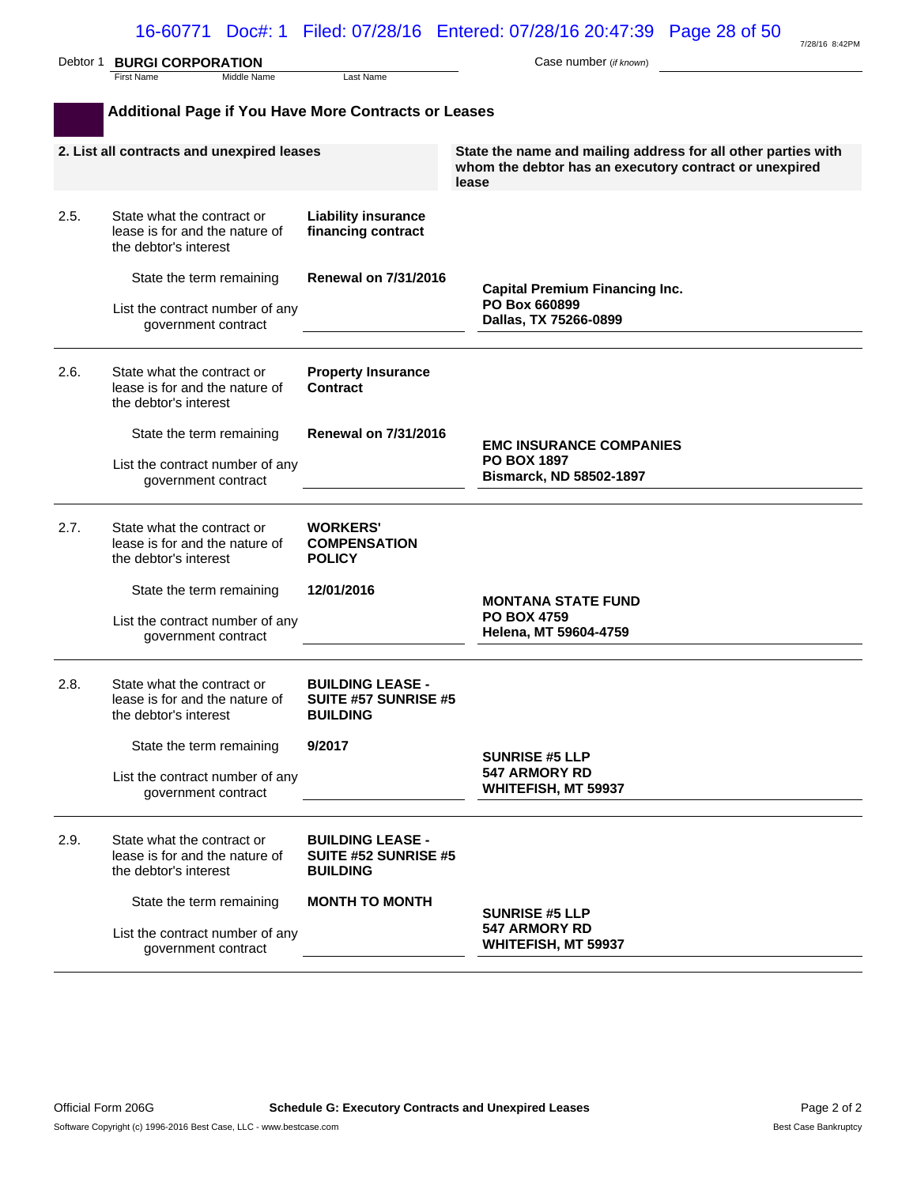Debtor 1 **BURGI CORPORATION** Case number (*if known*)

## Additional Page if You Have More Contracts or Leases

| 2. List all contracts and unexpired leases | | State the name and mailing address for all other parties with whom the debtor has an executory contract or unexpired lease |
|---|---|---|
| 2.5. State what the contract or lease is for and the nature of the debtor's interest | **Liability insurance financing contract** | |
| State the term remaining | **Renewal on 7/31/2016** | **Capital Premium Financing Inc.**<br>**PO Box 660899**<br>**Dallas, TX 75266-0899** |
| List the contract number of any government contract | | |
| 2.6. State what the contract or lease is for and the nature of the debtor's interest | **Property Insurance Contract** | |
| State the term remaining | **Renewal on 7/31/2016** | **EMC INSURANCE COMPANIES**<br>**PO BOX 1897**<br>**Bismarck, ND 58502-1897** |
| List the contract number of any government contract | | |
| 2.7. State what the contract or lease is for and the nature of the debtor's interest | **WORKERS' COMPENSATION POLICY** | |
| State the term remaining | **12/01/2016** | **MONTANA STATE FUND**<br>**PO BOX 4759**<br>**Helena, MT 59604-4759** |
| List the contract number of any government contract | | |
| 2.8. State what the contract or lease is for and the nature of the debtor's interest | **BUILDING LEASE - SUITE #57 SUNRISE #5 BUILDING** | |
| State the term remaining | **9/2017** | **SUNRISE #5 LLP**<br>**547 ARMORY RD**<br>**WHITEFISH, MT 59937** |
| List the contract number of any government contract | | |
| 2.9. State what the contract or lease is for and the nature of the debtor's interest | **BUILDING LEASE - SUITE #52 SUNRISE #5 BUILDING** | |
| State the term remaining | **MONTH TO MONTH** | **SUNRISE #5 LLP**<br>**547 ARMORY RD**<br>**WHITEFISH, MT 59937** |
| List the contract number of any government contract | | |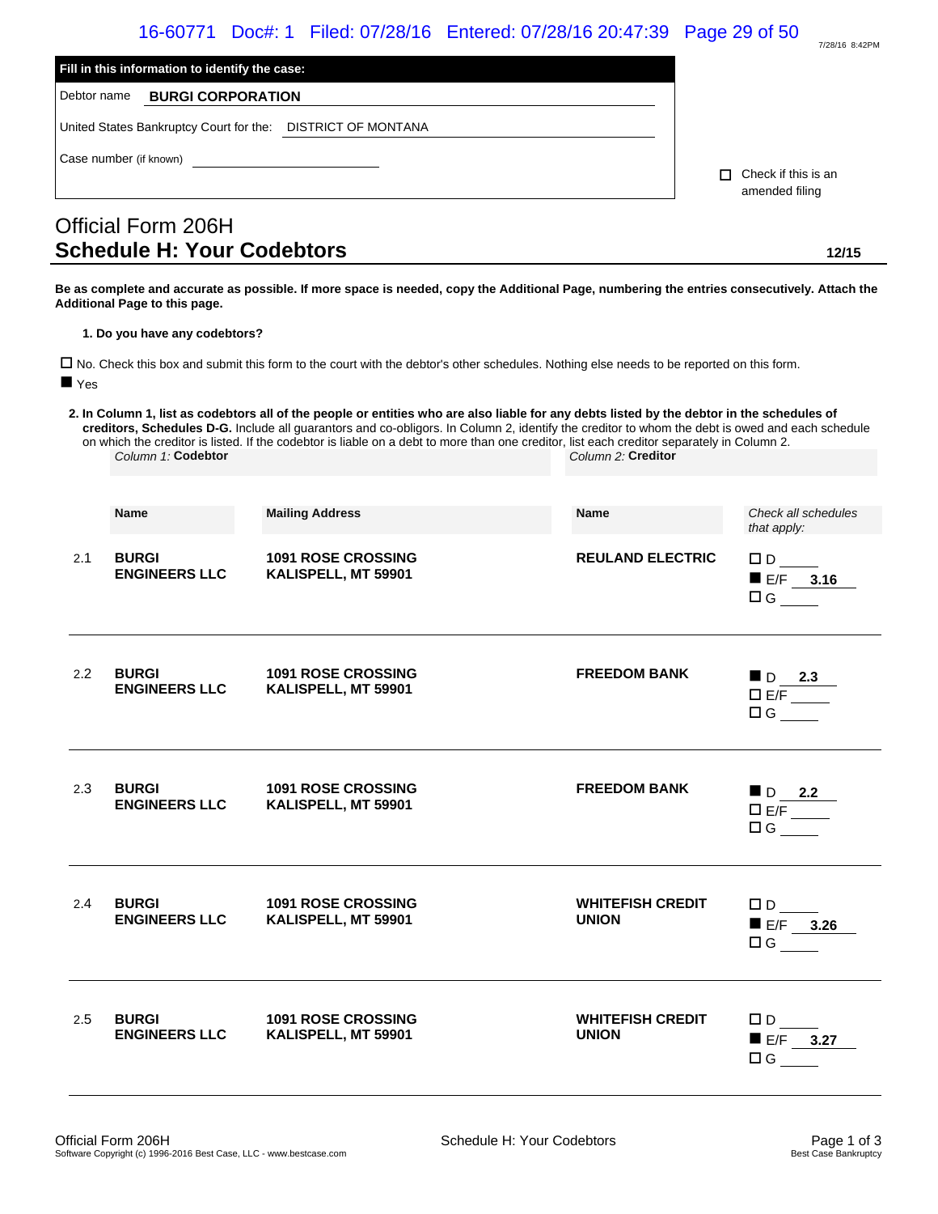**Fill in this information to identify the case:**

Debtor name **BURGI CORPORATION**

United States Bankruptcy Court for the: DISTRICT OF MONTANA

Case number (if known) ____________________

☐ Check if this is an amended filing

# Official Form 206H
## Schedule H: Your Codebtors

12/15

**Be as complete and accurate as possible. If more space is needed, copy the Additional Page, numbering the entries consecutively. Attach the Additional Page to this page.**

**1. Do you have any codebtors?**

☐ No. Check this box and submit this form to the court with the debtor's other schedules. Nothing else needs to be reported on this form.

■ Yes

**2. In Column 1, list as codebtors all of the people or entities who are also liable for any debts listed by the debtor in the schedules of creditors, Schedules D-G.** Include all guarantors and co-obligors. In Column 2, identify the creditor to whom the debt is owed and each schedule on which the creditor is listed. If the codebtor is liable on a debt to more than one creditor, list each creditor separately in Column 2.

| | *Column 1:* **Codebtor** | | *Column 2:* **Creditor** | |
|---|---|---|---|---|
| | **Name** | **Mailing Address** | **Name** | *Check all schedules that apply:* |
| 2.1 | **BURGI ENGINEERS LLC** | **1091 ROSE CROSSING KALISPELL, MT 59901** | **REULAND ELECTRIC** | ☐ D ___<br>■ E/F **3.16**<br>☐ G ___ |
| 2.2 | **BURGI ENGINEERS LLC** | **1091 ROSE CROSSING KALISPELL, MT 59901** | **FREEDOM BANK** | ■ D **2.3**<br>☐ E/F ___<br>☐ G ___ |
| 2.3 | **BURGI ENGINEERS LLC** | **1091 ROSE CROSSING KALISPELL, MT 59901** | **FREEDOM BANK** | ■ D **2.2**<br>☐ E/F ___<br>☐ G ___ |
| 2.4 | **BURGI ENGINEERS LLC** | **1091 ROSE CROSSING KALISPELL, MT 59901** | **WHITEFISH CREDIT UNION** | ☐ D ___<br>■ E/F **3.26**<br>☐ G ___ |
| 2.5 | **BURGI ENGINEERS LLC** | **1091 ROSE CROSSING KALISPELL, MT 59901** | **WHITEFISH CREDIT UNION** | ☐ D ___<br>■ E/F **3.27**<br>☐ G ___ |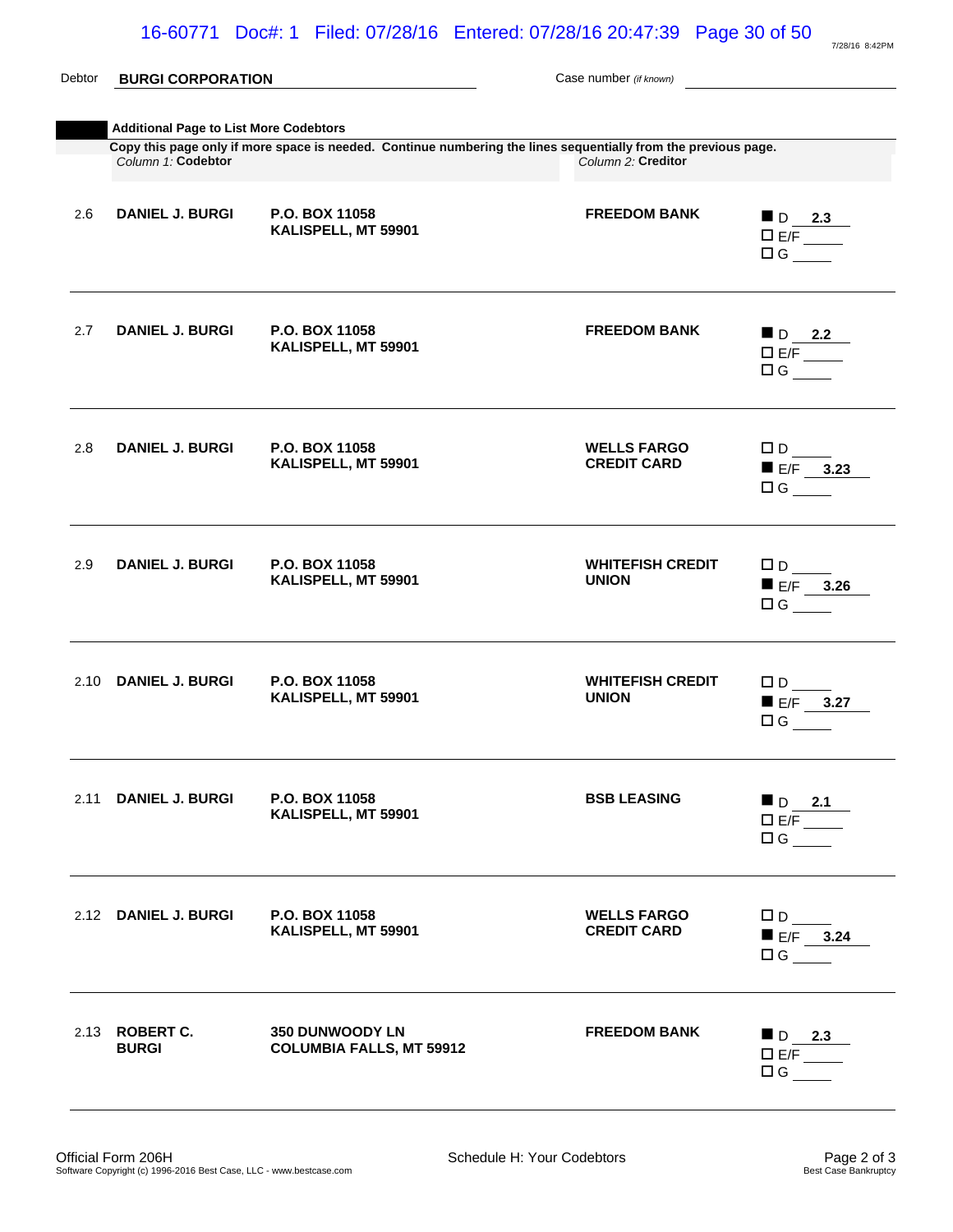Debtor **BURGI CORPORATION** Case number *(if known)*

**Additional Page to List More Codebtors**

**Copy this page only if more space is needed. Continue numbering the lines sequentially from the previous page.**

| | *Column 1:* **Codebtor** | | *Column 2:* **Creditor** | |
|---|---|---|---|---|
| 2.6 | **DANIEL J. BURGI** | **P.O. BOX 11058 KALISPELL, MT 59901** | **FREEDOM BANK** | ■ D **2.3** ☐ E/F ☐ G |
| 2.7 | **DANIEL J. BURGI** | **P.O. BOX 11058 KALISPELL, MT 59901** | **FREEDOM BANK** | ■ D **2.2** ☐ E/F ☐ G |
| 2.8 | **DANIEL J. BURGI** | **P.O. BOX 11058 KALISPELL, MT 59901** | **WELLS FARGO CREDIT CARD** | ☐ D ■ E/F **3.23** ☐ G |
| 2.9 | **DANIEL J. BURGI** | **P.O. BOX 11058 KALISPELL, MT 59901** | **WHITEFISH CREDIT UNION** | ☐ D ■ E/F **3.26** ☐ G |
| 2.10 | **DANIEL J. BURGI** | **P.O. BOX 11058 KALISPELL, MT 59901** | **WHITEFISH CREDIT UNION** | ☐ D ■ E/F **3.27** ☐ G |
| 2.11 | **DANIEL J. BURGI** | **P.O. BOX 11058 KALISPELL, MT 59901** | **BSB LEASING** | ■ D **2.1** ☐ E/F ☐ G |
| 2.12 | **DANIEL J. BURGI** | **P.O. BOX 11058 KALISPELL, MT 59901** | **WELLS FARGO CREDIT CARD** | ☐ D ■ E/F **3.24** ☐ G |
| 2.13 | **ROBERT C. BURGI** | **350 DUNWOODY LN COLUMBIA FALLS, MT 59912** | **FREEDOM BANK** | ■ D **2.3** ☐ E/F ☐ G |

Official Form 206H — Schedule H: Your Codebtors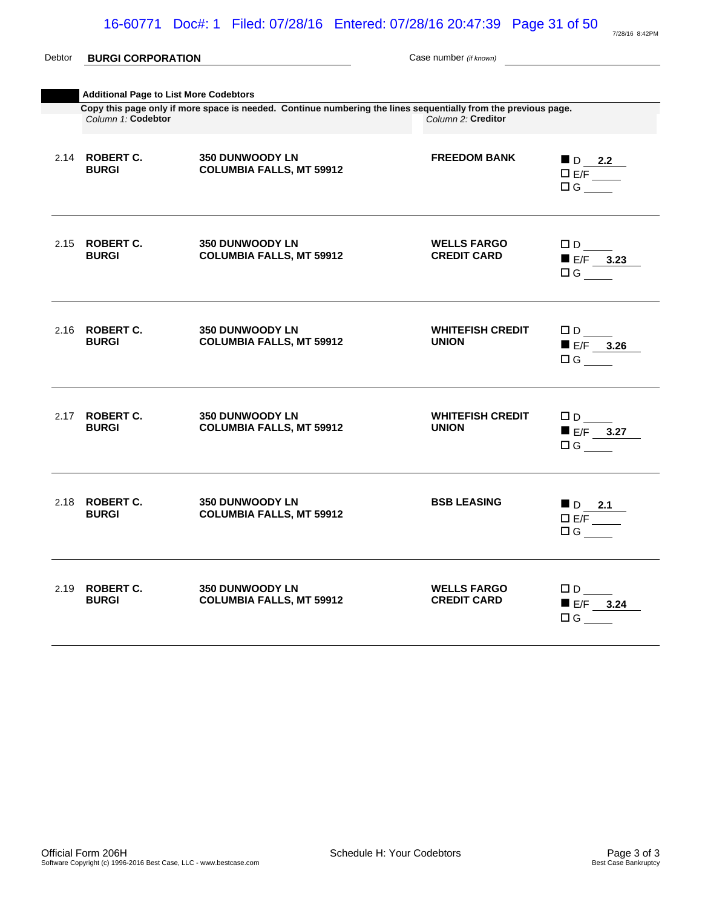Debtor **BURGI CORPORATION** Case number *(if known)*

## Additional Page to List More Codebtors

**Copy this page only if more space is needed. Continue numbering the lines sequentially from the previous page.**

| | *Column 1:* **Codebtor** | | *Column 2:* **Creditor** | |
|---|---|---|---|---|
| 2.14 | **ROBERT C. BURGI** | **350 DUNWOODY LN COLUMBIA FALLS, MT 59912** | **FREEDOM BANK** | ■ D **2.2**<br>☐ E/F<br>☐ G |
| 2.15 | **ROBERT C. BURGI** | **350 DUNWOODY LN COLUMBIA FALLS, MT 59912** | **WELLS FARGO CREDIT CARD** | ☐ D<br>■ E/F **3.23**<br>☐ G |
| 2.16 | **ROBERT C. BURGI** | **350 DUNWOODY LN COLUMBIA FALLS, MT 59912** | **WHITEFISH CREDIT UNION** | ☐ D<br>■ E/F **3.26**<br>☐ G |
| 2.17 | **ROBERT C. BURGI** | **350 DUNWOODY LN COLUMBIA FALLS, MT 59912** | **WHITEFISH CREDIT UNION** | ☐ D<br>■ E/F **3.27**<br>☐ G |
| 2.18 | **ROBERT C. BURGI** | **350 DUNWOODY LN COLUMBIA FALLS, MT 59912** | **BSB LEASING** | ■ D **2.1**<br>☐ E/F<br>☐ G |
| 2.19 | **ROBERT C. BURGI** | **350 DUNWOODY LN COLUMBIA FALLS, MT 59912** | **WELLS FARGO CREDIT CARD** | ☐ D<br>■ E/F **3.24**<br>☐ G |

Official Form 206H — Schedule H: Your Codebtors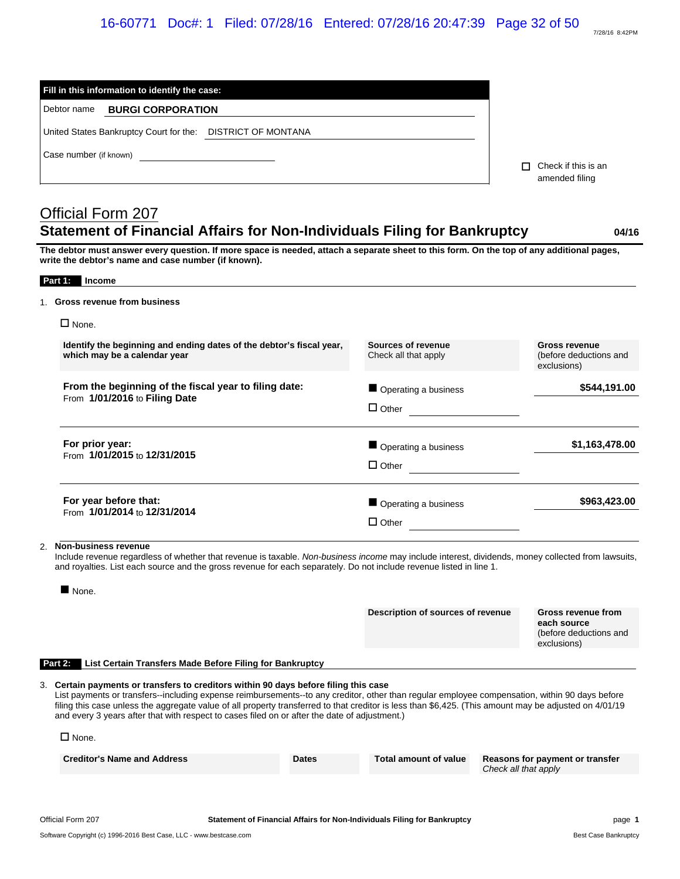| Fill in this information to identify the case: |
|---|
| Debtor name **BURGI CORPORATION** |
| United States Bankruptcy Court for the: DISTRICT OF MONTANA |
| Case number (if known) |

☐ Check if this is an amended filing

# Official Form 207

## Statement of Financial Affairs for Non-Individuals Filing for Bankruptcy

04/16

**The debtor must answer every question. If more space is needed, attach a separate sheet to this form. On the top of any additional pages, write the debtor's name and case number (if known).**

### Part 1: Income

1. **Gross revenue from business**

☐ None.

| Identify the beginning and ending dates of the debtor's fiscal year, which may be a calendar year | Sources of revenue<br>Check all that apply | Gross revenue<br>(before deductions and exclusions) |
|---|---|---|
| **From the beginning of the fiscal year to filing date:**<br>From **1/01/2016** to **Filing Date** | ■ Operating a business<br>☐ Other | **$544,191.00** |
| **For prior year:**<br>From **1/01/2015** to **12/31/2015** | ■ Operating a business<br>☐ Other | **$1,163,478.00** |
| **For year before that:**<br>From **1/01/2014** to **12/31/2014** | ■ Operating a business<br>☐ Other | **$963,423.00** |

2. **Non-business revenue**
Include revenue regardless of whether that revenue is taxable. *Non-business income* may include interest, dividends, money collected from lawsuits, and royalties. List each source and the gross revenue for each separately. Do not include revenue listed in line 1.

■ None.

| Description of sources of revenue | Gross revenue from each source<br>(before deductions and exclusions) |
|---|---|

### Part 2: List Certain Transfers Made Before Filing for Bankruptcy

3. **Certain payments or transfers to creditors within 90 days before filing this case**
List payments or transfers--including expense reimbursements--to any creditor, other than regular employee compensation, within 90 days before filing this case unless the aggregate value of all property transferred to that creditor is less than $6,425. (This amount may be adjusted on 4/01/19 and every 3 years after that with respect to cases filed on or after the date of adjustment.)

☐ None.

| Creditor's Name and Address | Dates | Total amount of value | Reasons for payment or transfer<br>*Check all that apply* |
|---|---|---|---|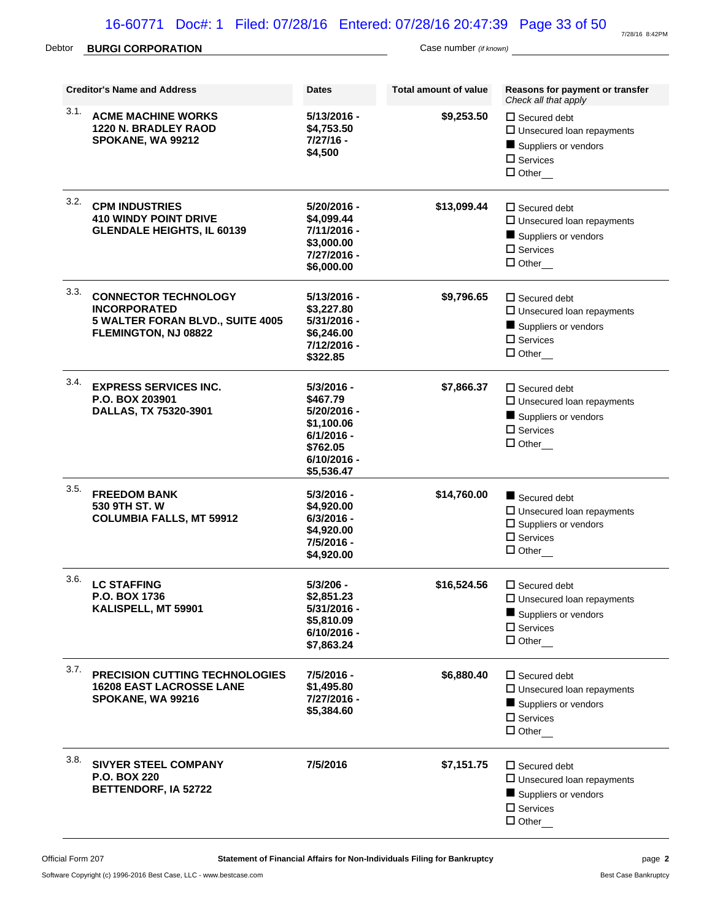Debtor **BURGI CORPORATION** Case number *(if known)*

| | Creditor's Name and Address | Dates | Total amount of value | Reasons for payment or transfer *Check all that apply* |
|---|---|---|---|---|
| 3.1. | **ACME MACHINE WORKS**<br>**1220 N. BRADLEY RAOD**<br>**SPOKANE, WA 99212** | **5/13/2016 - $4,753.50**<br>**7/27/16 - $4,500** | **$9,253.50** | ☐ Secured debt<br>☐ Unsecured loan repayments<br>■ Suppliers or vendors<br>☐ Services<br>☐ Other__ |
| 3.2. | **CPM INDUSTRIES**<br>**410 WINDY POINT DRIVE**<br>**GLENDALE HEIGHTS, IL 60139** | **5/20/2016 - $4,099.44**<br>**7/11/2016 - $3,000.00**<br>**7/27/2016 - $6,000.00** | **$13,099.44** | ☐ Secured debt<br>☐ Unsecured loan repayments<br>■ Suppliers or vendors<br>☐ Services<br>☐ Other__ |
| 3.3. | **CONNECTOR TECHNOLOGY INCORPORATED**<br>**5 WALTER FORAN BLVD., SUITE 4005**<br>**FLEMINGTON, NJ 08822** | **5/13/2016 - $3,227.80**<br>**5/31/2016 - $6,246.00**<br>**7/12/2016 - $322.85** | **$9,796.65** | ☐ Secured debt<br>☐ Unsecured loan repayments<br>■ Suppliers or vendors<br>☐ Services<br>☐ Other__ |
| 3.4. | **EXPRESS SERVICES INC.**<br>**P.O. BOX 203901**<br>**DALLAS, TX 75320-3901** | **5/3/2016 - $467.79**<br>**5/20/2016 - $1,100.06**<br>**6/1/2016 - $762.05**<br>**6/10/2016 - $5,536.47** | **$7,866.37** | ☐ Secured debt<br>☐ Unsecured loan repayments<br>■ Suppliers or vendors<br>☐ Services<br>☐ Other__ |
| 3.5. | **FREEDOM BANK**<br>**530 9TH ST. W**<br>**COLUMBIA FALLS, MT 59912** | **5/3/2016 - $4,920.00**<br>**6/3/2016 - $4,920.00**<br>**7/5/2016 - $4,920.00** | **$14,760.00** | ■ Secured debt<br>☐ Unsecured loan repayments<br>☐ Suppliers or vendors<br>☐ Services<br>☐ Other__ |
| 3.6. | **LC STAFFING**<br>**P.O. BOX 1736**<br>**KALISPELL, MT 59901** | **5/3/206 - $2,851.23**<br>**5/31/2016 - $5,810.09**<br>**6/10/2016 - $7,863.24** | **$16,524.56** | ☐ Secured debt<br>☐ Unsecured loan repayments<br>■ Suppliers or vendors<br>☐ Services<br>☐ Other__ |
| 3.7. | **PRECISION CUTTING TECHNOLOGIES**<br>**16208 EAST LACROSSE LANE**<br>**SPOKANE, WA 99216** | **7/5/2016 - $1,495.80**<br>**7/27/2016 - $5,384.60** | **$6,880.40** | ☐ Secured debt<br>☐ Unsecured loan repayments<br>■ Suppliers or vendors<br>☐ Services<br>☐ Other__ |
| 3.8. | **SIVYER STEEL COMPANY**<br>**P.O. BOX 220**<br>**BETTENDORF, IA 52722** | **7/5/2016** | **$7,151.75** | ☐ Secured debt<br>☐ Unsecured loan repayments<br>■ Suppliers or vendors<br>☐ Services<br>☐ Other__ |

Official Form 207 **Statement of Financial Affairs for Non-Individuals Filing for Bankruptcy**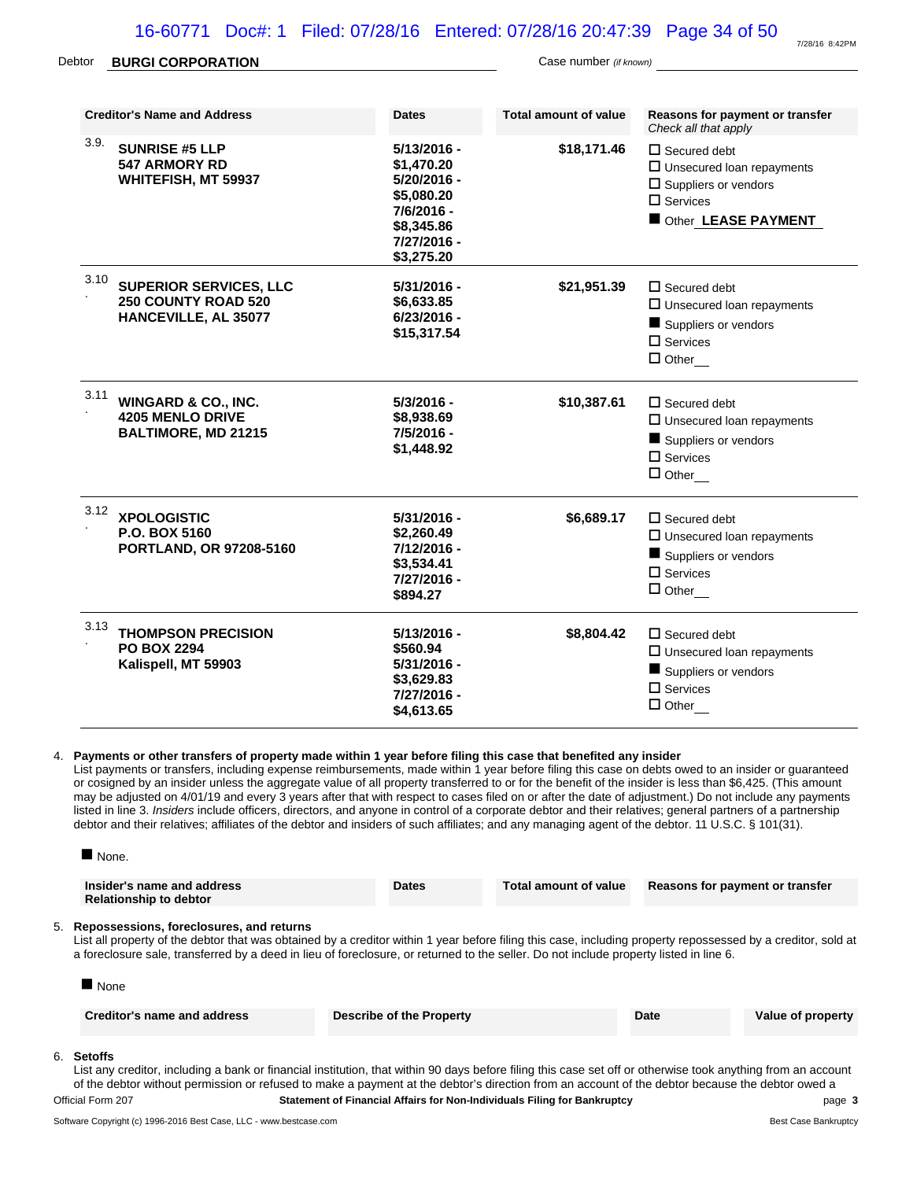Debtor **BURGI CORPORATION** Case number *(if known)*

| Creditor's Name and Address | Dates | Total amount of value | Reasons for payment or transfer *Check all that apply* |
|---|---|---|---|
| 3.9. **SUNRISE #5 LLP 547 ARMORY RD WHITEFISH, MT 59937** | **5/13/2016 - $1,470.20 5/20/2016 - $5,080.20 7/6/2016 - $8,345.86 7/27/2016 - $3,275.20** | **$18,171.46** | ☐ Secured debt ☐ Unsecured loan repayments ☐ Suppliers or vendors ☐ Services ■ Other **LEASE PAYMENT** |
| 3.10. **SUPERIOR SERVICES, LLC 250 COUNTY ROAD 520 HANCEVILLE, AL 35077** | **5/31/2016 - $6,633.85 6/23/2016 - $15,317.54** | **$21,951.39** | ☐ Secured debt ☐ Unsecured loan repayments ■ Suppliers or vendors ☐ Services ☐ Other |
| 3.11. **WINGARD & CO., INC. 4205 MENLO DRIVE BALTIMORE, MD 21215** | **5/3/2016 - $8,938.69 7/5/2016 - $1,448.92** | **$10,387.61** | ☐ Secured debt ☐ Unsecured loan repayments ■ Suppliers or vendors ☐ Services ☐ Other |
| 3.12. **XPOLOGISTIC P.O. BOX 5160 PORTLAND, OR 97208-5160** | **5/31/2016 - $2,260.49 7/12/2016 - $3,534.41 7/27/2016 - $894.27** | **$6,689.17** | ☐ Secured debt ☐ Unsecured loan repayments ■ Suppliers or vendors ☐ Services ☐ Other |
| 3.13. **THOMPSON PRECISION PO BOX 2294 Kalispell, MT 59903** | **5/13/2016 - $560.94 5/31/2016 - $3,629.83 7/27/2016 - $4,613.65** | **$8,804.42** | ☐ Secured debt ☐ Unsecured loan repayments ■ Suppliers or vendors ☐ Services ☐ Other |

4. **Payments or other transfers of property made within 1 year before filing this case that benefited any insider**
List payments or transfers, including expense reimbursements, made within 1 year before filing this case on debts owed to an insider or guaranteed or cosigned by an insider unless the aggregate value of all property transferred to or for the benefit of the insider is less than $6,425. (This amount may be adjusted on 4/01/19 and every 3 years after that with respect to cases filed on or after the date of adjustment.) Do not include any payments listed in line 3. *Insiders* include officers, directors, and anyone in control of a corporate debtor and their relatives; general partners of a partnership debtor and their relatives; affiliates of the debtor and insiders of such affiliates; and any managing agent of the debtor. 11 U.S.C. § 101(31).

■ None.

| Insider's name and address Relationship to debtor | Dates | Total amount of value | Reasons for payment or transfer |
|---|---|---|---|

5. **Repossessions, foreclosures, and returns**
List all property of the debtor that was obtained by a creditor within 1 year before filing this case, including property repossessed by a creditor, sold at a foreclosure sale, transferred by a deed in lieu of foreclosure, or returned to the seller. Do not include property listed in line 6.

■ None

| Creditor's name and address | Describe of the Property | Date | Value of property |
|---|---|---|---|

6. **Setoffs**
List any creditor, including a bank or financial institution, that within 90 days before filing this case set off or otherwise took anything from an account of the debtor without permission or refused to make a payment at the debtor's direction from an account of the debtor because the debtor owed a

Official Form 207 **Statement of Financial Affairs for Non-Individuals Filing for Bankruptcy**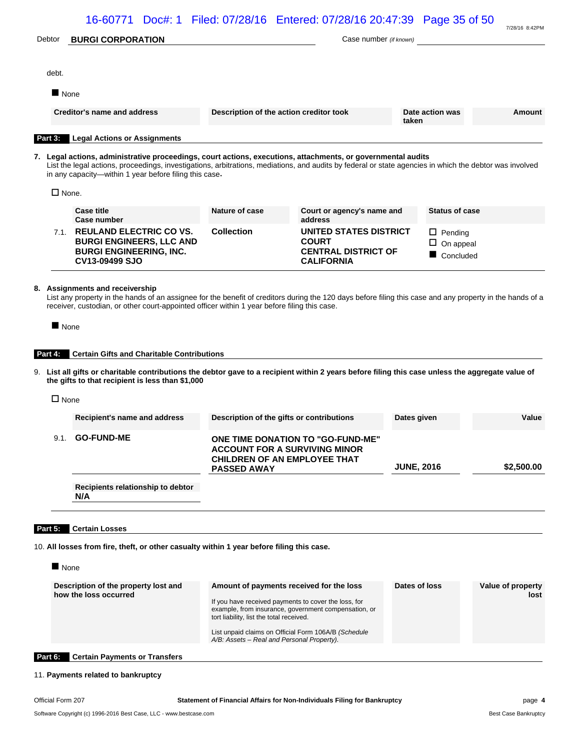Debtor **BURGI CORPORATION** Case number *(if known)*

debt.

■ None

| Creditor's name and address | Description of the action creditor took | Date action was taken | Amount |
|---|---|---|---|

**Part 3: Legal Actions or Assignments**

7. **Legal actions, administrative proceedings, court actions, executions, attachments, or governmental audits**
List the legal actions, proceedings, investigations, arbitrations, mediations, and audits by federal or state agencies in which the debtor was involved in any capacity—within 1 year before filing this case.

☐ None.

| | Case title<br>Case number | Nature of case | Court or agency's name and address | Status of case |
|---|---|---|---|---|
| 7.1. | **REULAND ELECTRIC CO VS. BURGI ENGINEERS, LLC AND BURGI ENGINEERING, INC. CV13-09499 SJO** | **Collection** | **UNITED STATES DISTRICT COURT CENTRAL DISTRICT OF CALIFORNIA** | ☐ Pending<br>☐ On appeal<br>■ Concluded |

8. **Assignments and receivership**
List any property in the hands of an assignee for the benefit of creditors during the 120 days before filing this case and any property in the hands of a receiver, custodian, or other court-appointed officer within 1 year before filing this case.

■ None

**Part 4: Certain Gifts and Charitable Contributions**

9. **List all gifts or charitable contributions the debtor gave to a recipient within 2 years before filing this case unless the aggregate value of the gifts to that recipient is less than $1,000**

☐ None

| | Recipient's name and address | Description of the gifts or contributions | Dates given | Value |
|---|---|---|---|---|
| 9.1. | **GO-FUND-ME** | **ONE TIME DONATION TO "GO-FUND-ME" ACCOUNT FOR A SURVIVING MINOR CHILDREN OF AN EMPLOYEE THAT PASSED AWAY** | **JUNE, 2016** | **$2,500.00** |
| | Recipients relationship to debtor<br>**N/A** | | | |

**Part 5: Certain Losses**

10. **All losses from fire, theft, or other casualty within 1 year before filing this case.**

■ None

| Description of the property lost and how the loss occurred | Amount of payments received for the loss<br>If you have received payments to cover the loss, for example, from insurance, government compensation, or tort liability, list the total received.<br>List unpaid claims on Official Form 106A/B *(Schedule A/B: Assets – Real and Personal Property).* | Dates of loss | Value of property lost |
|---|---|---|---|

**Part 6: Certain Payments or Transfers**

11. **Payments related to bankruptcy**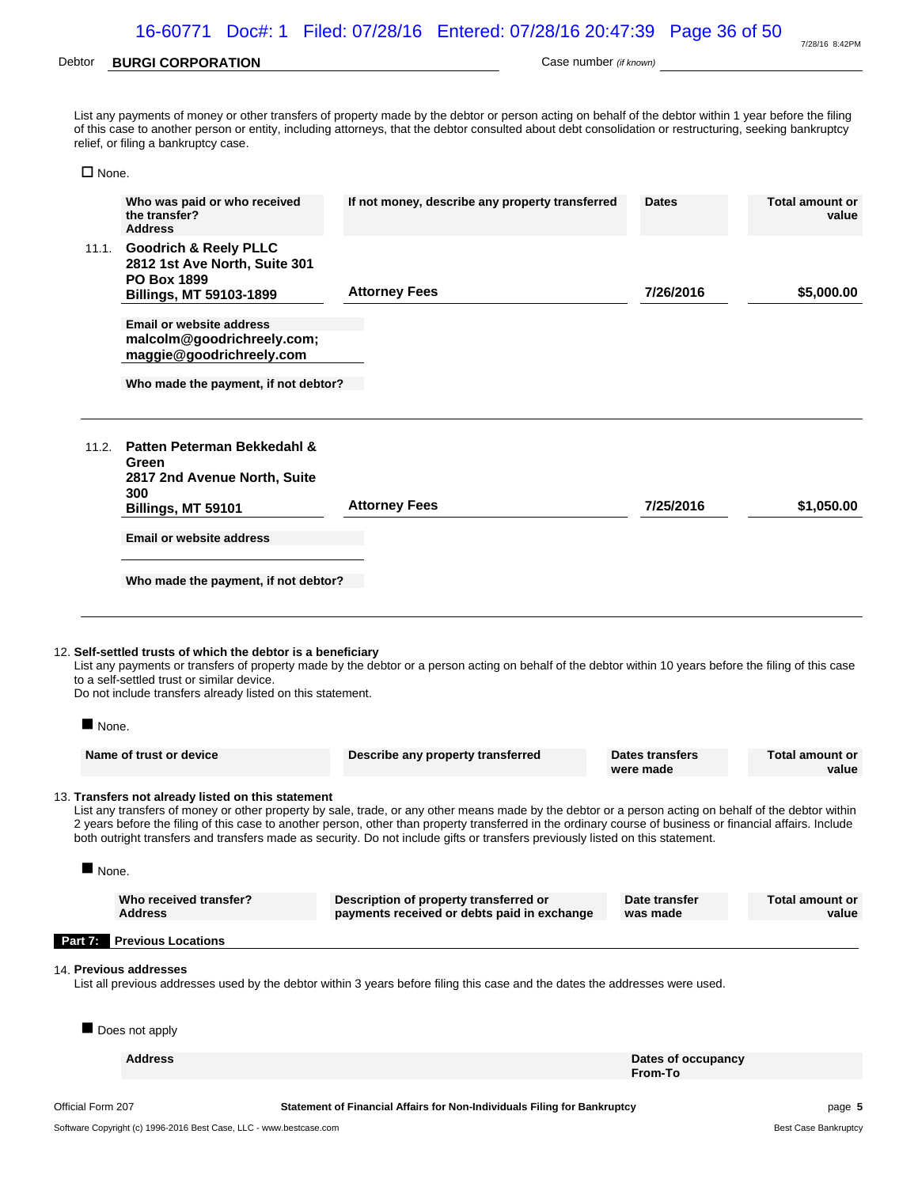Debtor **BURGI CORPORATION** Case number *(if known)*

List any payments of money or other transfers of property made by the debtor or person acting on behalf of the debtor within 1 year before the filing of this case to another person or entity, including attorneys, that the debtor consulted about debt consolidation or restructuring, seeking bankruptcy relief, or filing a bankruptcy case.

☐ None.

| | Who was paid or who received the transfer? Address | If not money, describe any property transferred | Dates | Total amount or value |
|---|---|---|---|---|
| 11.1. | **Goodrich & Reely PLLC**<br>**2812 1st Ave North, Suite 301**<br>**PO Box 1899**<br>**Billings, MT 59103-1899** | **Attorney Fees** | **7/26/2016** | **$5,000.00** |
| | **Email or website address**<br>**malcolm@goodrichreely.com; maggie@goodrichreely.com** | | | |
| | **Who made the payment, if not debtor?** | | | |
| 11.2. | **Patten Peterman Bekkedahl & Green**<br>**2817 2nd Avenue North, Suite 300**<br>**Billings, MT 59101** | **Attorney Fees** | **7/25/2016** | **$1,050.00** |
| | **Email or website address** | | | |
| | **Who made the payment, if not debtor?** | | | |

12. **Self-settled trusts of which the debtor is a beneficiary**
List any payments or transfers of property made by the debtor or a person acting on behalf of the debtor within 10 years before the filing of this case to a self-settled trust or similar device.
Do not include transfers already listed on this statement.

■ None.

| Name of trust or device | Describe any property transferred | Dates transfers were made | Total amount or value |
|---|---|---|---|

13. **Transfers not already listed on this statement**
List any transfers of money or other property by sale, trade, or any other means made by the debtor or a person acting on behalf of the debtor within 2 years before the filing of this case to another person, other than property transferred in the ordinary course of business or financial affairs. Include both outright transfers and transfers made as security. Do not include gifts or transfers previously listed on this statement.

■ None.

| Who received transfer? Address | Description of property transferred or payments received or debts paid in exchange | Date transfer was made | Total amount or value |
|---|---|---|---|

**Part 7: Previous Locations**

14. **Previous addresses**
List all previous addresses used by the debtor within 3 years before filing this case and the dates the addresses were used.

■ Does not apply

| Address | Dates of occupancy From-To |
|---|---|

Official Form 207 **Statement of Financial Affairs for Non-Individuals Filing for Bankruptcy**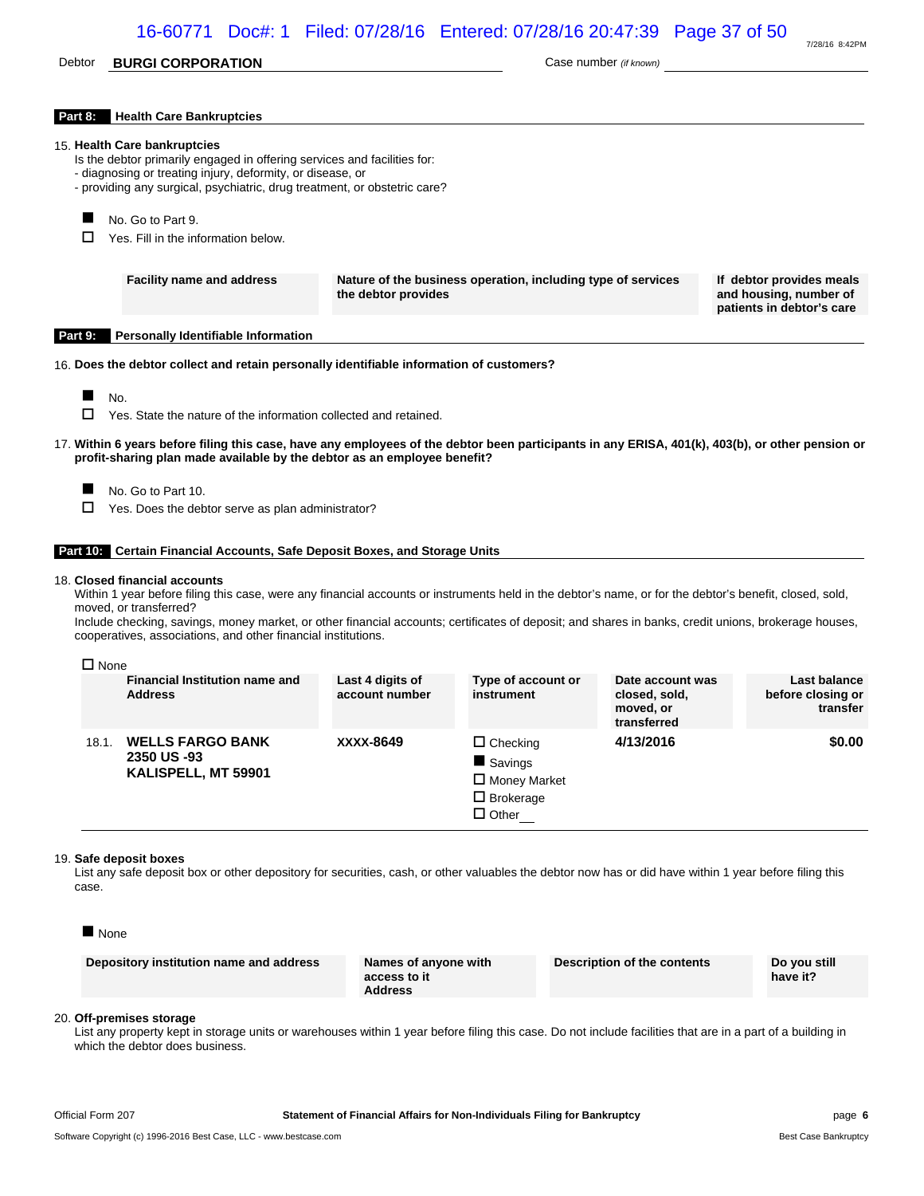Debtor **BURGI CORPORATION** Case number *(if known)*

## Part 8: Health Care Bankruptcies

15. **Health Care bankruptcies**
Is the debtor primarily engaged in offering services and facilities for:
- diagnosing or treating injury, deformity, or disease, or
- providing any surgical, psychiatric, drug treatment, or obstetric care?

■ No. Go to Part 9.
☐ Yes. Fill in the information below.

| Facility name and address | Nature of the business operation, including type of services the debtor provides | If debtor provides meals and housing, number of patients in debtor's care |
|---|---|---|

## Part 9: Personally Identifiable Information

16. **Does the debtor collect and retain personally identifiable information of customers?**

■ No.
☐ Yes. State the nature of the information collected and retained.

17. **Within 6 years before filing this case, have any employees of the debtor been participants in any ERISA, 401(k), 403(b), or other pension or profit-sharing plan made available by the debtor as an employee benefit?**

■ No. Go to Part 10.
☐ Yes. Does the debtor serve as plan administrator?

## Part 10: Certain Financial Accounts, Safe Deposit Boxes, and Storage Units

18. **Closed financial accounts**
Within 1 year before filing this case, were any financial accounts or instruments held in the debtor's name, or for the debtor's benefit, closed, sold, moved, or transferred?
Include checking, savings, money market, or other financial accounts; certificates of deposit; and shares in banks, credit unions, brokerage houses, cooperatives, associations, and other financial institutions.

☐ None

| | Financial Institution name and Address | Last 4 digits of account number | Type of account or instrument | Date account was closed, sold, moved, or transferred | Last balance before closing or transfer |
|---|---|---|---|---|---|
| 18.1. | **WELLS FARGO BANK 2350 US -93 KALISPELL, MT 59901** | **XXXX-8649** | ☐ Checking ■ Savings ☐ Money Market ☐ Brokerage ☐ Other__ | **4/13/2016** | **$0.00** |

19. **Safe deposit boxes**
List any safe deposit box or other depository for securities, cash, or other valuables the debtor now has or did have within 1 year before filing this case.

■ None

| Depository institution name and address | Names of anyone with access to it Address | Description of the contents | Do you still have it? |
|---|---|---|---|

20. **Off-premises storage**
List any property kept in storage units or warehouses within 1 year before filing this case. Do not include facilities that are in a part of a building in which the debtor does business.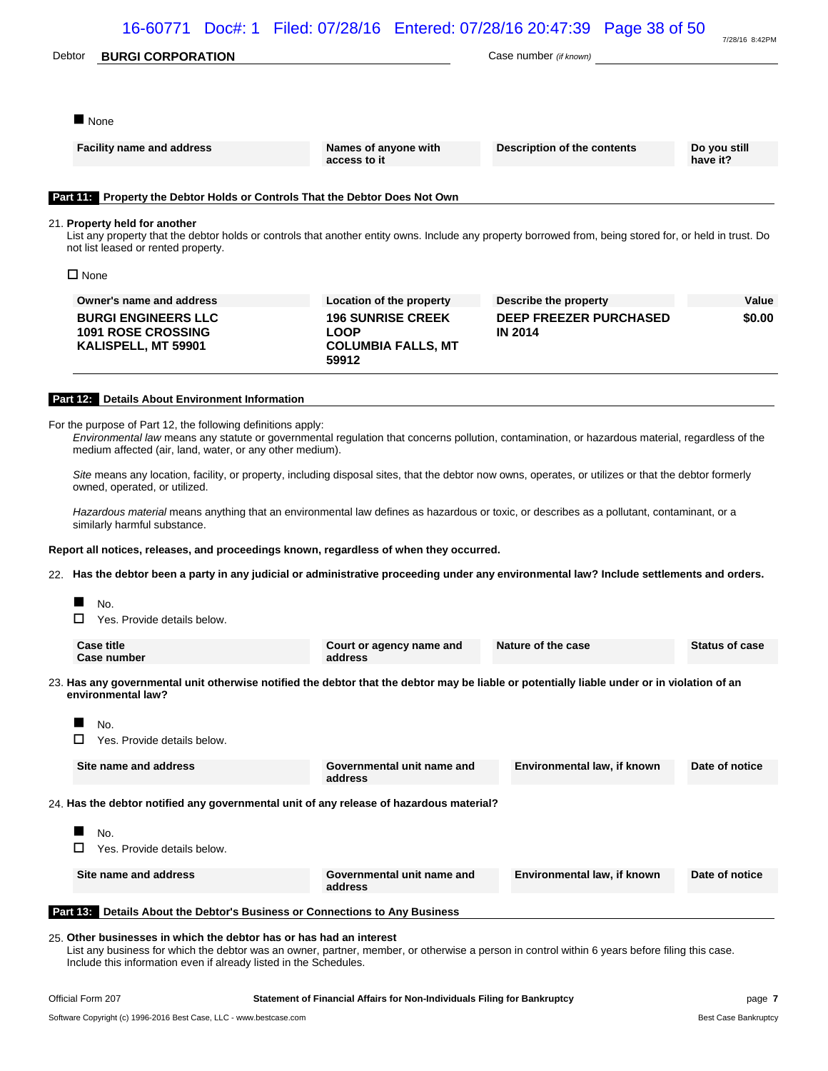Debtor **BURGI CORPORATION** Case number *(if known)*

■ None

| Facility name and address | Names of anyone with access to it | Description of the contents | Do you still have it? |
|---|---|---|---|

## Part 11: Property the Debtor Holds or Controls That the Debtor Does Not Own

21. **Property held for another**
List any property that the debtor holds or controls that another entity owns. Include any property borrowed from, being stored for, or held in trust. Do not list leased or rented property.

☐ None

| Owner's name and address | Location of the property | Describe the property | Value |
|---|---|---|---|
| **BURGI ENGINEERS LLC**<br>**1091 ROSE CROSSING**<br>**KALISPELL, MT 59901** | **196 SUNRISE CREEK LOOP**<br>**COLUMBIA FALLS, MT 59912** | **DEEP FREEZER PURCHASED IN 2014** | **$0.00** |

## Part 12: Details About Environment Information

For the purpose of Part 12, the following definitions apply:

*Environmental law* means any statute or governmental regulation that concerns pollution, contamination, or hazardous material, regardless of the medium affected (air, land, water, or any other medium).

*Site* means any location, facility, or property, including disposal sites, that the debtor now owns, operates, or utilizes or that the debtor formerly owned, operated, or utilized.

*Hazardous material* means anything that an environmental law defines as hazardous or toxic, or describes as a pollutant, contaminant, or a similarly harmful substance.

**Report all notices, releases, and proceedings known, regardless of when they occurred.**

22. **Has the debtor been a party in any judicial or administrative proceeding under any environmental law? Include settlements and orders.**

■ No.
☐ Yes. Provide details below.

| Case title<br>Case number | Court or agency name and address | Nature of the case | Status of case |
|---|---|---|---|

23. **Has any governmental unit otherwise notified the debtor that the debtor may be liable or potentially liable under or in violation of an environmental law?**

■ No.
☐ Yes. Provide details below.

| Site name and address | Governmental unit name and address | Environmental law, if known | Date of notice |
|---|---|---|---|

24. **Has the debtor notified any governmental unit of any release of hazardous material?**

■ No.
☐ Yes. Provide details below.

| Site name and address | Governmental unit name and address | Environmental law, if known | Date of notice |
|---|---|---|---|

## Part 13: Details About the Debtor's Business or Connections to Any Business

25. **Other businesses in which the debtor has or has had an interest**
List any business for which the debtor was an owner, partner, member, or otherwise a person in control within 6 years before filing this case.
Include this information even if already listed in the Schedules.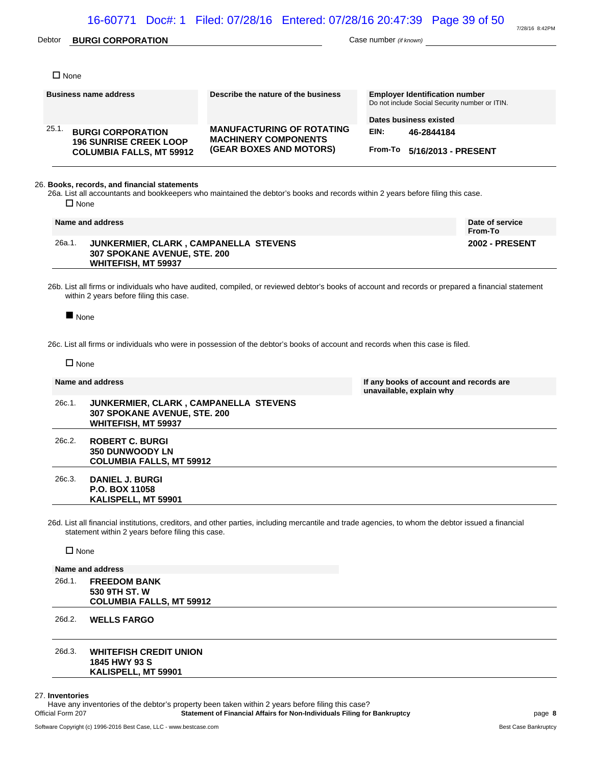Debtor **BURGI CORPORATION** Case number *(if known)*

☐ None

| | Business name address | Describe the nature of the business | Employer Identification number<br>Do not include Social Security number or ITIN.<br>Dates business existed |
|---|---|---|---|
| 25.1. | **BURGI CORPORATION**<br>**196 SUNRISE CREEK LOOP**<br>**COLUMBIA FALLS, MT 59912** | **MANUFACTURING OF ROTATING MACHINERY COMPONENTS (GEAR BOXES AND MOTORS)** | **EIN: 46-2844184**<br>**From-To 5/16/2013 - PRESENT** |

26. **Books, records, and financial statements**

26a. List all accountants and bookkeepers who maintained the debtor's books and records within 2 years before filing this case.

☐ None

| | Name and address | Date of service From-To |
|---|---|---|
| 26a.1. | **JUNKERMIER, CLARK , CAMPANELLA STEVENS**<br>**307 SPOKANE AVENUE, STE. 200**<br>**WHITEFISH, MT 59937** | **2002 - PRESENT** |

26b. List all firms or individuals who have audited, compiled, or reviewed debtor's books of account and records or prepared a financial statement within 2 years before filing this case.

■ None

26c. List all firms or individuals who were in possession of the debtor's books of account and records when this case is filed.

☐ None

| | Name and address | If any books of account and records are unavailable, explain why |
|---|---|---|
| 26c.1. | **JUNKERMIER, CLARK , CAMPANELLA STEVENS**<br>**307 SPOKANE AVENUE, STE. 200**<br>**WHITEFISH, MT 59937** | |
| 26c.2. | **ROBERT C. BURGI**<br>**350 DUNWOODY LN**<br>**COLUMBIA FALLS, MT 59912** | |
| 26c.3. | **DANIEL J. BURGI**<br>**P.O. BOX 11058**<br>**KALISPELL, MT 59901** | |

26d. List all financial institutions, creditors, and other parties, including mercantile and trade agencies, to whom the debtor issued a financial statement within 2 years before filing this case.

☐ None

| | Name and address |
|---|---|
| 26d.1. | **FREEDOM BANK**<br>**530 9TH ST. W**<br>**COLUMBIA FALLS, MT 59912** |
| 26d.2. | **WELLS FARGO** |
| 26d.3. | **WHITEFISH CREDIT UNION**<br>**1845 HWY 93 S**<br>**KALISPELL, MT 59901** |

27. **Inventories**

Have any inventories of the debtor's property been taken within 2 years before filing this case?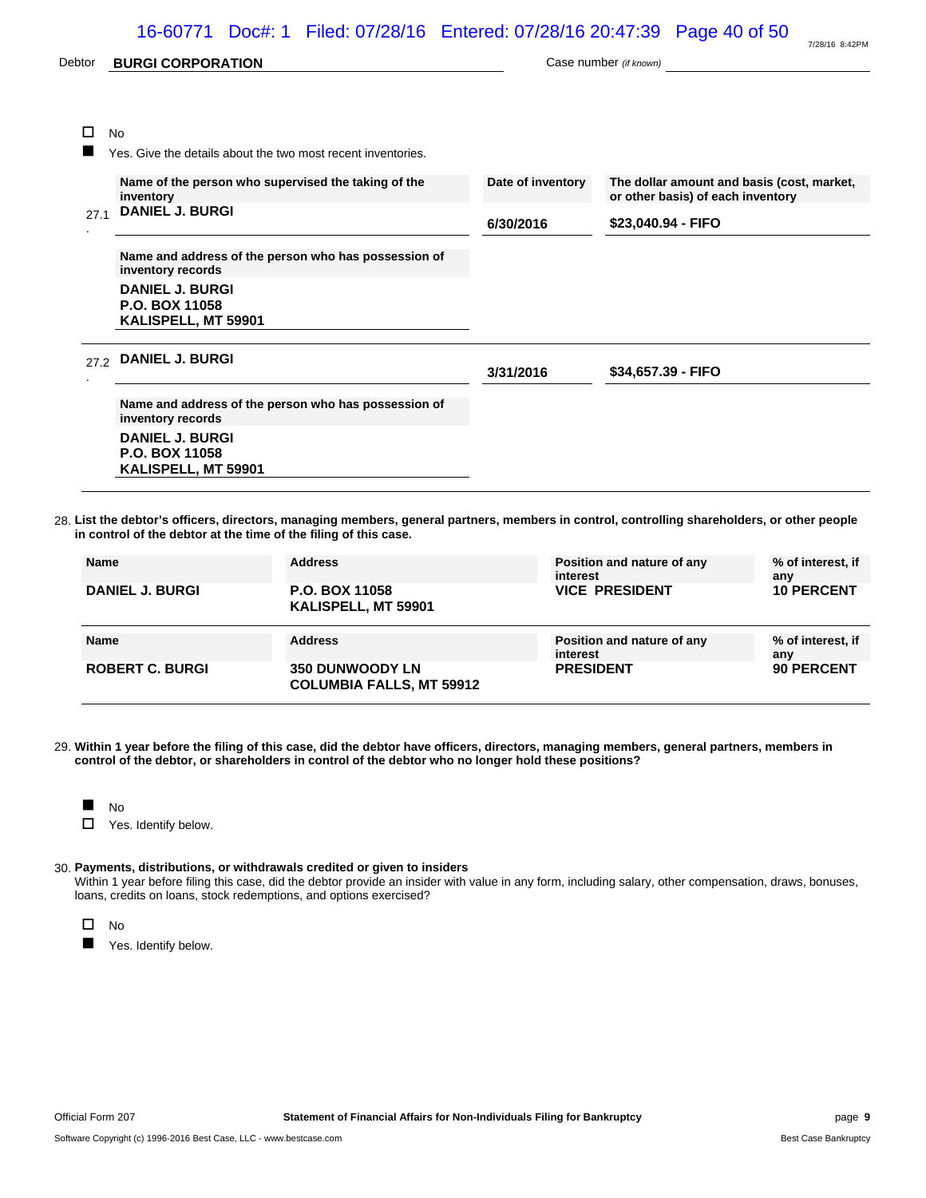Debtor **BURGI CORPORATION** Case number *(if known)*

☐ No

■ Yes. Give the details about the two most recent inventories.

| | Name of the person who supervised the taking of the inventory | Date of inventory | The dollar amount and basis (cost, market, or other basis) of each inventory |
|---|---|---|---|
| 27.1 | **DANIEL J. BURGI** | **6/30/2016** | **$23,040.94 - FIFO** |
| | **Name and address of the person who has possession of inventory records**<br>**DANIEL J. BURGI**<br>**P.O. BOX 11058**<br>**KALISPELL, MT 59901** | | |
| 27.2 | **DANIEL J. BURGI** | **3/31/2016** | **$34,657.39 - FIFO** |
| | **Name and address of the person who has possession of inventory records**<br>**DANIEL J. BURGI**<br>**P.O. BOX 11058**<br>**KALISPELL, MT 59901** | | |

28. **List the debtor's officers, directors, managing members, general partners, members in control, controlling shareholders, or other people in control of the debtor at the time of the filing of this case.**

| Name | Address | Position and nature of any interest | % of interest, if any |
|---|---|---|---|
| **DANIEL J. BURGI** | **P.O. BOX 11058**<br>**KALISPELL, MT 59901** | **VICE PRESIDENT** | **10 PERCENT** |
| **ROBERT C. BURGI** | **350 DUNWOODY LN**<br>**COLUMBIA FALLS, MT 59912** | **PRESIDENT** | **90 PERCENT** |

29. **Within 1 year before the filing of this case, did the debtor have officers, directors, managing members, general partners, members in control of the debtor, or shareholders in control of the debtor who no longer hold these positions?**

■ No

☐ Yes. Identify below.

30. **Payments, distributions, or withdrawals credited or given to insiders**

Within 1 year before filing this case, did the debtor provide an insider with value in any form, including salary, other compensation, draws, bonuses, loans, credits on loans, stock redemptions, and options exercised?

☐ No

■ Yes. Identify below.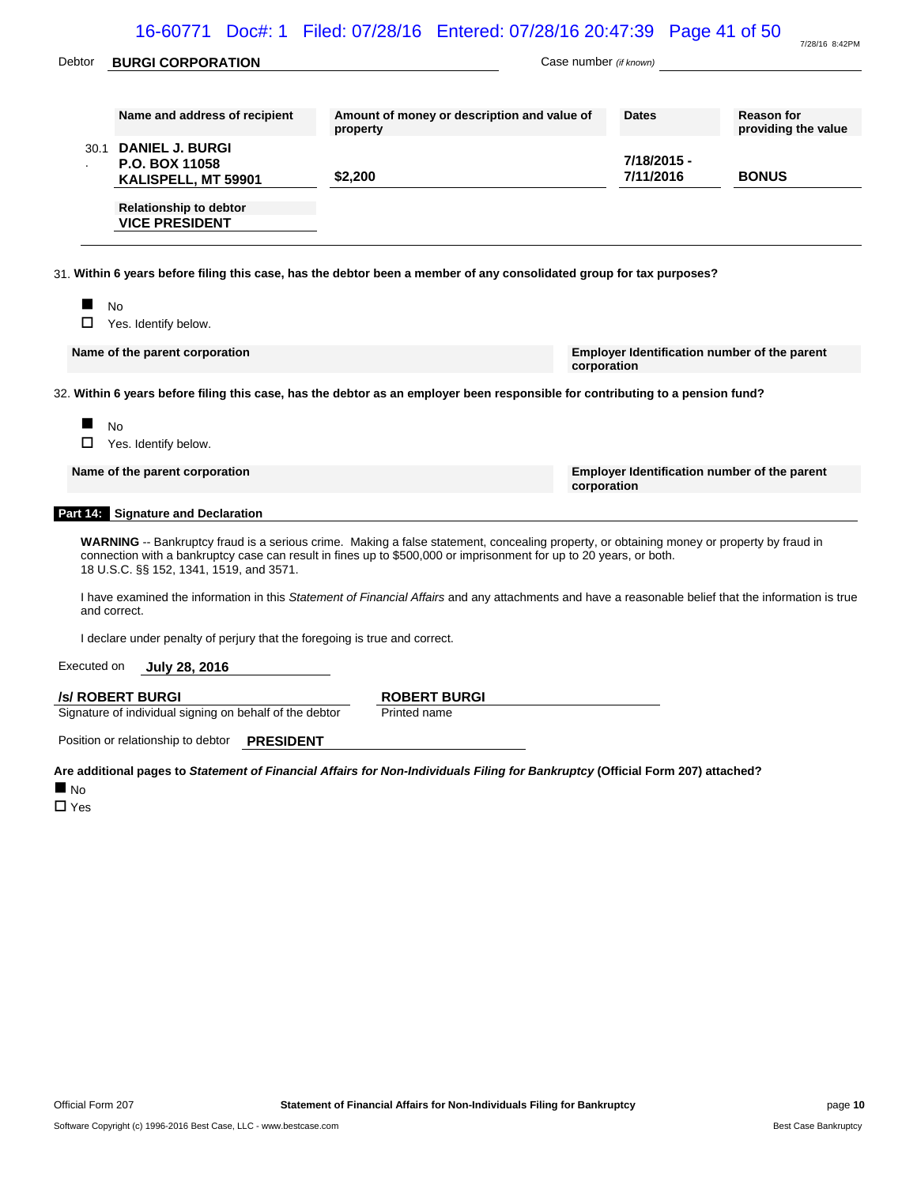Debtor **BURGI CORPORATION** Case number *(if known)*

| | Name and address of recipient | Amount of money or description and value of property | Dates | Reason for providing the value |
|---|---|---|---|---|
| 30.1 | **DANIEL J. BURGI**<br>**P.O. BOX 11058**<br>**KALISPELL, MT 59901** | **$2,200** | **7/18/2015 - 7/11/2016** | **BONUS** |
| | Relationship to debtor<br>**VICE PRESIDENT** | | | |

31. **Within 6 years before filing this case, has the debtor been a member of any consolidated group for tax purposes?**

■ No
☐ Yes. Identify below.

| Name of the parent corporation | Employer Identification number of the parent corporation |
|---|---|

32. **Within 6 years before filing this case, has the debtor as an employer been responsible for contributing to a pension fund?**

■ No
☐ Yes. Identify below.

| Name of the parent corporation | Employer Identification number of the parent corporation |
|---|---|

## Part 14: Signature and Declaration

**WARNING** -- Bankruptcy fraud is a serious crime. Making a false statement, concealing property, or obtaining money or property by fraud in connection with a bankruptcy case can result in fines up to $500,000 or imprisonment for up to 20 years, or both.
18 U.S.C. §§ 152, 1341, 1519, and 3571.

I have examined the information in this *Statement of Financial Affairs* and any attachments and have a reasonable belief that the information is true and correct.

I declare under penalty of perjury that the foregoing is true and correct.

Executed on **July 28, 2016**

**/s/ ROBERT BURGI**
Signature of individual signing on behalf of the debtor

**ROBERT BURGI**
Printed name

Position or relationship to debtor **PRESIDENT**

**Are additional pages to *Statement of Financial Affairs for Non-Individuals Filing for Bankruptcy* (Official Form 207) attached?**

■ No
☐ Yes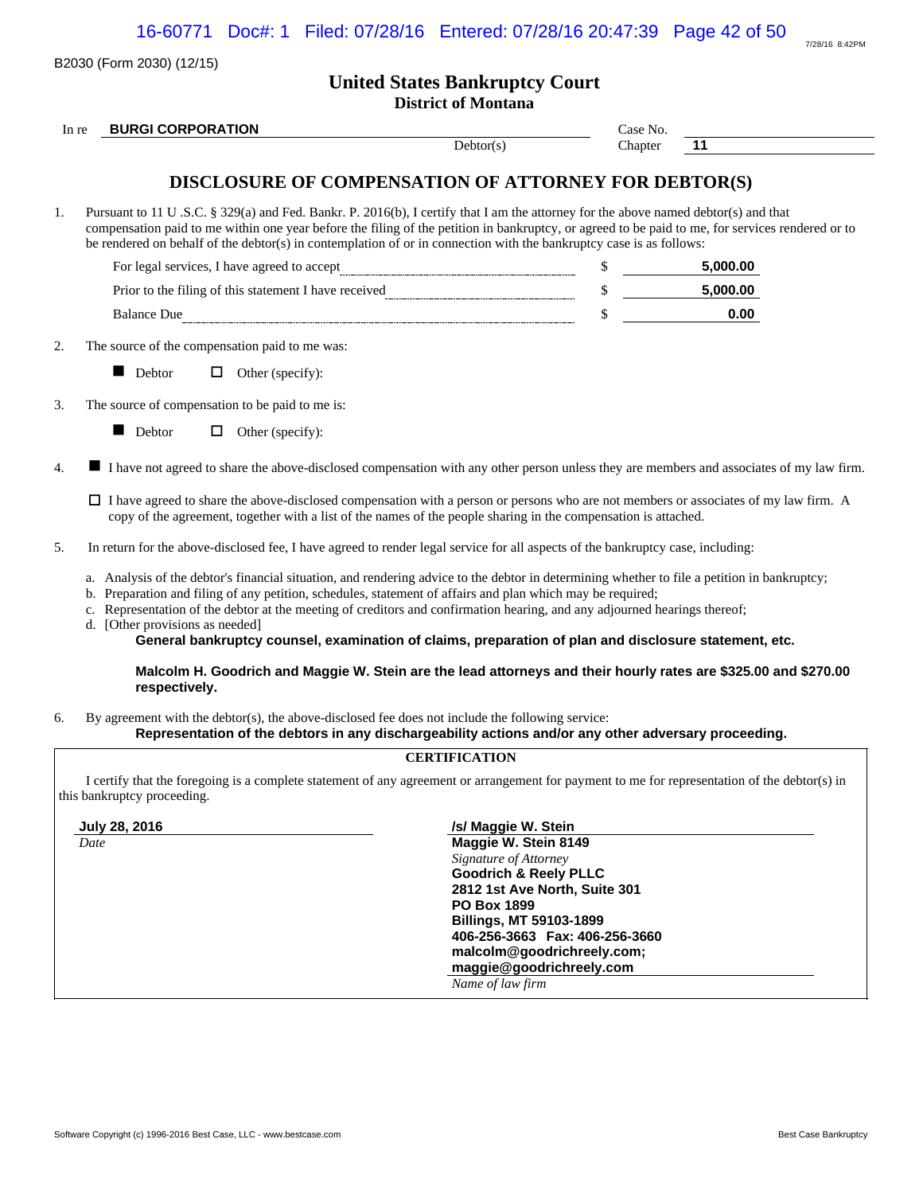B2030 (Form 2030) (12/15)

# United States Bankruptcy Court
## District of Montana

In re **BURGI CORPORATION** — Debtor(s)

Case No. ____

Chapter **11**

## DISCLOSURE OF COMPENSATION OF ATTORNEY FOR DEBTOR(S)

1. Pursuant to 11 U .S.C. § 329(a) and Fed. Bankr. P. 2016(b), I certify that I am the attorney for the above named debtor(s) and that compensation paid to me within one year before the filing of the petition in bankruptcy, or agreed to be paid to me, for services rendered or to be rendered on behalf of the debtor(s) in contemplation of or in connection with the bankruptcy case is as follows:

| | | |
|---|---|---|
| For legal services, I have agreed to accept | $ | **5,000.00** |
| Prior to the filing of this statement I have received | $ | **5,000.00** |
| Balance Due | $ | **0.00** |

2. The source of the compensation paid to me was:

   ■ Debtor ☐ Other (specify):

3. The source of compensation to be paid to me is:

   ■ Debtor ☐ Other (specify):

4. ■ I have not agreed to share the above-disclosed compensation with any other person unless they are members and associates of my law firm.

   ☐ I have agreed to share the above-disclosed compensation with a person or persons who are not members or associates of my law firm. A copy of the agreement, together with a list of the names of the people sharing in the compensation is attached.

5. In return for the above-disclosed fee, I have agreed to render legal service for all aspects of the bankruptcy case, including:

   a. Analysis of the debtor's financial situation, and rendering advice to the debtor in determining whether to file a petition in bankruptcy;
   b. Preparation and filing of any petition, schedules, statement of affairs and plan which may be required;
   c. Representation of the debtor at the meeting of creditors and confirmation hearing, and any adjourned hearings thereof;
   d. [Other provisions as needed]
      **General bankruptcy counsel, examination of claims, preparation of plan and disclosure statement, etc.**

      **Malcolm H. Goodrich and Maggie W. Stein are the lead attorneys and their hourly rates are $325.00 and $270.00 respectively.**

6. By agreement with the debtor(s), the above-disclosed fee does not include the following service:
   **Representation of the debtors in any dischargeability actions and/or any other adversary proceeding.**

### CERTIFICATION

I certify that the foregoing is a complete statement of any agreement or arrangement for payment to me for representation of the debtor(s) in this bankruptcy proceeding.

**July 28, 2016**
*Date*

**/s/ Maggie W. Stein**
**Maggie W. Stein 8149**
*Signature of Attorney*
**Goodrich & Reely PLLC**
**2812 1st Ave North, Suite 301**
**PO Box 1899**
**Billings, MT 59103-1899**
**406-256-3663 Fax: 406-256-3660**
**malcolm@goodrichreely.com;**
**maggie@goodrichreely.com**
*Name of law firm*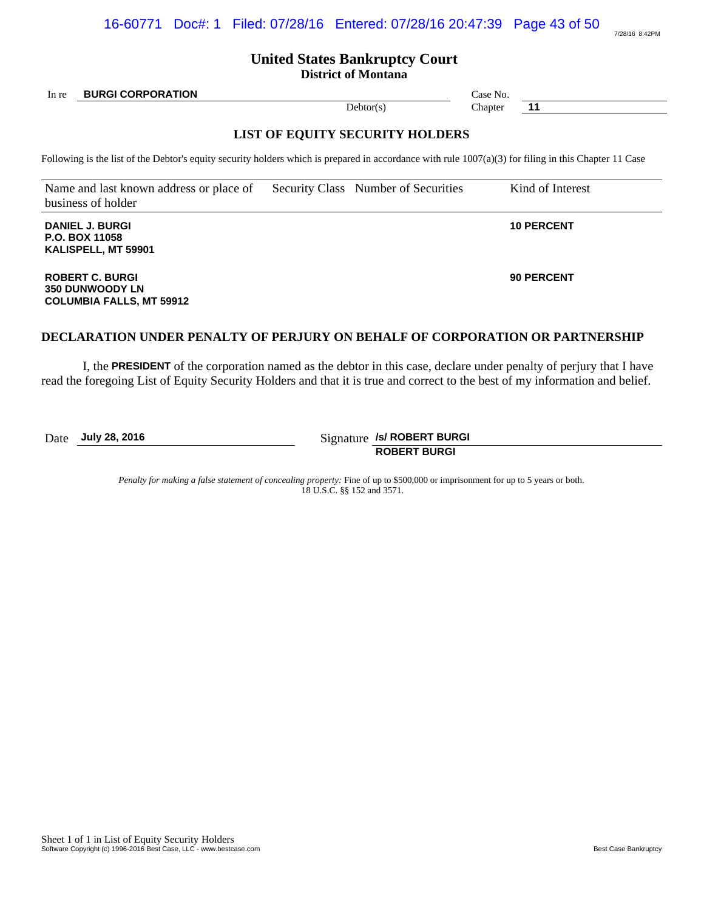## United States Bankruptcy Court
### District of Montana

In re **BURGI CORPORATION**
Debtor(s)

Case No.
Chapter **11**

### LIST OF EQUITY SECURITY HOLDERS

Following is the list of the Debtor's equity security holders which is prepared in accordance with rule 1007(a)(3) for filing in this Chapter 11 Case

| Name and last known address or place of business of holder | Security Class | Number of Securities | Kind of Interest |
|---|---|---|---|
| **DANIEL J. BURGI**<br>**P.O. BOX 11058**<br>**KALISPELL, MT 59901** | | | **10 PERCENT** |
| **ROBERT C. BURGI**<br>**350 DUNWOODY LN**<br>**COLUMBIA FALLS, MT 59912** | | | **90 PERCENT** |

### DECLARATION UNDER PENALTY OF PERJURY ON BEHALF OF CORPORATION OR PARTNERSHIP

I, the **PRESIDENT** of the corporation named as the debtor in this case, declare under penalty of perjury that I have read the foregoing List of Equity Security Holders and that it is true and correct to the best of my information and belief.

Date **July 28, 2016**

Signature **/s/ ROBERT BURGI**
**ROBERT BURGI**

*Penalty for making a false statement of concealing property:* Fine of up to $500,000 or imprisonment for up to 5 years or both. 18 U.S.C. §§ 152 and 3571.

Sheet 1 of 1 in List of Equity Security Holders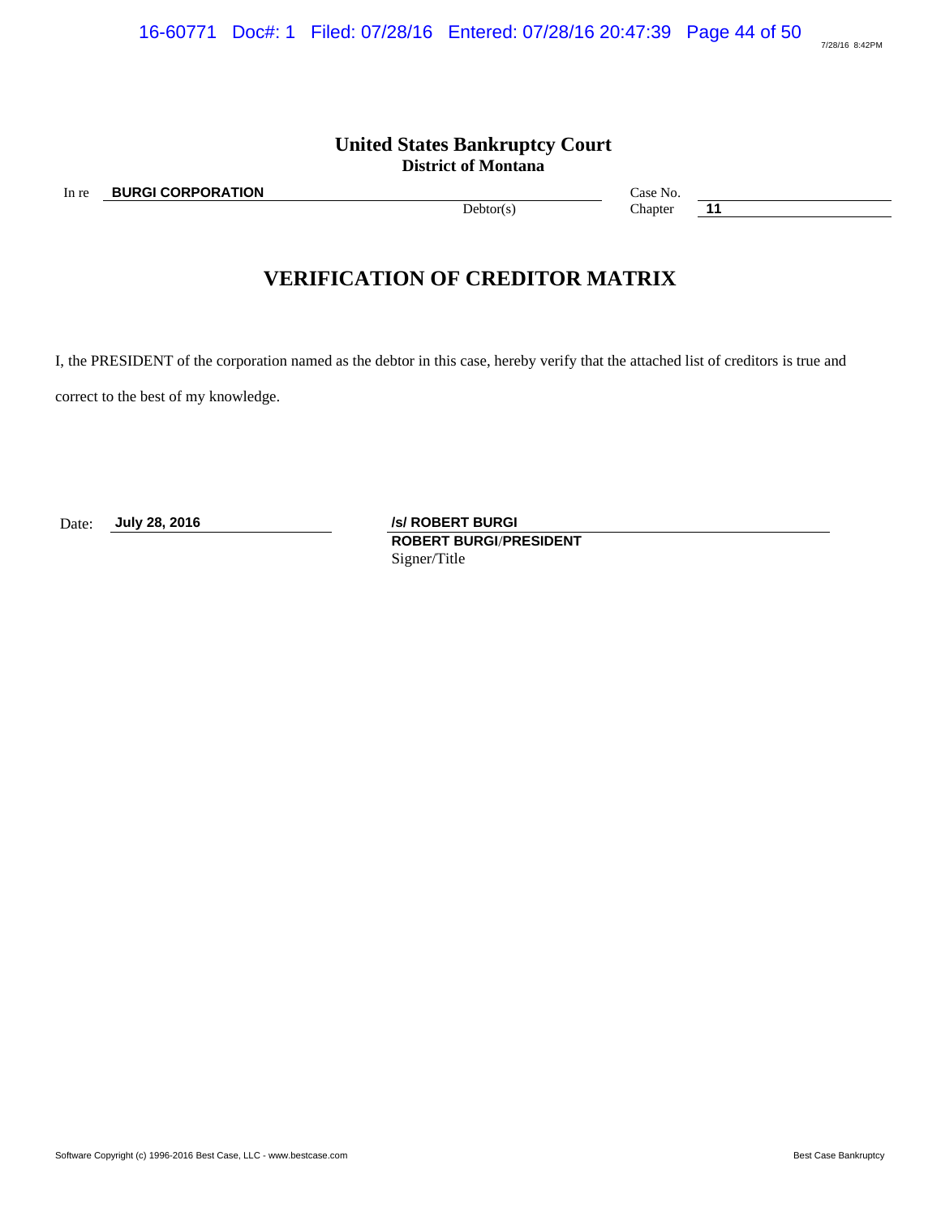# United States Bankruptcy Court
## District of Montana

In re **BURGI CORPORATION** Debtor(s)

Case No.

Chapter **11**

# VERIFICATION OF CREDITOR MATRIX

I, the PRESIDENT of the corporation named as the debtor in this case, hereby verify that the attached list of creditors is true and correct to the best of my knowledge.

Date: **July 28, 2016**

**/s/ ROBERT BURGI**
**ROBERT BURGI/PRESIDENT**
Signer/Title

Software Copyright (c) 1996-2016 Best Case, LLC - www.bestcase.com Best Case Bankruptcy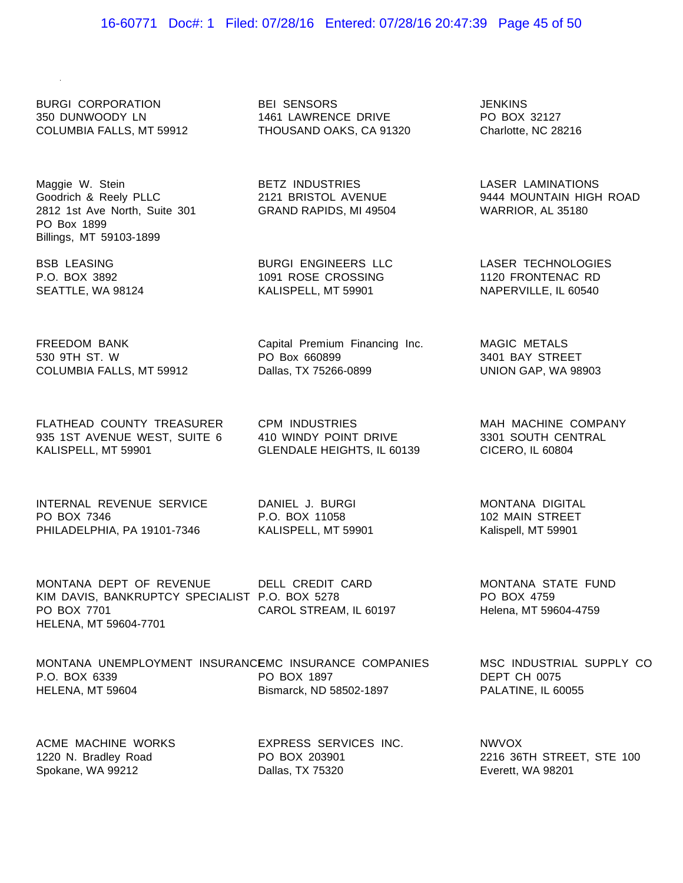BURGI CORPORATION
350 DUNWOODY LN
COLUMBIA FALLS, MT 59912

BEI SENSORS
1461 LAWRENCE DRIVE
THOUSAND OAKS, CA 91320

JENKINS
PO BOX 32127
Charlotte, NC 28216

Maggie W. Stein
Goodrich & Reely PLLC
2812 1st Ave North, Suite 301
PO Box 1899
Billings, MT 59103-1899

BETZ INDUSTRIES
2121 BRISTOL AVENUE
GRAND RAPIDS, MI 49504

LASER LAMINATIONS
9444 MOUNTAIN HIGH ROAD
WARRIOR, AL 35180

BSB LEASING
P.O. BOX 3892
SEATTLE, WA 98124

BURGI ENGINEERS LLC
1091 ROSE CROSSING
KALISPELL, MT 59901

LASER TECHNOLOGIES
1120 FRONTENAC RD
NAPERVILLE, IL 60540

FREEDOM BANK
530 9TH ST. W
COLUMBIA FALLS, MT 59912

Capital Premium Financing Inc.
PO Box 660899
Dallas, TX 75266-0899

MAGIC METALS
3401 BAY STREET
UNION GAP, WA 98903

FLATHEAD COUNTY TREASURER
935 1ST AVENUE WEST, SUITE 6
KALISPELL, MT 59901

CPM INDUSTRIES
410 WINDY POINT DRIVE
GLENDALE HEIGHTS, IL 60139

MAH MACHINE COMPANY
3301 SOUTH CENTRAL
CICERO, IL 60804

INTERNAL REVENUE SERVICE
PO BOX 7346
PHILADELPHIA, PA 19101-7346

DANIEL J. BURGI
P.O. BOX 11058
KALISPELL, MT 59901

MONTANA DIGITAL
102 MAIN STREET
Kalispell, MT 59901

MONTANA DEPT OF REVENUE
KIM DAVIS, BANKRUPTCY SPECIALIST
PO BOX 7701
HELENA, MT 59604-7701

DELL CREDIT CARD
P.O. BOX 5278
CAROL STREAM, IL 60197

MONTANA STATE FUND
PO BOX 4759
Helena, MT 59604-4759

MONTANA UNEMPLOYMENT INSURANCE
P.O. BOX 6339
HELENA, MT 59604

EMC INSURANCE COMPANIES
PO BOX 1897
Bismarck, ND 58502-1897

MSC INDUSTRIAL SUPPLY CO
DEPT CH 0075
PALATINE, IL 60055

ACME MACHINE WORKS
1220 N. Bradley Road
Spokane, WA 99212

EXPRESS SERVICES INC.
PO BOX 203901
Dallas, TX 75320

NWVOX
2216 36TH STREET, STE 100
Everett, WA 98201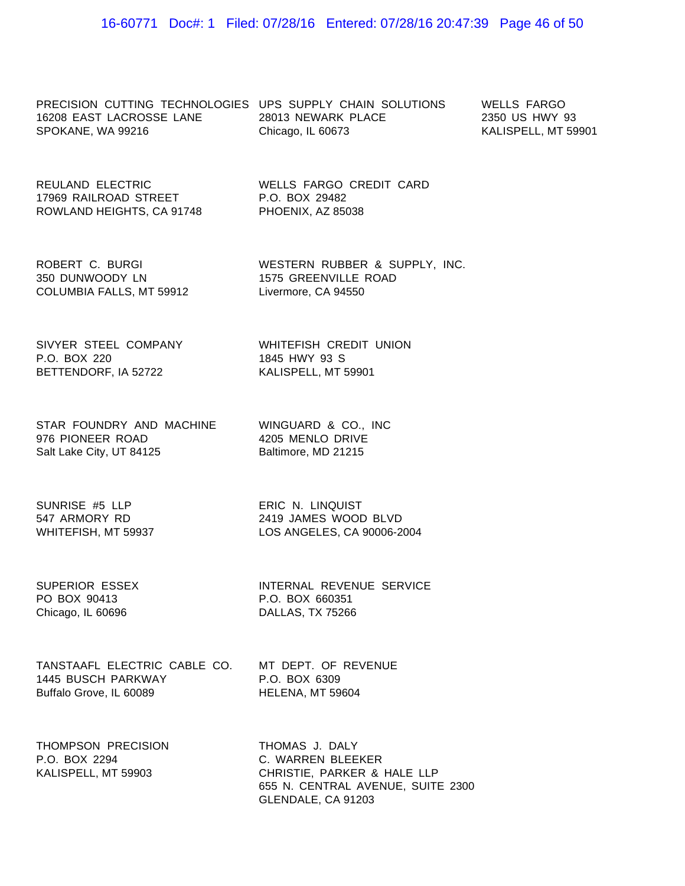PRECISION CUTTING TECHNOLOGIES
16208 EAST LACROSSE LANE
SPOKANE, WA 99216

REULAND ELECTRIC
17969 RAILROAD STREET
ROWLAND HEIGHTS, CA 91748

ROBERT C. BURGI
350 DUNWOODY LN
COLUMBIA FALLS, MT 59912

SIVYER STEEL COMPANY
P.O. BOX 220
BETTENDORF, IA 52722

STAR FOUNDRY AND MACHINE
976 PIONEER ROAD
Salt Lake City, UT 84125

SUNRISE #5 LLP
547 ARMORY RD
WHITEFISH, MT 59937

SUPERIOR ESSEX
PO BOX 90413
Chicago, IL 60696

TANSTAAFL ELECTRIC CABLE CO.
1445 BUSCH PARKWAY
Buffalo Grove, IL 60089

THOMPSON PRECISION
P.O. BOX 2294
KALISPELL, MT 59903

UPS SUPPLY CHAIN SOLUTIONS
28013 NEWARK PLACE
Chicago, IL 60673

WELLS FARGO CREDIT CARD
P.O. BOX 29482
PHOENIX, AZ 85038

WESTERN RUBBER & SUPPLY, INC.
1575 GREENVILLE ROAD
Livermore, CA 94550

WHITEFISH CREDIT UNION
1845 HWY 93 S
KALISPELL, MT 59901

WINGUARD & CO., INC
4205 MENLO DRIVE
Baltimore, MD 21215

ERIC N. LINQUIST
2419 JAMES WOOD BLVD
LOS ANGELES, CA 90006-2004

INTERNAL REVENUE SERVICE
P.O. BOX 660351
DALLAS, TX 75266

MT DEPT. OF REVENUE
P.O. BOX 6309
HELENA, MT 59604

THOMAS J. DALY
C. WARREN BLEEKER
CHRISTIE, PARKER & HALE LLP
655 N. CENTRAL AVENUE, SUITE 2300
GLENDALE, CA 91203

WELLS FARGO
2350 US HWY 93
KALISPELL, MT 59901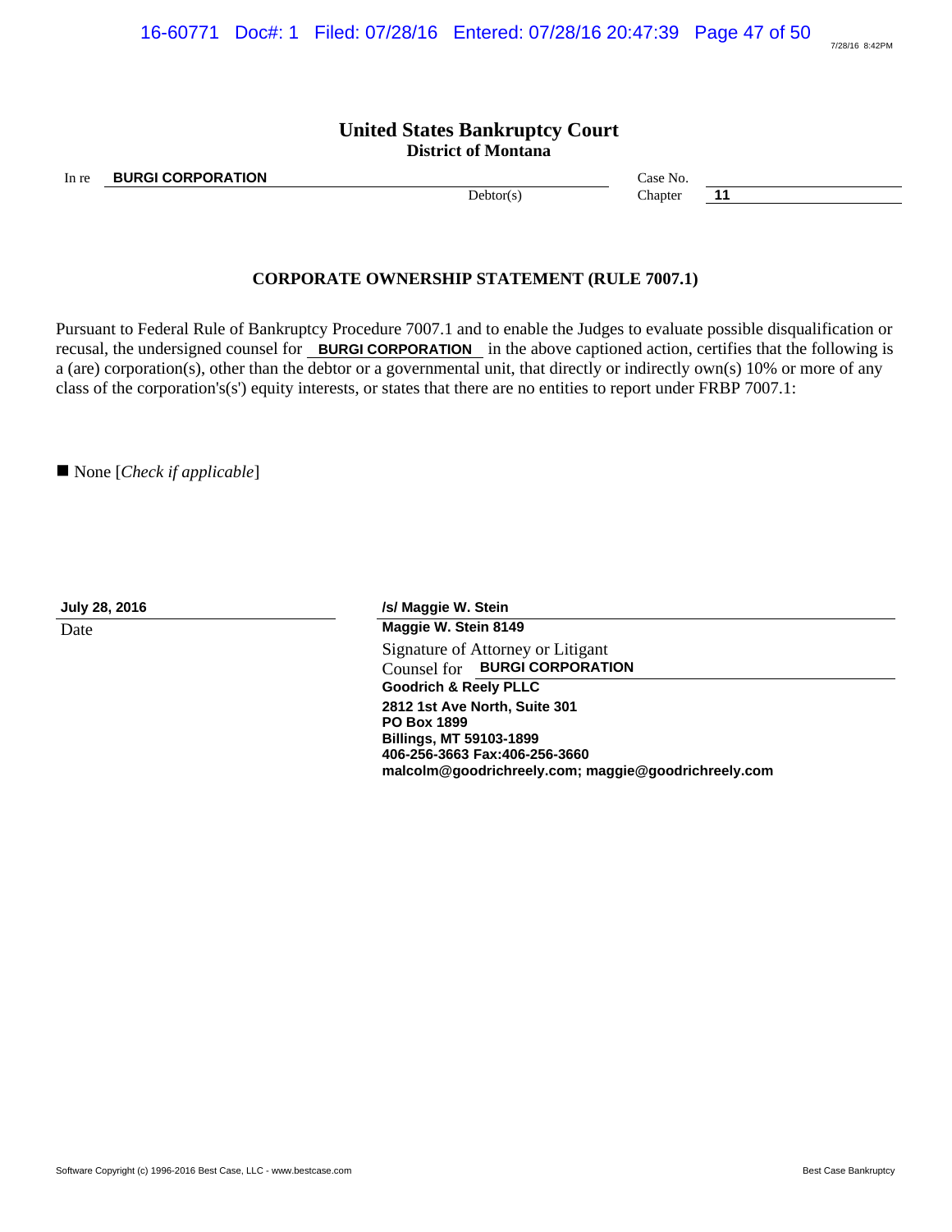# United States Bankruptcy Court
## District of Montana

In re **BURGI CORPORATION**
Debtor(s)

Case No.
Chapter **11**

### CORPORATE OWNERSHIP STATEMENT (RULE 7007.1)

Pursuant to Federal Rule of Bankruptcy Procedure 7007.1 and to enable the Judges to evaluate possible disqualification or recusal, the undersigned counsel for **BURGI CORPORATION** in the above captioned action, certifies that the following is a (are) corporation(s), other than the debtor or a governmental unit, that directly or indirectly own(s) 10% or more of any class of the corporation's(s') equity interests, or states that there are no entities to report under FRBP 7007.1:

■ None [*Check if applicable*]

**July 28, 2016**
Date

**/s/ Maggie W. Stein**
**Maggie W. Stein 8149**
Signature of Attorney or Litigant
Counsel for **BURGI CORPORATION**
**Goodrich & Reely PLLC**
**2812 1st Ave North, Suite 301**
**PO Box 1899**
**Billings, MT 59103-1899**
**406-256-3663 Fax:406-256-3660**
**malcolm@goodrichreely.com; maggie@goodrichreely.com**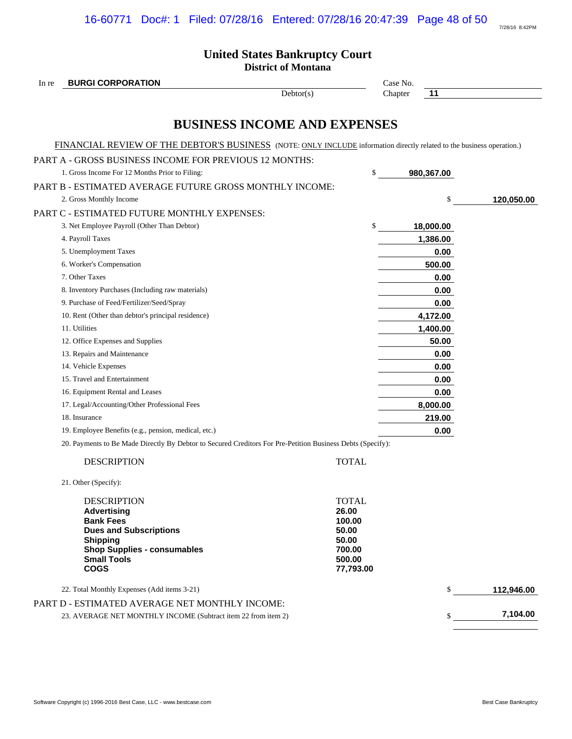# United States Bankruptcy Court
## District of Montana

In re **BURGI CORPORATION** Debtor(s)

Case No.

Chapter **11**

# BUSINESS INCOME AND EXPENSES

FINANCIAL REVIEW OF THE DEBTOR'S BUSINESS (NOTE: ONLY INCLUDE information directly related to the business operation.)

PART A - GROSS BUSINESS INCOME FOR PREVIOUS 12 MONTHS:

| | | |
|---|---|---|
| 1. Gross Income For 12 Months Prior to Filing: | $ **980,367.00** | |

PART B - ESTIMATED AVERAGE FUTURE GROSS MONTHLY INCOME:

| | | |
|---|---|---|
| 2. Gross Monthly Income | | $ **120,050.00** |

PART C - ESTIMATED FUTURE MONTHLY EXPENSES:

| | | |
|---|---|---|
| 3. Net Employee Payroll (Other Than Debtor) | $ **18,000.00** | |
| 4. Payroll Taxes | **1,386.00** | |
| 5. Unemployment Taxes | **0.00** | |
| 6. Worker's Compensation | **500.00** | |
| 7. Other Taxes | **0.00** | |
| 8. Inventory Purchases (Including raw materials) | **0.00** | |
| 9. Purchase of Feed/Fertilizer/Seed/Spray | **0.00** | |
| 10. Rent (Other than debtor's principal residence) | **4,172.00** | |
| 11. Utilities | **1,400.00** | |
| 12. Office Expenses and Supplies | **50.00** | |
| 13. Repairs and Maintenance | **0.00** | |
| 14. Vehicle Expenses | **0.00** | |
| 15. Travel and Entertainment | **0.00** | |
| 16. Equipment Rental and Leases | **0.00** | |
| 17. Legal/Accounting/Other Professional Fees | **8,000.00** | |
| 18. Insurance | **219.00** | |
| 19. Employee Benefits (e.g., pension, medical, etc.) | **0.00** | |

20. Payments to Be Made Directly By Debtor to Secured Creditors For Pre-Petition Business Debts (Specify):

| DESCRIPTION | TOTAL |
|---|---|

21. Other (Specify):

| DESCRIPTION | TOTAL |
|---|---|
| **Advertising** | **26.00** |
| **Bank Fees** | **100.00** |
| **Dues and Subscriptions** | **50.00** |
| **Shipping** | **50.00** |
| **Shop Supplies - consumables** | **700.00** |
| **Small Tools** | **500.00** |
| **COGS** | **77,793.00** |

| | | |
|---|---|---|
| 22. Total Monthly Expenses (Add items 3-21) | | $ **112,946.00** |

PART D - ESTIMATED AVERAGE NET MONTHLY INCOME:

| | | |
|---|---|---|
| 23. AVERAGE NET MONTHLY INCOME (Subtract item 22 from item 2) | | $ **7,104.00** |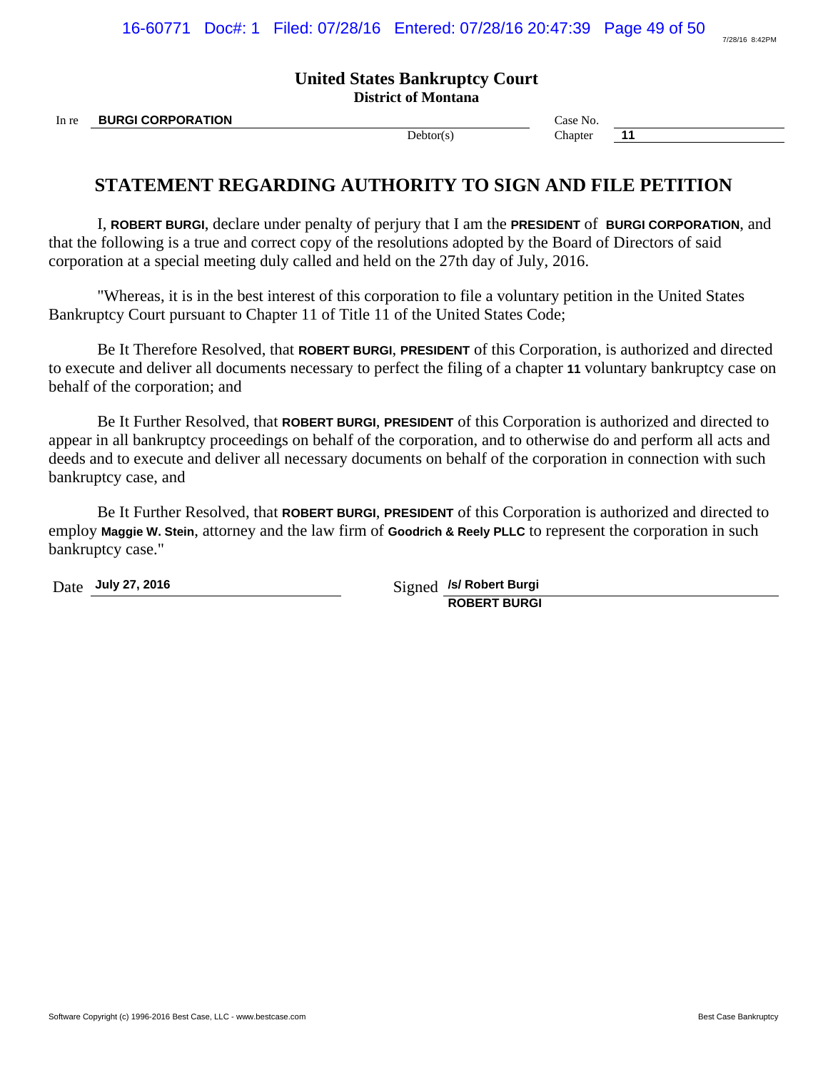**United States Bankruptcy Court**
**District of Montana**

In re **BURGI CORPORATION** Case No.
Debtor(s) Chapter **11**

# STATEMENT REGARDING AUTHORITY TO SIGN AND FILE PETITION

I, **ROBERT BURGI**, declare under penalty of perjury that I am the **PRESIDENT** of **BURGI CORPORATION**, and that the following is a true and correct copy of the resolutions adopted by the Board of Directors of said corporation at a special meeting duly called and held on the 27th day of July, 2016.

"Whereas, it is in the best interest of this corporation to file a voluntary petition in the United States Bankruptcy Court pursuant to Chapter 11 of Title 11 of the United States Code;

Be It Therefore Resolved, that **ROBERT BURGI**, **PRESIDENT** of this Corporation, is authorized and directed to execute and deliver all documents necessary to perfect the filing of a chapter **11** voluntary bankruptcy case on behalf of the corporation; and

Be It Further Resolved, that **ROBERT BURGI**, **PRESIDENT** of this Corporation is authorized and directed to appear in all bankruptcy proceedings on behalf of the corporation, and to otherwise do and perform all acts and deeds and to execute and deliver all necessary documents on behalf of the corporation in connection with such bankruptcy case, and

Be It Further Resolved, that **ROBERT BURGI**, **PRESIDENT** of this Corporation is authorized and directed to employ **Maggie W. Stein**, attorney and the law firm of **Goodrich & Reely PLLC** to represent the corporation in such bankruptcy case."

Date **July 27, 2016** Signed **/s/ Robert Burgi**
**ROBERT BURGI**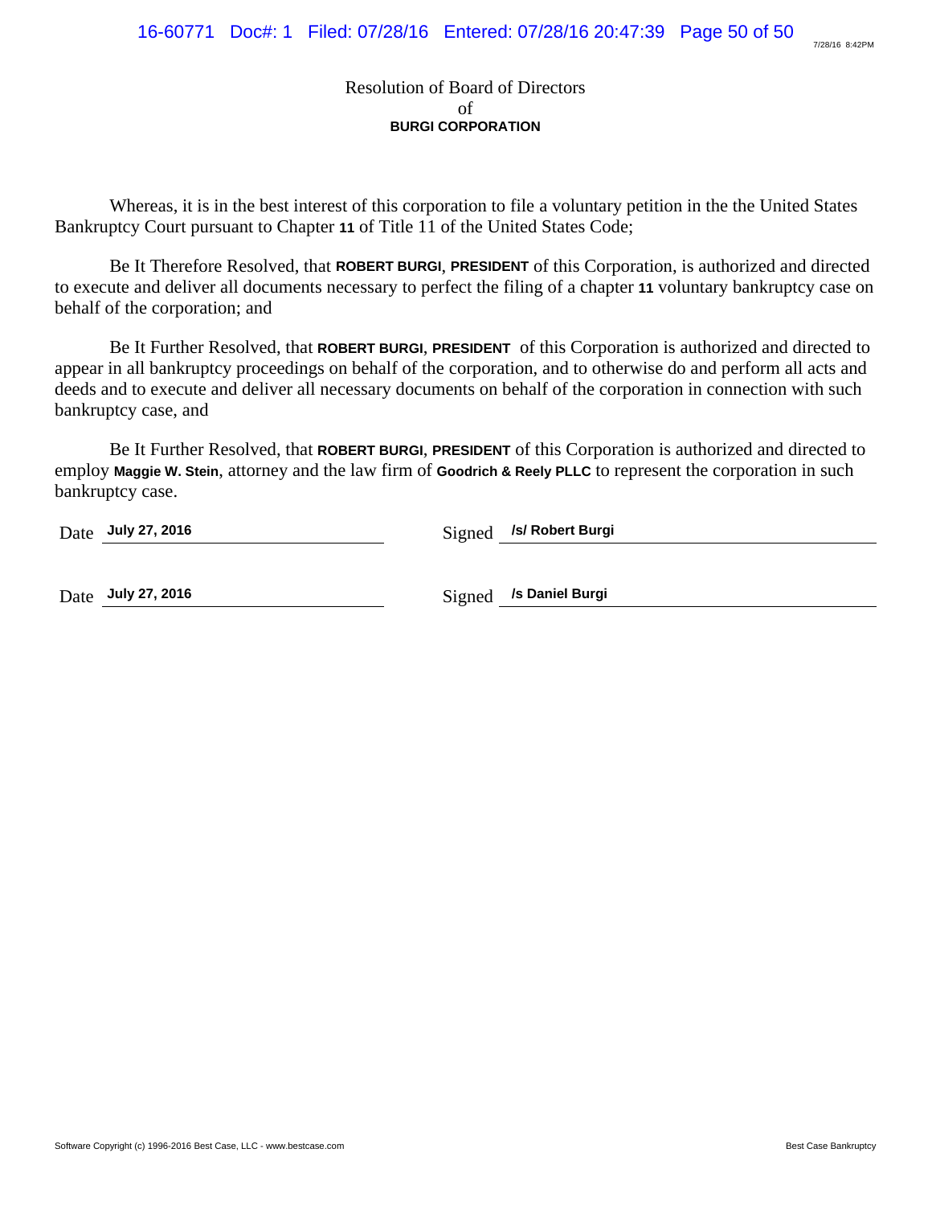Resolution of Board of Directors
of
**BURGI CORPORATION**

Whereas, it is in the best interest of this corporation to file a voluntary petition in the the United States Bankruptcy Court pursuant to Chapter **11** of Title 11 of the United States Code;

Be It Therefore Resolved, that **ROBERT BURGI**, **PRESIDENT** of this Corporation, is authorized and directed to execute and deliver all documents necessary to perfect the filing of a chapter **11** voluntary bankruptcy case on behalf of the corporation; and

Be It Further Resolved, that **ROBERT BURGI**, **PRESIDENT** of this Corporation is authorized and directed to appear in all bankruptcy proceedings on behalf of the corporation, and to otherwise do and perform all acts and deeds and to execute and deliver all necessary documents on behalf of the corporation in connection with such bankruptcy case, and

Be It Further Resolved, that **ROBERT BURGI**, **PRESIDENT** of this Corporation is authorized and directed to employ **Maggie W. Stein**, attorney and the law firm of **Goodrich & Reely PLLC** to represent the corporation in such bankruptcy case.

Date **July 27, 2016** Signed **/s/ Robert Burgi**

Date **July 27, 2016** Signed **/s Daniel Burgi**